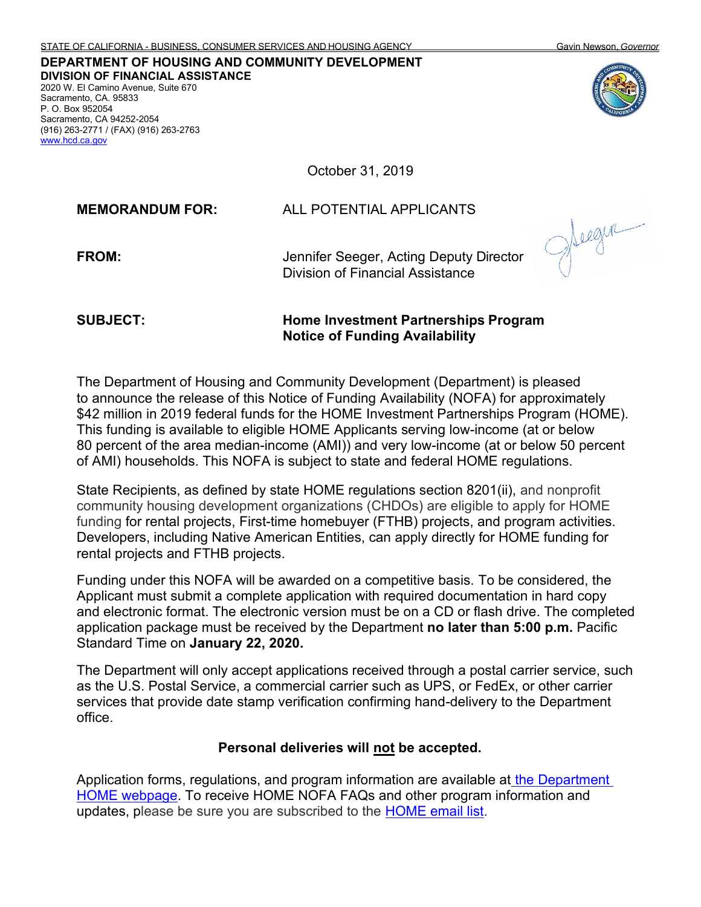STATE OF CALIFORNIA - BUSINESS, CONSUMER SERVICES AND HOUSING AGENCY Gavin Newson, *Governor*

**DEPARTMENT OF HOUSING AND COMMUNITY DEVELOPMENT**
**DIVISION OF FINANCIAL ASSISTANCE**
2020 W. El Camino Avenue, Suite 670
Sacramento, CA. 95833
P. O. Box 952054
Sacramento, CA 94252-2054
(916) 263-2771 / (FAX) (916) 263-2763
www.hcd.ca.gov

October 31, 2019

**MEMORANDUM FOR:** ALL POTENTIAL APPLICANTS

**FROM:** Jennifer Seeger, Acting Deputy Director
Division of Financial Assistance

**SUBJECT:** **Home Investment Partnerships Program Notice of Funding Availability**

The Department of Housing and Community Development (Department) is pleased to announce the release of this Notice of Funding Availability (NOFA) for approximately $42 million in 2019 federal funds for the HOME Investment Partnerships Program (HOME). This funding is available to eligible HOME Applicants serving low-income (at or below 80 percent of the area median-income (AMI)) and very low-income (at or below 50 percent of AMI) households. This NOFA is subject to state and federal HOME regulations.

State Recipients, as defined by state HOME regulations section 8201(ii), and nonprofit community housing development organizations (CHDOs) are eligible to apply for HOME funding for rental projects, First-time homebuyer (FTHB) projects, and program activities. Developers, including Native American Entities, can apply directly for HOME funding for rental projects and FTHB projects.

Funding under this NOFA will be awarded on a competitive basis. To be considered, the Applicant must submit a complete application with required documentation in hard copy and electronic format. The electronic version must be on a CD or flash drive. The completed application package must be received by the Department **no later than 5:00 p.m.** Pacific Standard Time on **January 22, 2020.**

The Department will only accept applications received through a postal carrier service, such as the U.S. Postal Service, a commercial carrier such as UPS, or FedEx, or other carrier services that provide date stamp verification confirming hand-delivery to the Department office.

**Personal deliveries will not be accepted.**

Application forms, regulations, and program information are available at the Department HOME webpage. To receive HOME NOFA FAQs and other program information and updates, please be sure you are subscribed to the HOME email list.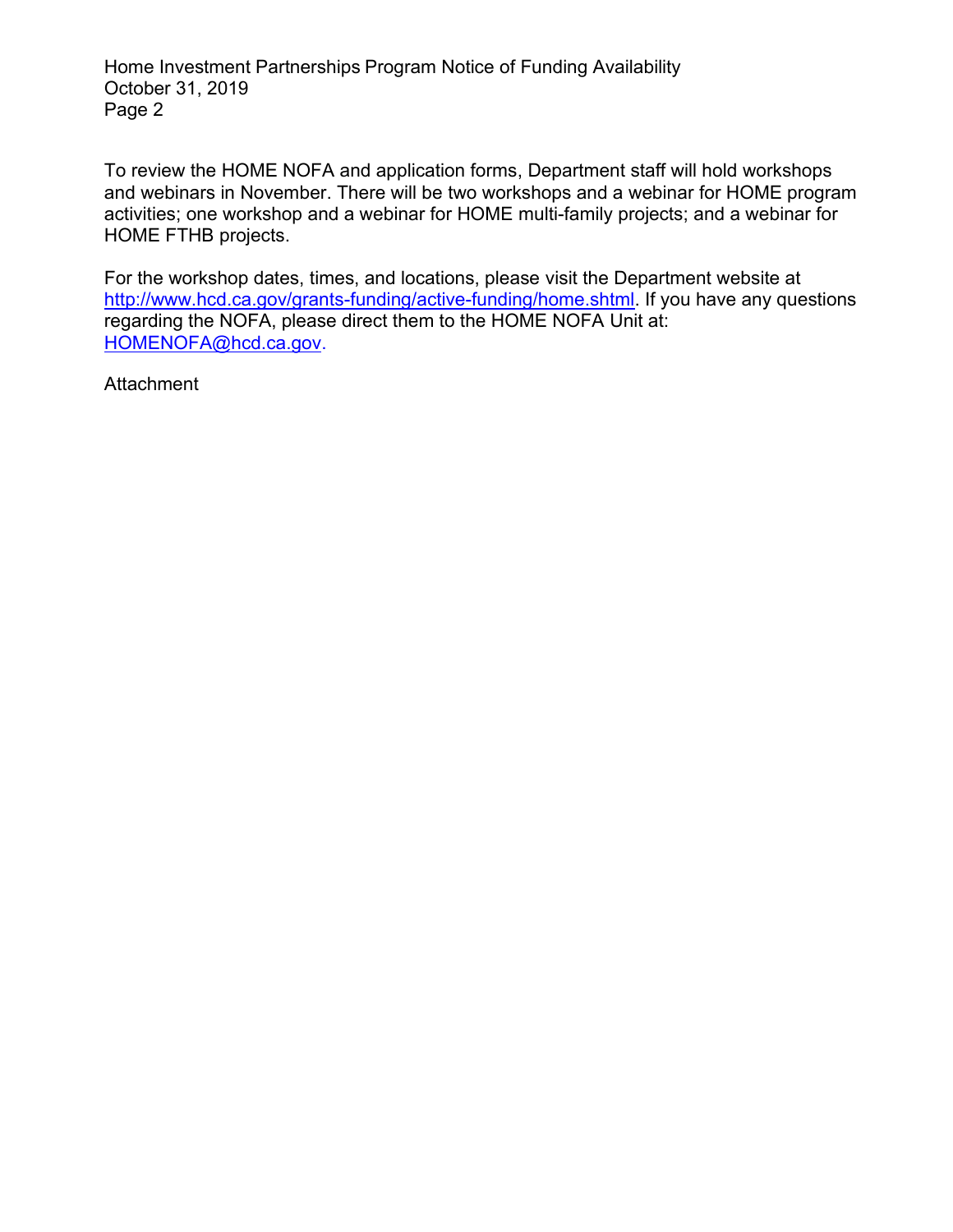To review the HOME NOFA and application forms, Department staff will hold workshops and webinars in November. There will be two workshops and a webinar for HOME program activities; one workshop and a webinar for HOME multi-family projects; and a webinar for HOME FTHB projects.

For the workshop dates, times, and locations, please visit the Department website at [http://www.hcd.ca.gov/grants-funding/active-funding/home.shtml](http://www.hcd.ca.gov/grants-funding/active-funding/home.shtml). If you have any questions regarding the NOFA, please direct them to the HOME NOFA Unit at: [HOMENOFA@hcd.ca.gov](mailto:HOMENOFA@hcd.ca.gov).

Attachment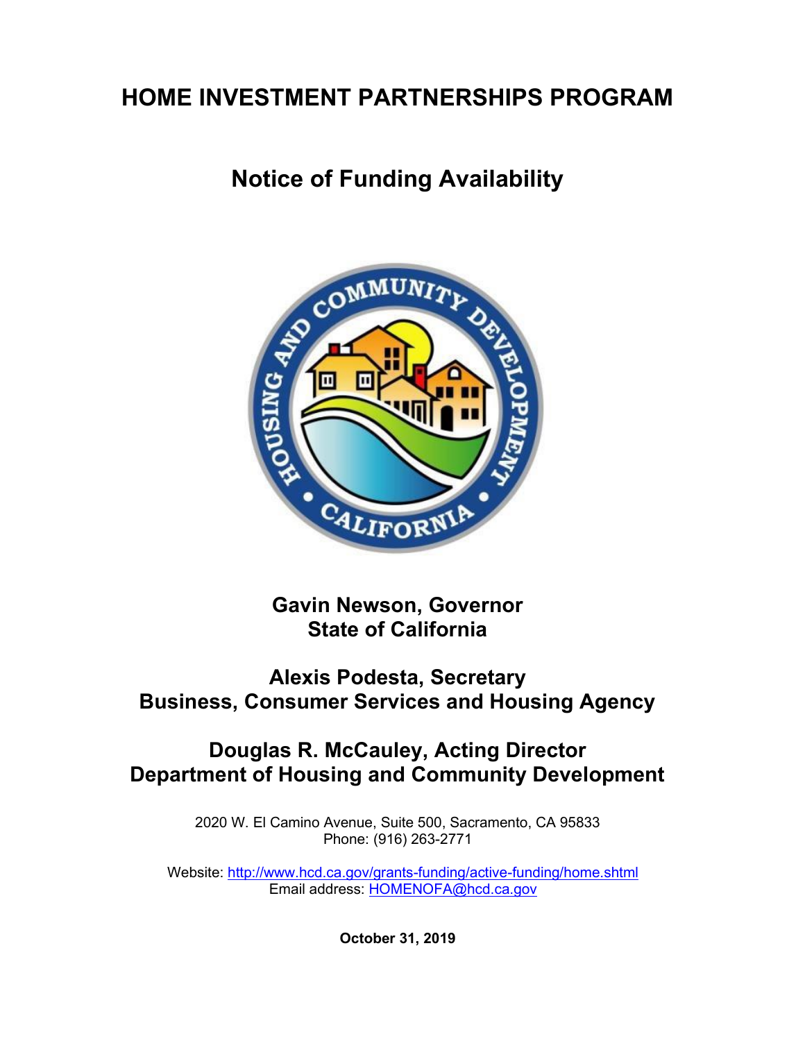# HOME INVESTMENT PARTNERSHIPS PROGRAM

## Notice of Funding Availability

**Gavin Newson, Governor**
**State of California**

**Alexis Podesta, Secretary**
**Business, Consumer Services and Housing Agency**

**Douglas R. McCauley, Acting Director**
**Department of Housing and Community Development**

2020 W. El Camino Avenue, Suite 500, Sacramento, CA 95833
Phone: (916) 263-2771

Website: http://www.hcd.ca.gov/grants-funding/active-funding/home.shtml
Email address: HOMENOFA@hcd.ca.gov

**October 31, 2019**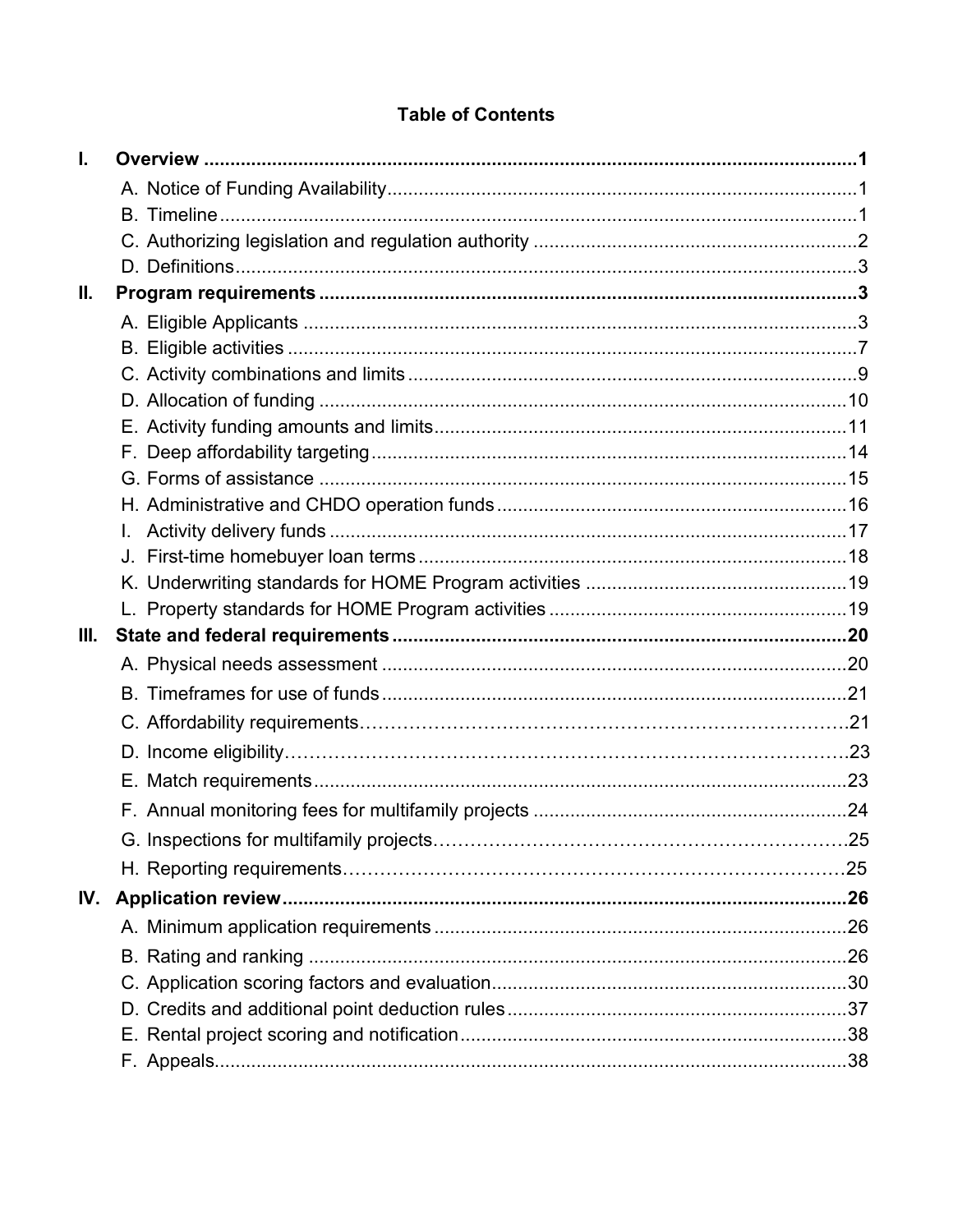# Table of Contents

**I. Overview ........................................................................................................... 1**

- A. Notice of Funding Availability ........................................................................ 1
- B. Timeline ........................................................................................................ 1
- C. Authorizing legislation and regulation authority ............................................ 2
- D. Definitions .................................................................................................... 3

**II. Program requirements ....................................................................................... 3**

- A. Eligible Applicants ........................................................................................ 3
- B. Eligible activities ........................................................................................... 7
- C. Activity combinations and limits .................................................................... 9
- D. Allocation of funding .................................................................................... 10
- E. Activity funding amounts and limits .............................................................. 11
- F. Deep affordability targeting .......................................................................... 14
- G. Forms of assistance .................................................................................... 15
- H. Administrative and CHDO operation funds .................................................. 16
- I. Activity delivery funds ................................................................................... 17
- J. First-time homebuyer loan terms .................................................................. 18
- K. Underwriting standards for HOME Program activities ................................. 19
- L. Property standards for HOME Program activities ........................................ 19

**III. State and federal requirements ...................................................................... 20**

- A. Physical needs assessment ........................................................................ 20
- B. Timeframes for use of funds ........................................................................ 21
- C. Affordability requirements ............................................................................ 21
- D. Income eligibility .......................................................................................... 23
- E. Match requirements ..................................................................................... 23
- F. Annual monitoring fees for multifamily projects ............................................ 24
- G. Inspections for multifamily projects .............................................................. 25
- H. Reporting requirements ............................................................................... 25

**IV. Application review ........................................................................................... 26**

- A. Minimum application requirements ............................................................. 26
- B. Rating and ranking ....................................................................................... 26
- C. Application scoring factors and evaluation ................................................... 30
- D. Credits and additional point deduction rules ................................................ 37
- E. Rental project scoring and notification ......................................................... 38
- F. Appeals ........................................................................................................ 38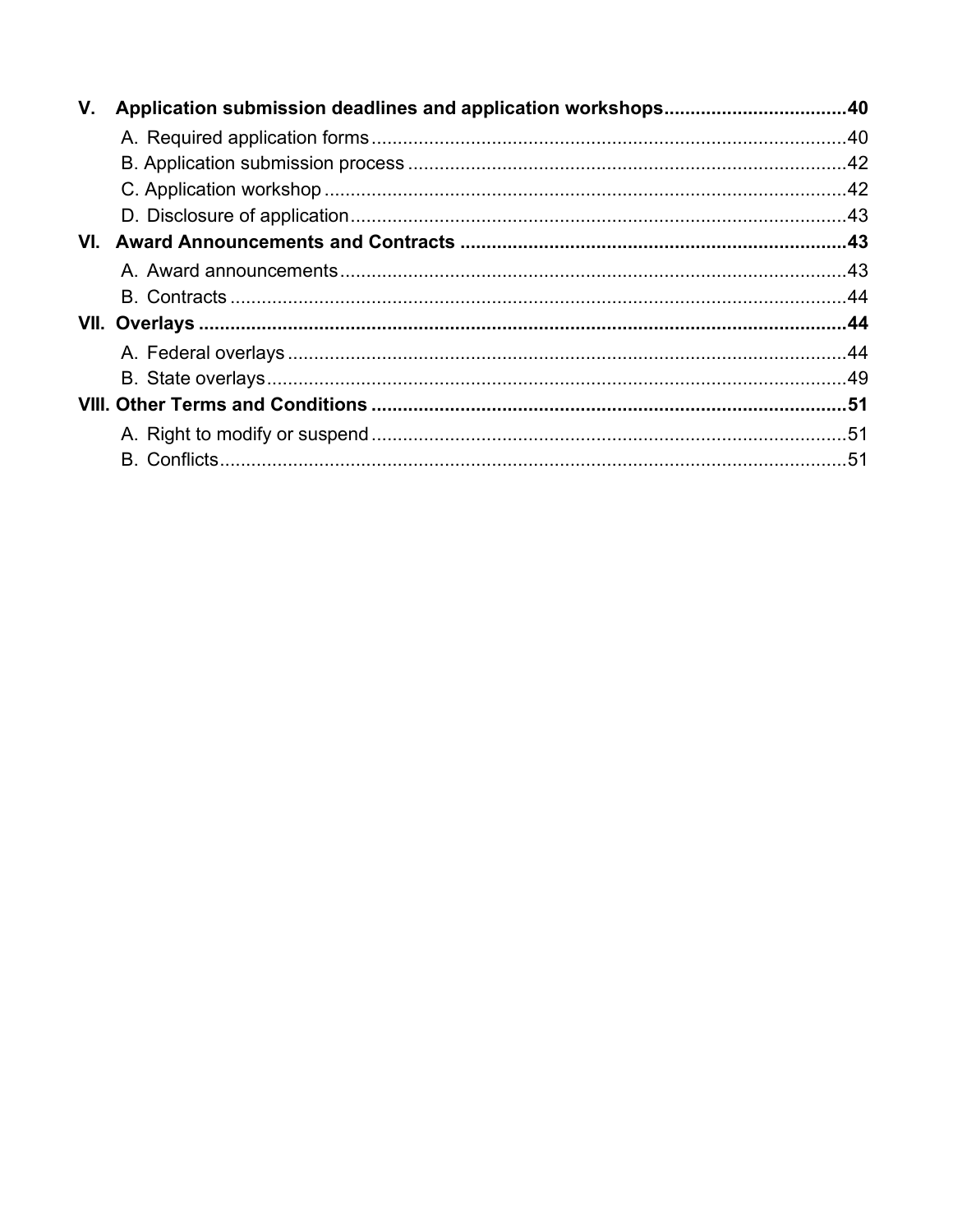**V. Application submission deadlines and application workshops....40**

A. Required application forms....40

B. Application submission process....42

C. Application workshop....42

D. Disclosure of application....43

**VI. Award Announcements and Contracts....43**

A. Award announcements....43

B. Contracts....44

**VII. Overlays....44**

A. Federal overlays....44

B. State overlays....49

**VIII. Other Terms and Conditions....51**

A. Right to modify or suspend....51

B. Conflicts....51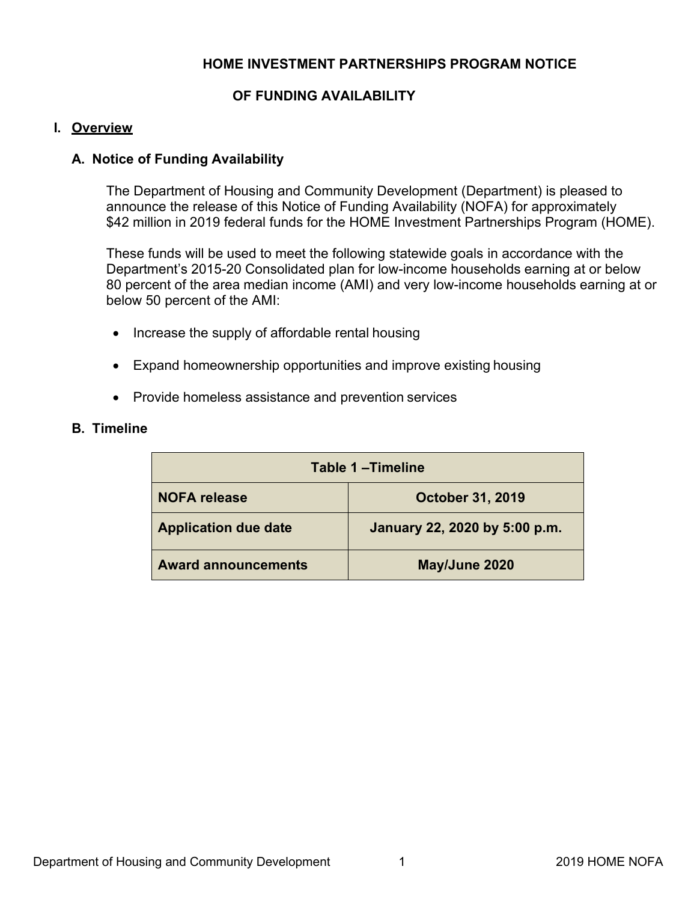# HOME INVESTMENT PARTNERSHIPS PROGRAM NOTICE OF FUNDING AVAILABILITY

## I. Overview

### A. Notice of Funding Availability

The Department of Housing and Community Development (Department) is pleased to announce the release of this Notice of Funding Availability (NOFA) for approximately $42 million in 2019 federal funds for the HOME Investment Partnerships Program (HOME).

These funds will be used to meet the following statewide goals in accordance with the Department's 2015-20 Consolidated plan for low-income households earning at or below 80 percent of the area median income (AMI) and very low-income households earning at or below 50 percent of the AMI:

- Increase the supply of affordable rental housing
- Expand homeownership opportunities and improve existing housing
- Provide homeless assistance and prevention services

### B. Timeline

| Table 1 –Timeline | |
|---|---|
| **NOFA release** | **October 31, 2019** |
| **Application due date** | **January 22, 2020 by 5:00 p.m.** |
| **Award announcements** | **May/June 2020** |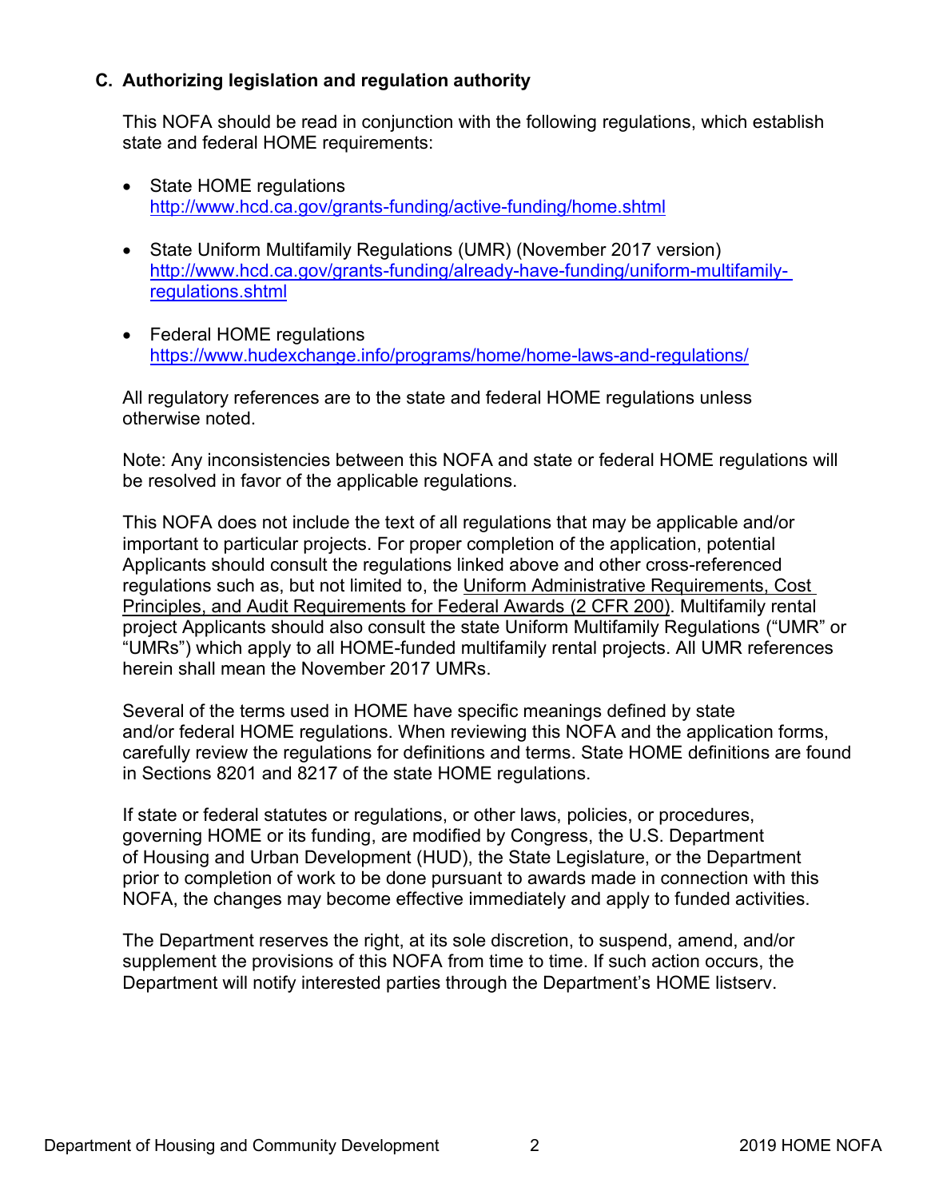### C. Authorizing legislation and regulation authority

This NOFA should be read in conjunction with the following regulations, which establish state and federal HOME requirements:

- State HOME regulations
  http://www.hcd.ca.gov/grants-funding/active-funding/home.shtml
- State Uniform Multifamily Regulations (UMR) (November 2017 version)
  http://www.hcd.ca.gov/grants-funding/already-have-funding/uniform-multifamily-regulations.shtml
- Federal HOME regulations
  https://www.hudexchange.info/programs/home/home-laws-and-regulations/

All regulatory references are to the state and federal HOME regulations unless otherwise noted.

Note: Any inconsistencies between this NOFA and state or federal HOME regulations will be resolved in favor of the applicable regulations.

This NOFA does not include the text of all regulations that may be applicable and/or important to particular projects. For proper completion of the application, potential Applicants should consult the regulations linked above and other cross-referenced regulations such as, but not limited to, the Uniform Administrative Requirements, Cost Principles, and Audit Requirements for Federal Awards (2 CFR 200). Multifamily rental project Applicants should also consult the state Uniform Multifamily Regulations ("UMR" or "UMRs") which apply to all HOME-funded multifamily rental projects. All UMR references herein shall mean the November 2017 UMRs.

Several of the terms used in HOME have specific meanings defined by state and/or federal HOME regulations. When reviewing this NOFA and the application forms, carefully review the regulations for definitions and terms. State HOME definitions are found in Sections 8201 and 8217 of the state HOME regulations.

If state or federal statutes or regulations, or other laws, policies, or procedures, governing HOME or its funding, are modified by Congress, the U.S. Department of Housing and Urban Development (HUD), the State Legislature, or the Department prior to completion of work to be done pursuant to awards made in connection with this NOFA, the changes may become effective immediately and apply to funded activities.

The Department reserves the right, at its sole discretion, to suspend, amend, and/or supplement the provisions of this NOFA from time to time. If such action occurs, the Department will notify interested parties through the Department's HOME listserv.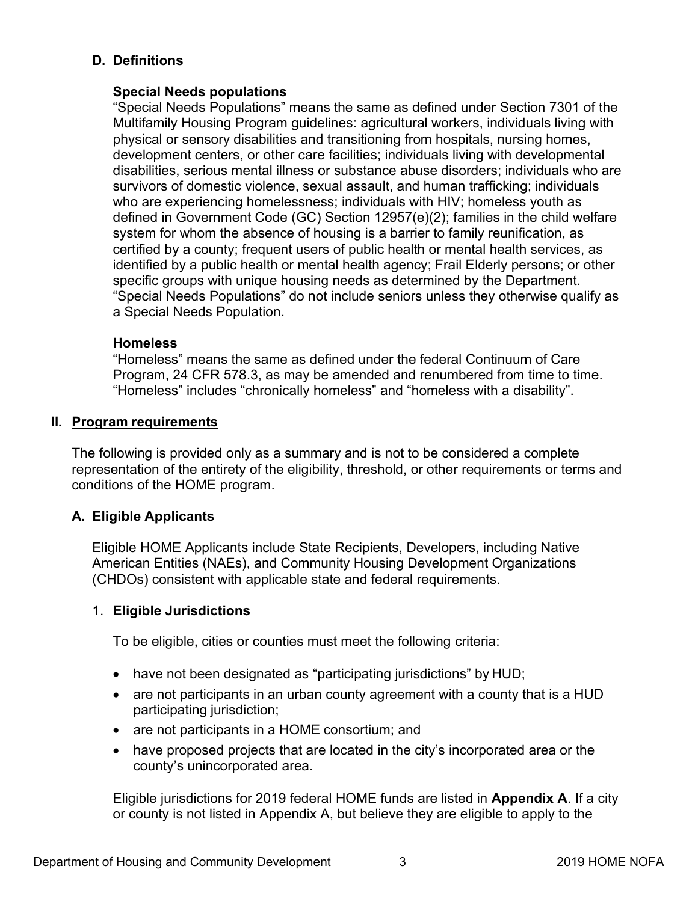### D. Definitions

#### Special Needs populations

"Special Needs Populations" means the same as defined under Section 7301 of the Multifamily Housing Program guidelines: agricultural workers, individuals living with physical or sensory disabilities and transitioning from hospitals, nursing homes, development centers, or other care facilities; individuals living with developmental disabilities, serious mental illness or substance abuse disorders; individuals who are survivors of domestic violence, sexual assault, and human trafficking; individuals who are experiencing homelessness; individuals with HIV; homeless youth as defined in Government Code (GC) Section 12957(e)(2); families in the child welfare system for whom the absence of housing is a barrier to family reunification, as certified by a county; frequent users of public health or mental health services, as identified by a public health or mental health agency; Frail Elderly persons; or other specific groups with unique housing needs as determined by the Department. "Special Needs Populations" do not include seniors unless they otherwise qualify as a Special Needs Population.

#### Homeless

"Homeless" means the same as defined under the federal Continuum of Care Program, 24 CFR 578.3, as may be amended and renumbered from time to time. "Homeless" includes "chronically homeless" and "homeless with a disability".

## II. Program requirements

The following is provided only as a summary and is not to be considered a complete representation of the entirety of the eligibility, threshold, or other requirements or terms and conditions of the HOME program.

### A. Eligible Applicants

Eligible HOME Applicants include State Recipients, Developers, including Native American Entities (NAEs), and Community Housing Development Organizations (CHDOs) consistent with applicable state and federal requirements.

1. **Eligible Jurisdictions**

   To be eligible, cities or counties must meet the following criteria:

   - have not been designated as "participating jurisdictions" by HUD;
   - are not participants in an urban county agreement with a county that is a HUD participating jurisdiction;
   - are not participants in a HOME consortium; and
   - have proposed projects that are located in the city's incorporated area or the county's unincorporated area.

   Eligible jurisdictions for 2019 federal HOME funds are listed in **Appendix A**. If a city or county is not listed in Appendix A, but believe they are eligible to apply to the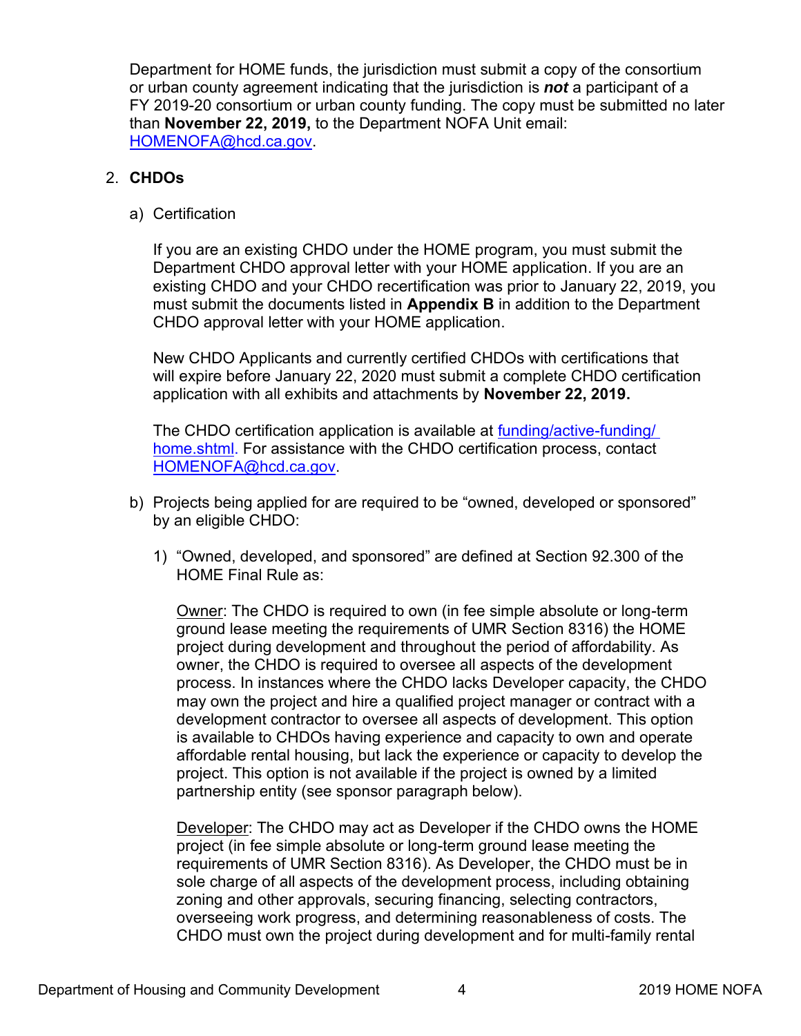Department for HOME funds, the jurisdiction must submit a copy of the consortium or urban county agreement indicating that the jurisdiction is ***not*** a participant of a FY 2019-20 consortium or urban county funding. The copy must be submitted no later than **November 22, 2019,** to the Department NOFA Unit email: HOMENOFA@hcd.ca.gov.

2. **CHDOs**

   a) Certification

      If you are an existing CHDO under the HOME program, you must submit the Department CHDO approval letter with your HOME application. If you are an existing CHDO and your CHDO recertification was prior to January 22, 2019, you must submit the documents listed in **Appendix B** in addition to the Department CHDO approval letter with your HOME application.

      New CHDO Applicants and currently certified CHDOs with certifications that will expire before January 22, 2020 must submit a complete CHDO certification application with all exhibits and attachments by **November 22, 2019.**

      The CHDO certification application is available at funding/active-funding/home.shtml. For assistance with the CHDO certification process, contact HOMENOFA@hcd.ca.gov.

   b) Projects being applied for are required to be "owned, developed or sponsored" by an eligible CHDO:

      1) "Owned, developed, and sponsored" are defined at Section 92.300 of the HOME Final Rule as:

         Owner: The CHDO is required to own (in fee simple absolute or long-term ground lease meeting the requirements of UMR Section 8316) the HOME project during development and throughout the period of affordability. As owner, the CHDO is required to oversee all aspects of the development process. In instances where the CHDO lacks Developer capacity, the CHDO may own the project and hire a qualified project manager or contract with a development contractor to oversee all aspects of development. This option is available to CHDOs having experience and capacity to own and operate affordable rental housing, but lack the experience or capacity to develop the project. This option is not available if the project is owned by a limited partnership entity (see sponsor paragraph below).

         Developer: The CHDO may act as Developer if the CHDO owns the HOME project (in fee simple absolute or long-term ground lease meeting the requirements of UMR Section 8316). As Developer, the CHDO must be in sole charge of all aspects of the development process, including obtaining zoning and other approvals, securing financing, selecting contractors, overseeing work progress, and determining reasonableness of costs. The CHDO must own the project during development and for multi-family rental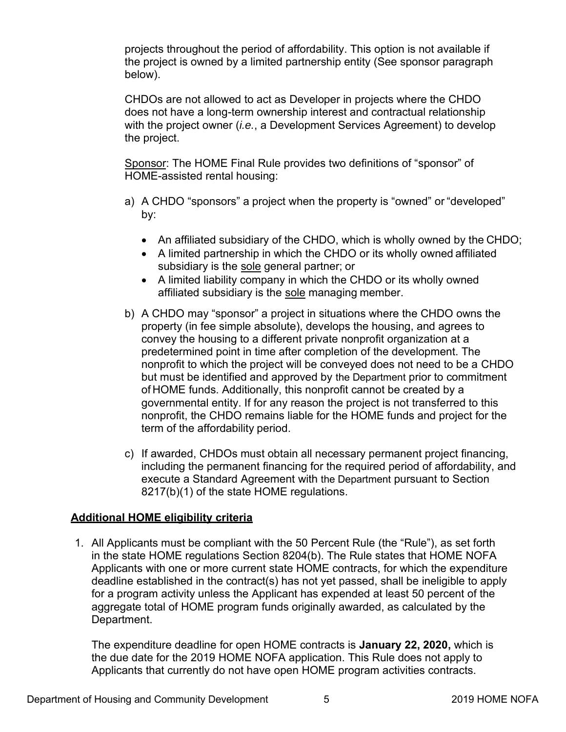projects throughout the period of affordability. This option is not available if the project is owned by a limited partnership entity (See sponsor paragraph below).

CHDOs are not allowed to act as Developer in projects where the CHDO does not have a long-term ownership interest and contractual relationship with the project owner (*i.e.*, a Development Services Agreement) to develop the project.

Sponsor: The HOME Final Rule provides two definitions of "sponsor" of HOME-assisted rental housing:

a) A CHDO "sponsors" a project when the property is "owned" or "developed" by:

   - An affiliated subsidiary of the CHDO, which is wholly owned by the CHDO;
   - A limited partnership in which the CHDO or its wholly owned affiliated subsidiary is the sole general partner; or
   - A limited liability company in which the CHDO or its wholly owned affiliated subsidiary is the sole managing member.

b) A CHDO may "sponsor" a project in situations where the CHDO owns the property (in fee simple absolute), develops the housing, and agrees to convey the housing to a different private nonprofit organization at a predetermined point in time after completion of the development. The nonprofit to which the project will be conveyed does not need to be a CHDO but must be identified and approved by the Department prior to commitment of HOME funds. Additionally, this nonprofit cannot be created by a governmental entity. If for any reason the project is not transferred to this nonprofit, the CHDO remains liable for the HOME funds and project for the term of the affordability period.

c) If awarded, CHDOs must obtain all necessary permanent project financing, including the permanent financing for the required period of affordability, and execute a Standard Agreement with the Department pursuant to Section 8217(b)(1) of the state HOME regulations.

## Additional HOME eligibility criteria

1. All Applicants must be compliant with the 50 Percent Rule (the "Rule"), as set forth in the state HOME regulations Section 8204(b). The Rule states that HOME NOFA Applicants with one or more current state HOME contracts, for which the expenditure deadline established in the contract(s) has not yet passed, shall be ineligible to apply for a program activity unless the Applicant has expended at least 50 percent of the aggregate total of HOME program funds originally awarded, as calculated by the Department.

   The expenditure deadline for open HOME contracts is **January 22, 2020,** which is the due date for the 2019 HOME NOFA application. This Rule does not apply to Applicants that currently do not have open HOME program activities contracts.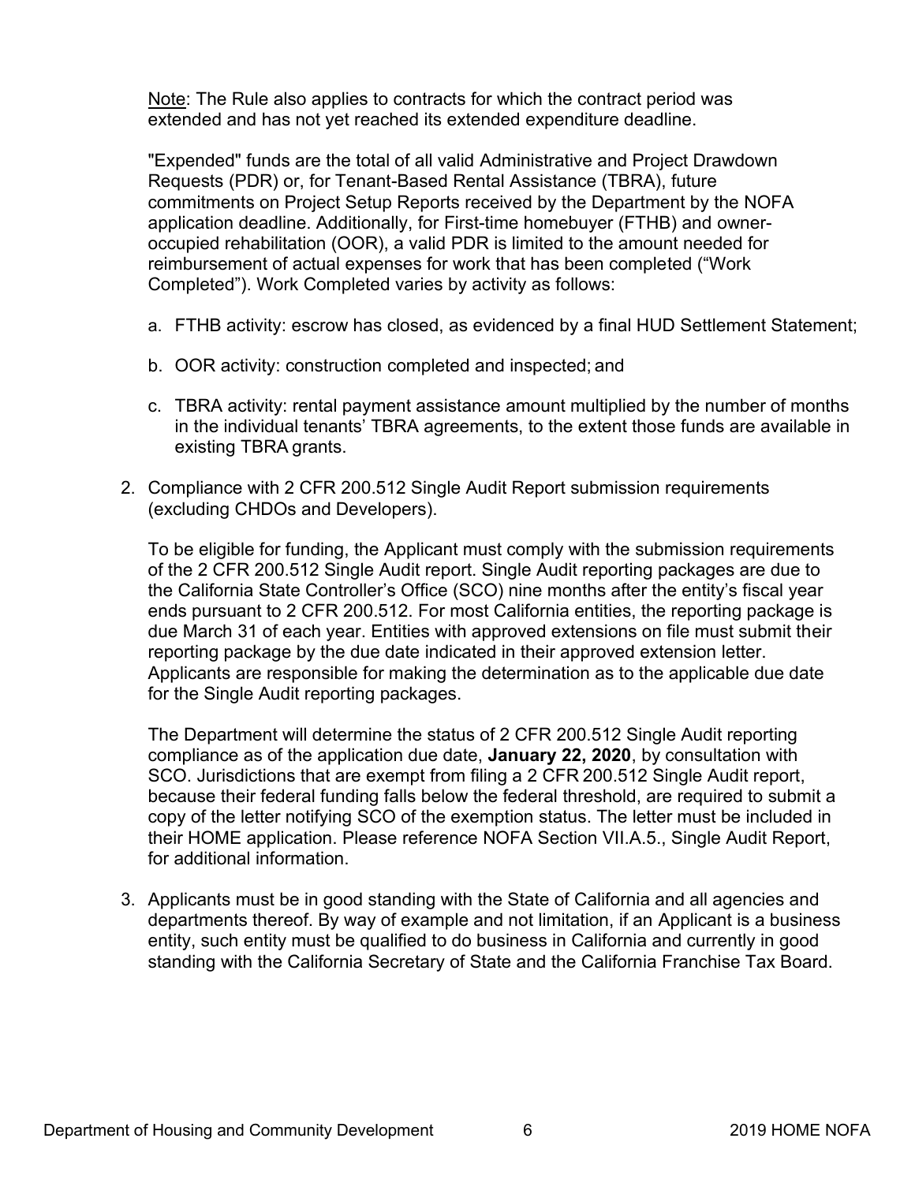Note: The Rule also applies to contracts for which the contract period was extended and has not yet reached its extended expenditure deadline.

"Expended" funds are the total of all valid Administrative and Project Drawdown Requests (PDR) or, for Tenant-Based Rental Assistance (TBRA), future commitments on Project Setup Reports received by the Department by the NOFA application deadline. Additionally, for First-time homebuyer (FTHB) and owner-occupied rehabilitation (OOR), a valid PDR is limited to the amount needed for reimbursement of actual expenses for work that has been completed ("Work Completed"). Work Completed varies by activity as follows:

a. FTHB activity: escrow has closed, as evidenced by a final HUD Settlement Statement;

b. OOR activity: construction completed and inspected; and

c. TBRA activity: rental payment assistance amount multiplied by the number of months in the individual tenants' TBRA agreements, to the extent those funds are available in existing TBRA grants.

2. Compliance with 2 CFR 200.512 Single Audit Report submission requirements (excluding CHDOs and Developers).

   To be eligible for funding, the Applicant must comply with the submission requirements of the 2 CFR 200.512 Single Audit report. Single Audit reporting packages are due to the California State Controller's Office (SCO) nine months after the entity's fiscal year ends pursuant to 2 CFR 200.512. For most California entities, the reporting package is due March 31 of each year. Entities with approved extensions on file must submit their reporting package by the due date indicated in their approved extension letter. Applicants are responsible for making the determination as to the applicable due date for the Single Audit reporting packages.

   The Department will determine the status of 2 CFR 200.512 Single Audit reporting compliance as of the application due date, **January 22, 2020**, by consultation with SCO. Jurisdictions that are exempt from filing a 2 CFR 200.512 Single Audit report, because their federal funding falls below the federal threshold, are required to submit a copy of the letter notifying SCO of the exemption status. The letter must be included in their HOME application. Please reference NOFA Section VII.A.5., Single Audit Report, for additional information.

3. Applicants must be in good standing with the State of California and all agencies and departments thereof. By way of example and not limitation, if an Applicant is a business entity, such entity must be qualified to do business in California and currently in good standing with the California Secretary of State and the California Franchise Tax Board.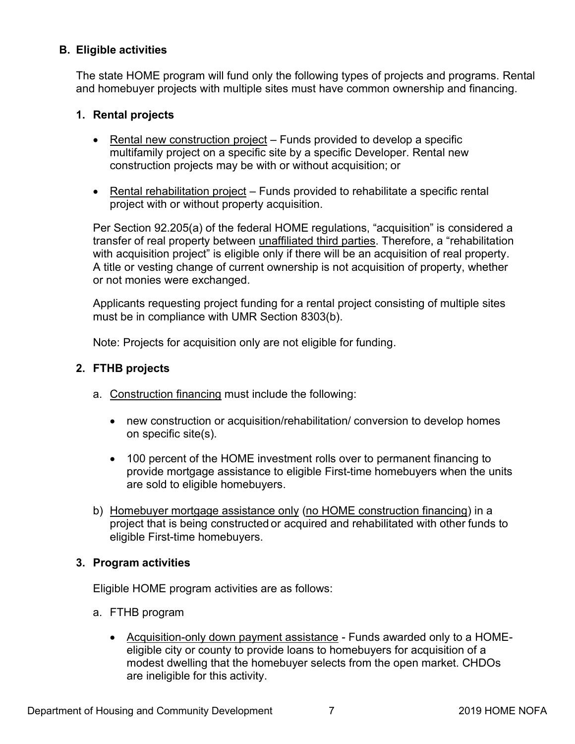### B. Eligible activities

The state HOME program will fund only the following types of projects and programs. Rental and homebuyer projects with multiple sites must have common ownership and financing.

#### 1. Rental projects

- Rental new construction project – Funds provided to develop a specific multifamily project on a specific site by a specific Developer. Rental new construction projects may be with or without acquisition; or

- Rental rehabilitation project – Funds provided to rehabilitate a specific rental project with or without property acquisition.

Per Section 92.205(a) of the federal HOME regulations, "acquisition" is considered a transfer of real property between unaffiliated third parties. Therefore, a "rehabilitation with acquisition project" is eligible only if there will be an acquisition of real property. A title or vesting change of current ownership is not acquisition of property, whether or not monies were exchanged.

Applicants requesting project funding for a rental project consisting of multiple sites must be in compliance with UMR Section 8303(b).

Note: Projects for acquisition only are not eligible for funding.

#### 2. FTHB projects

a. Construction financing must include the following:

- new construction or acquisition/rehabilitation/ conversion to develop homes on specific site(s).

- 100 percent of the HOME investment rolls over to permanent financing to provide mortgage assistance to eligible First-time homebuyers when the units are sold to eligible homebuyers.

b) Homebuyer mortgage assistance only (no HOME construction financing) in a project that is being constructed or acquired and rehabilitated with other funds to eligible First-time homebuyers.

#### 3. Program activities

Eligible HOME program activities are as follows:

a. FTHB program

- Acquisition-only down payment assistance - Funds awarded only to a HOME-eligible city or county to provide loans to homebuyers for acquisition of a modest dwelling that the homebuyer selects from the open market. CHDOs are ineligible for this activity.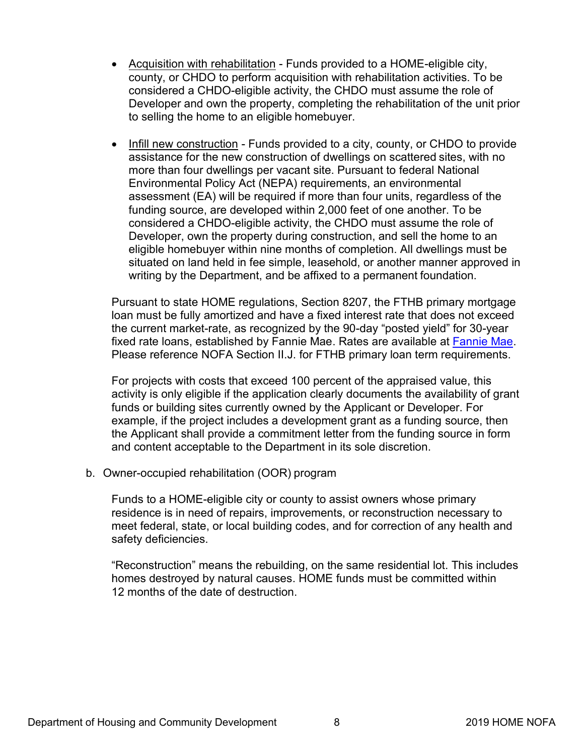- Acquisition with rehabilitation - Funds provided to a HOME-eligible city, county, or CHDO to perform acquisition with rehabilitation activities. To be considered a CHDO-eligible activity, the CHDO must assume the role of Developer and own the property, completing the rehabilitation of the unit prior to selling the home to an eligible homebuyer.

- Infill new construction - Funds provided to a city, county, or CHDO to provide assistance for the new construction of dwellings on scattered sites, with no more than four dwellings per vacant site. Pursuant to federal National Environmental Policy Act (NEPA) requirements, an environmental assessment (EA) will be required if more than four units, regardless of the funding source, are developed within 2,000 feet of one another. To be considered a CHDO-eligible activity, the CHDO must assume the role of Developer, own the property during construction, and sell the home to an eligible homebuyer within nine months of completion. All dwellings must be situated on land held in fee simple, leasehold, or another manner approved in writing by the Department, and be affixed to a permanent foundation.

Pursuant to state HOME regulations, Section 8207, the FTHB primary mortgage loan must be fully amortized and have a fixed interest rate that does not exceed the current market-rate, as recognized by the 90-day "posted yield" for 30-year fixed rate loans, established by Fannie Mae. Rates are available at Fannie Mae. Please reference NOFA Section II.J. for FTHB primary loan term requirements.

For projects with costs that exceed 100 percent of the appraised value, this activity is only eligible if the application clearly documents the availability of grant funds or building sites currently owned by the Applicant or Developer. For example, if the project includes a development grant as a funding source, then the Applicant shall provide a commitment letter from the funding source in form and content acceptable to the Department in its sole discretion.

b. Owner-occupied rehabilitation (OOR) program

Funds to a HOME-eligible city or county to assist owners whose primary residence is in need of repairs, improvements, or reconstruction necessary to meet federal, state, or local building codes, and for correction of any health and safety deficiencies.

"Reconstruction" means the rebuilding, on the same residential lot. This includes homes destroyed by natural causes. HOME funds must be committed within 12 months of the date of destruction.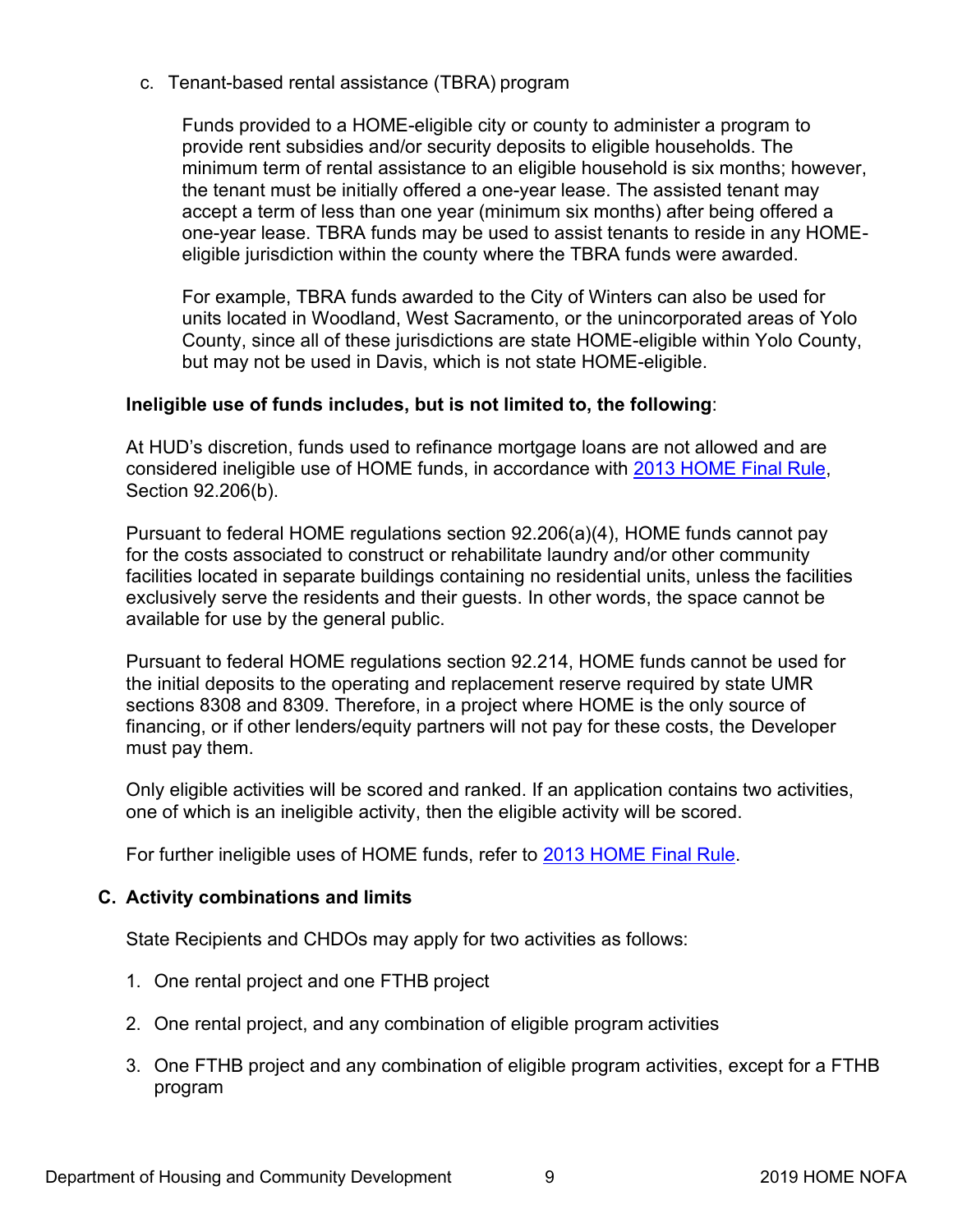c. Tenant-based rental assistance (TBRA) program

Funds provided to a HOME-eligible city or county to administer a program to provide rent subsidies and/or security deposits to eligible households. The minimum term of rental assistance to an eligible household is six months; however, the tenant must be initially offered a one-year lease. The assisted tenant may accept a term of less than one year (minimum six months) after being offered a one-year lease. TBRA funds may be used to assist tenants to reside in any HOME-eligible jurisdiction within the county where the TBRA funds were awarded.

For example, TBRA funds awarded to the City of Winters can also be used for units located in Woodland, West Sacramento, or the unincorporated areas of Yolo County, since all of these jurisdictions are state HOME-eligible within Yolo County, but may not be used in Davis, which is not state HOME-eligible.

**Ineligible use of funds includes, but is not limited to, the following**:

At HUD's discretion, funds used to refinance mortgage loans are not allowed and are considered ineligible use of HOME funds, in accordance with [2013 HOME Final Rule](), Section 92.206(b).

Pursuant to federal HOME regulations section 92.206(a)(4), HOME funds cannot pay for the costs associated to construct or rehabilitate laundry and/or other community facilities located in separate buildings containing no residential units, unless the facilities exclusively serve the residents and their guests. In other words, the space cannot be available for use by the general public.

Pursuant to federal HOME regulations section 92.214, HOME funds cannot be used for the initial deposits to the operating and replacement reserve required by state UMR sections 8308 and 8309. Therefore, in a project where HOME is the only source of financing, or if other lenders/equity partners will not pay for these costs, the Developer must pay them.

Only eligible activities will be scored and ranked. If an application contains two activities, one of which is an ineligible activity, then the eligible activity will be scored.

For further ineligible uses of HOME funds, refer to [2013 HOME Final Rule]().

### C. Activity combinations and limits

State Recipients and CHDOs may apply for two activities as follows:

1. One rental project and one FTHB project
2. One rental project, and any combination of eligible program activities
3. One FTHB project and any combination of eligible program activities, except for a FTHB program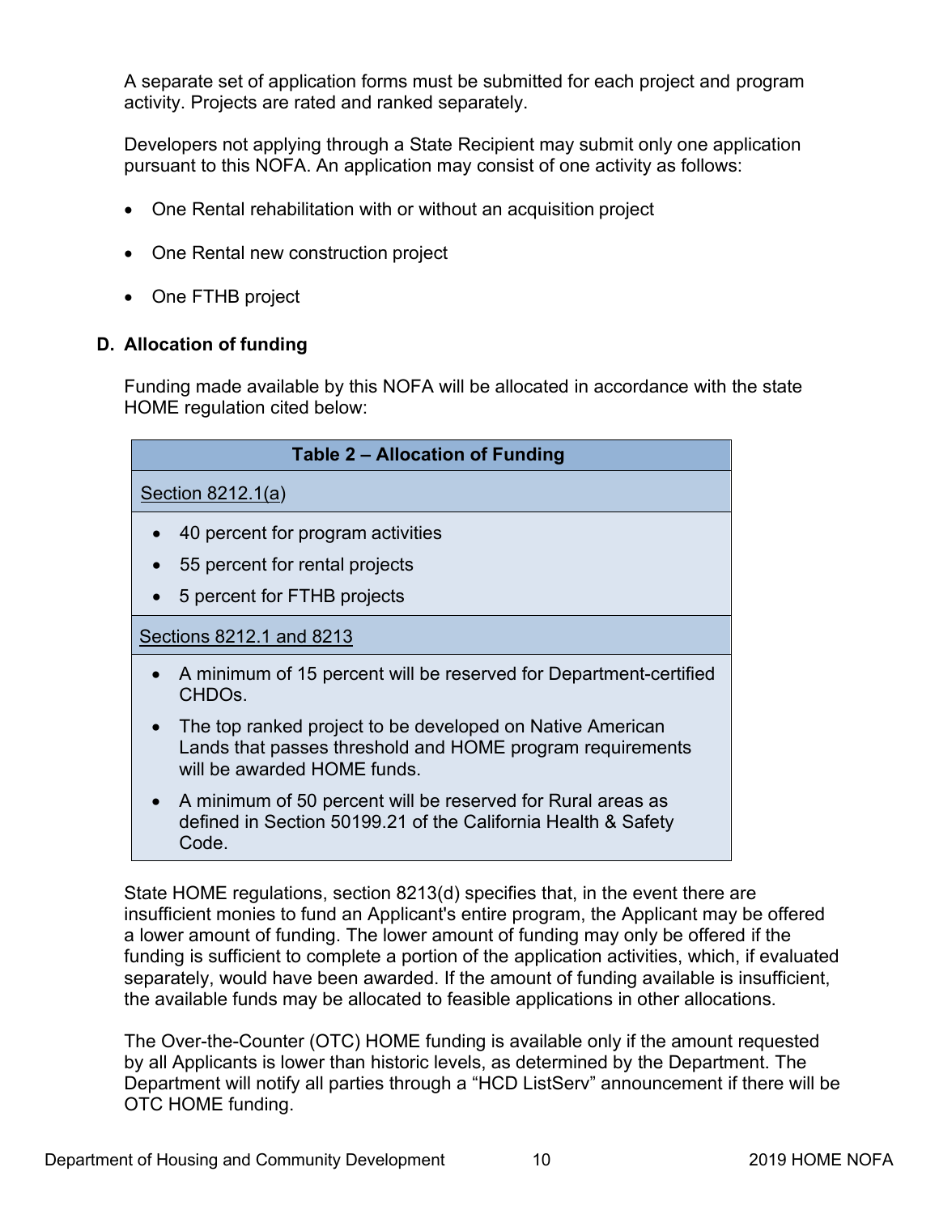A separate set of application forms must be submitted for each project and program activity. Projects are rated and ranked separately.

Developers not applying through a State Recipient may submit only one application pursuant to this NOFA. An application may consist of one activity as follows:

- One Rental rehabilitation with or without an acquisition project
- One Rental new construction project
- One FTHB project

### D. Allocation of funding

Funding made available by this NOFA will be allocated in accordance with the state HOME regulation cited below:

| Table 2 – Allocation of Funding |
| --- |
| Section 8212.1(a) |
| • 40 percent for program activities<br>• 55 percent for rental projects<br>• 5 percent for FTHB projects |
| Sections 8212.1 and 8213 |
| • A minimum of 15 percent will be reserved for Department-certified CHDOs.<br>• The top ranked project to be developed on Native American Lands that passes threshold and HOME program requirements will be awarded HOME funds.<br>• A minimum of 50 percent will be reserved for Rural areas as defined in Section 50199.21 of the California Health & Safety Code. |

State HOME regulations, section 8213(d) specifies that, in the event there are insufficient monies to fund an Applicant's entire program, the Applicant may be offered a lower amount of funding. The lower amount of funding may only be offered if the funding is sufficient to complete a portion of the application activities, which, if evaluated separately, would have been awarded. If the amount of funding available is insufficient, the available funds may be allocated to feasible applications in other allocations.

The Over-the-Counter (OTC) HOME funding is available only if the amount requested by all Applicants is lower than historic levels, as determined by the Department. The Department will notify all parties through a "HCD ListServ" announcement if there will be OTC HOME funding.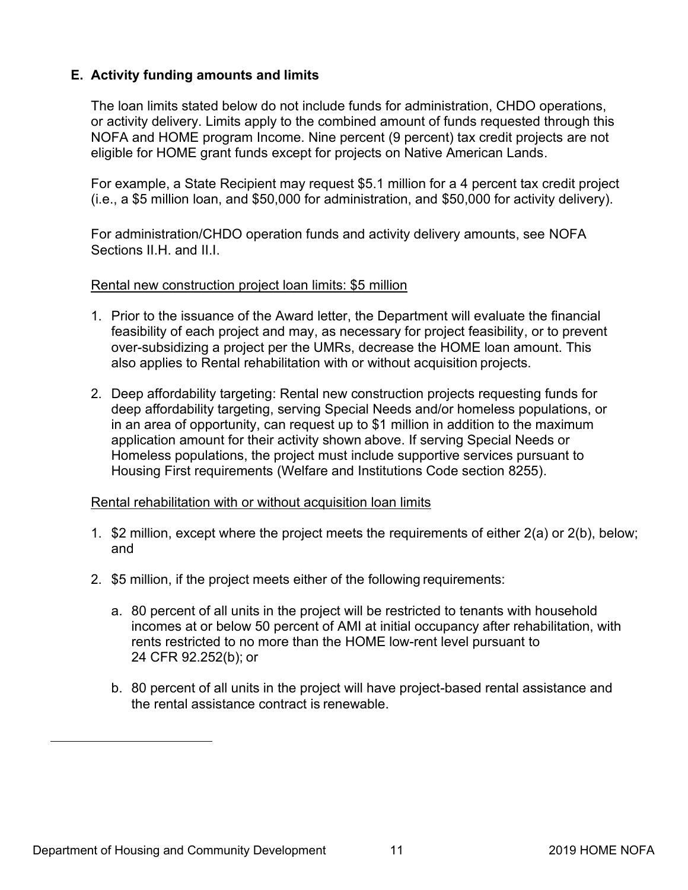### E. Activity funding amounts and limits

The loan limits stated below do not include funds for administration, CHDO operations, or activity delivery. Limits apply to the combined amount of funds requested through this NOFA and HOME program Income. Nine percent (9 percent) tax credit projects are not eligible for HOME grant funds except for projects on Native American Lands.

For example, a State Recipient may request $5.1 million for a 4 percent tax credit project (i.e., a $5 million loan, and $50,000 for administration, and $50,000 for activity delivery).

For administration/CHDO operation funds and activity delivery amounts, see NOFA Sections II.H. and II.I.

<u>Rental new construction project loan limits: $5 million</u>

1. Prior to the issuance of the Award letter, the Department will evaluate the financial feasibility of each project and may, as necessary for project feasibility, or to prevent over-subsidizing a project per the UMRs, decrease the HOME loan amount. This also applies to Rental rehabilitation with or without acquisition projects.

2. Deep affordability targeting: Rental new construction projects requesting funds for deep affordability targeting, serving Special Needs and/or homeless populations, or in an area of opportunity, can request up to $1 million in addition to the maximum application amount for their activity shown above. If serving Special Needs or Homeless populations, the project must include supportive services pursuant to Housing First requirements (Welfare and Institutions Code section 8255).

<u>Rental rehabilitation with or without acquisition loan limits</u>

1. $2 million, except where the project meets the requirements of either 2(a) or 2(b), below; and

2. $5 million, if the project meets either of the following requirements:

   a. 80 percent of all units in the project will be restricted to tenants with household incomes at or below 50 percent of AMI at initial occupancy after rehabilitation, with rents restricted to no more than the HOME low-rent level pursuant to 24 CFR 92.252(b); or

   b. 80 percent of all units in the project will have project-based rental assistance and the rental assistance contract is renewable.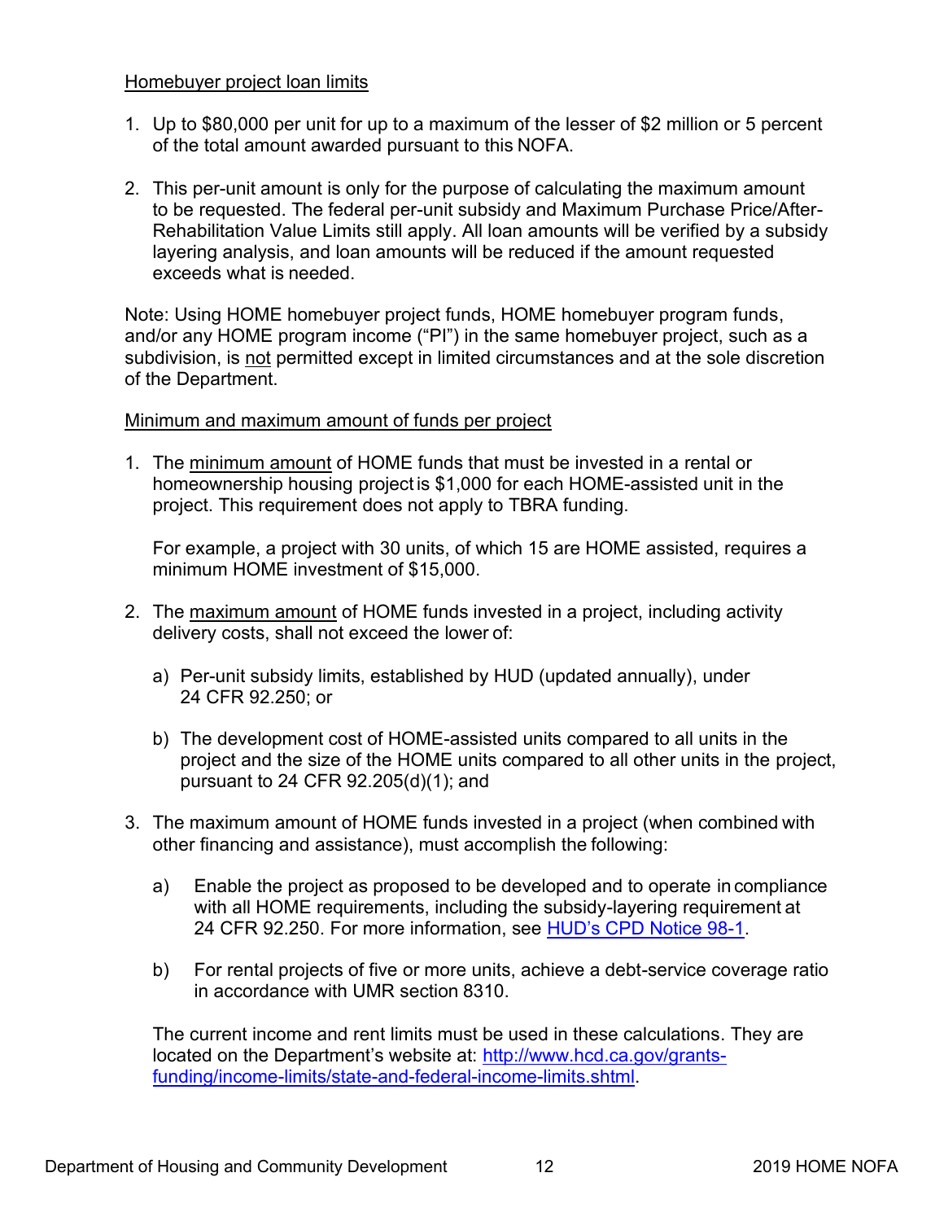Homebuyer project loan limits

1. Up to \$80,000 per unit for up to a maximum of the lesser of \$2 million or 5 percent of the total amount awarded pursuant to this NOFA.

2. This per-unit amount is only for the purpose of calculating the maximum amount to be requested. The federal per-unit subsidy and Maximum Purchase Price/After-Rehabilitation Value Limits still apply. All loan amounts will be verified by a subsidy layering analysis, and loan amounts will be reduced if the amount requested exceeds what is needed.

Note: Using HOME homebuyer project funds, HOME homebuyer program funds, and/or any HOME program income ("PI") in the same homebuyer project, such as a subdivision, is not permitted except in limited circumstances and at the sole discretion of the Department.

Minimum and maximum amount of funds per project

1. The minimum amount of HOME funds that must be invested in a rental or homeownership housing project is \$1,000 for each HOME-assisted unit in the project. This requirement does not apply to TBRA funding.

   For example, a project with 30 units, of which 15 are HOME assisted, requires a minimum HOME investment of \$15,000.

2. The maximum amount of HOME funds invested in a project, including activity delivery costs, shall not exceed the lower of:

   a) Per-unit subsidy limits, established by HUD (updated annually), under 24 CFR 92.250; or

   b) The development cost of HOME-assisted units compared to all units in the project and the size of the HOME units compared to all other units in the project, pursuant to 24 CFR 92.205(d)(1); and

3. The maximum amount of HOME funds invested in a project (when combined with other financing and assistance), must accomplish the following:

   a) Enable the project as proposed to be developed and to operate in compliance with all HOME requirements, including the subsidy-layering requirement at 24 CFR 92.250. For more information, see [HUD's CPD Notice 98-1](HUD's CPD Notice 98-1).

   b) For rental projects of five or more units, achieve a debt-service coverage ratio in accordance with UMR section 8310.

   The current income and rent limits must be used in these calculations. They are located on the Department's website at: [http://www.hcd.ca.gov/grants-funding/income-limits/state-and-federal-income-limits.shtml](http://www.hcd.ca.gov/grants-funding/income-limits/state-and-federal-income-limits.shtml).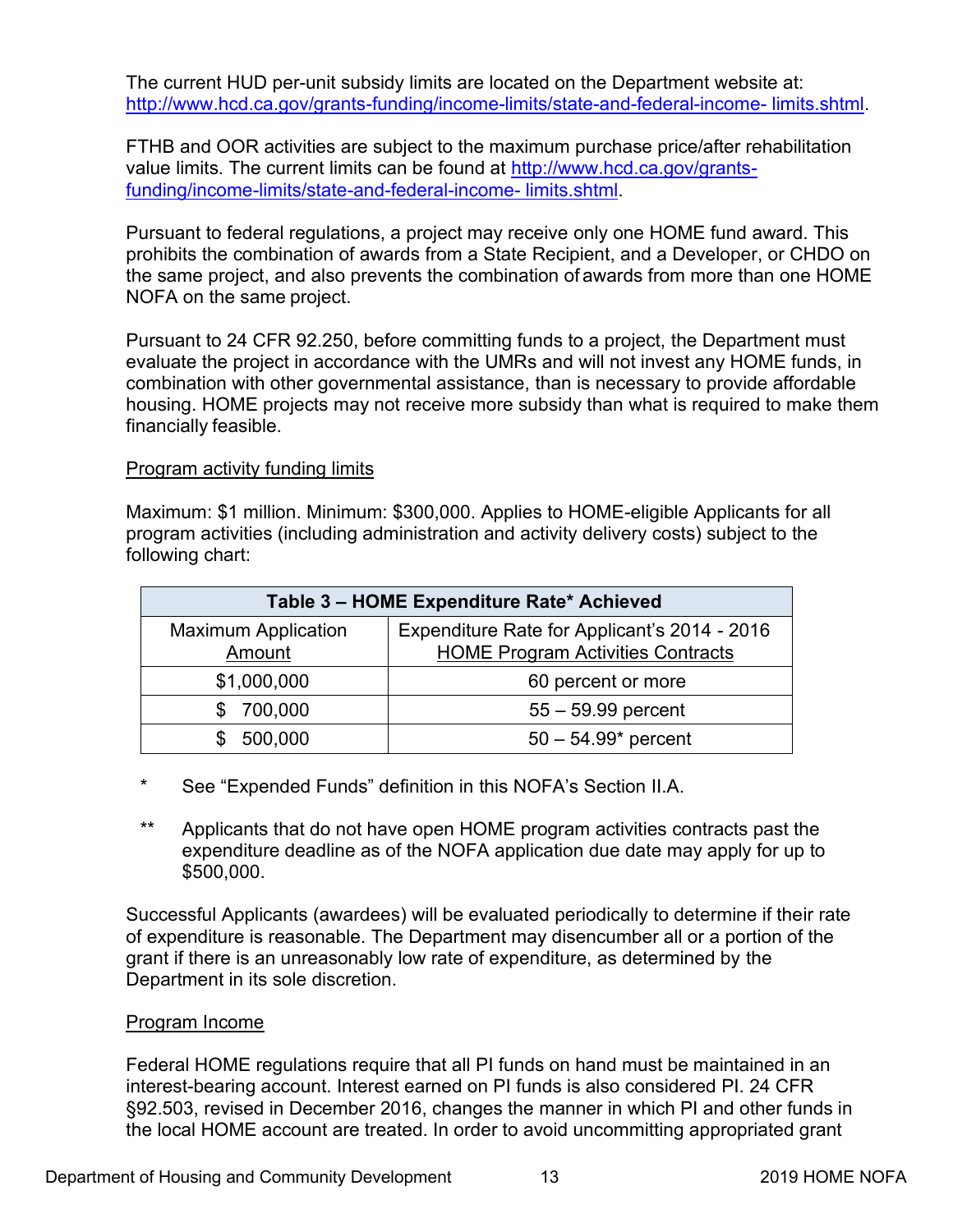The current HUD per-unit subsidy limits are located on the Department website at: [http://www.hcd.ca.gov/grants-funding/income-limits/state-and-federal-income- limits.shtml](http://www.hcd.ca.gov/grants-funding/income-limits/state-and-federal-income-limits.shtml).

FTHB and OOR activities are subject to the maximum purchase price/after rehabilitation value limits. The current limits can be found at [http://www.hcd.ca.gov/grants-funding/income-limits/state-and-federal-income- limits.shtml](http://www.hcd.ca.gov/grants-funding/income-limits/state-and-federal-income-limits.shtml).

Pursuant to federal regulations, a project may receive only one HOME fund award. This prohibits the combination of awards from a State Recipient, and a Developer, or CHDO on the same project, and also prevents the combination of awards from more than one HOME NOFA on the same project.

Pursuant to 24 CFR 92.250, before committing funds to a project, the Department must evaluate the project in accordance with the UMRs and will not invest any HOME funds, in combination with other governmental assistance, than is necessary to provide affordable housing. HOME projects may not receive more subsidy than what is required to make them financially feasible.

<u>Program activity funding limits</u>

Maximum: $1 million. Minimum: $300,000. Applies to HOME-eligible Applicants for all program activities (including administration and activity delivery costs) subject to the following chart:

**Table 3 – HOME Expenditure Rate* Achieved**

| Maximum Application Amount | Expenditure Rate for Applicant's 2014 - 2016 HOME Program Activities Contracts |
|---|---|
| $1,000,000 | 60 percent or more |
| $ 700,000 | 55 – 59.99 percent |
| $ 500,000 | 50 – 54.99* percent |

\* See "Expended Funds" definition in this NOFA's Section II.A.

\*\* Applicants that do not have open HOME program activities contracts past the expenditure deadline as of the NOFA application due date may apply for up to $500,000.

Successful Applicants (awardees) will be evaluated periodically to determine if their rate of expenditure is reasonable. The Department may disencumber all or a portion of the grant if there is an unreasonably low rate of expenditure, as determined by the Department in its sole discretion.

<u>Program Income</u>

Federal HOME regulations require that all PI funds on hand must be maintained in an interest-bearing account. Interest earned on PI funds is also considered PI. 24 CFR §92.503, revised in December 2016, changes the manner in which PI and other funds in the local HOME account are treated. In order to avoid uncommitting appropriated grant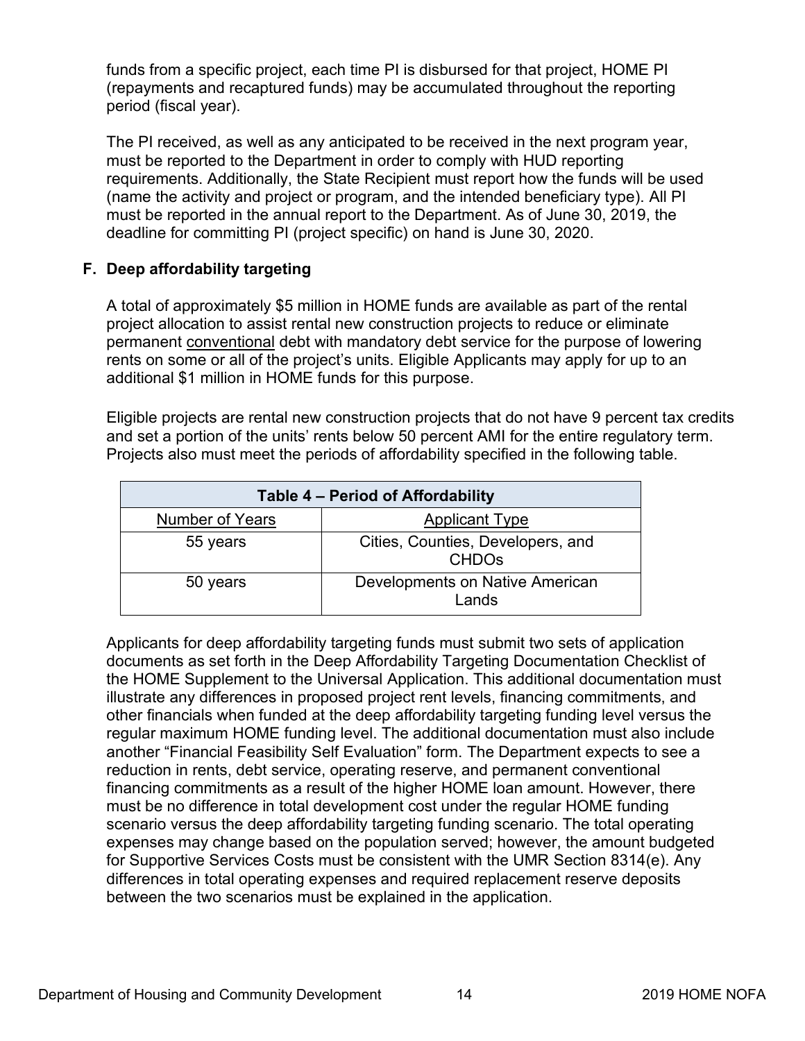funds from a specific project, each time PI is disbursed for that project, HOME PI (repayments and recaptured funds) may be accumulated throughout the reporting period (fiscal year).

The PI received, as well as any anticipated to be received in the next program year, must be reported to the Department in order to comply with HUD reporting requirements. Additionally, the State Recipient must report how the funds will be used (name the activity and project or program, and the intended beneficiary type). All PI must be reported in the annual report to the Department. As of June 30, 2019, the deadline for committing PI (project specific) on hand is June 30, 2020.

### F. Deep affordability targeting

A total of approximately $5 million in HOME funds are available as part of the rental project allocation to assist rental new construction projects to reduce or eliminate permanent conventional debt with mandatory debt service for the purpose of lowering rents on some or all of the project's units. Eligible Applicants may apply for up to an additional $1 million in HOME funds for this purpose.

Eligible projects are rental new construction projects that do not have 9 percent tax credits and set a portion of the units' rents below 50 percent AMI for the entire regulatory term. Projects also must meet the periods of affordability specified in the following table.

| Table 4 – Period of Affordability | |
|---|---|
| Number of Years | Applicant Type |
| 55 years | Cities, Counties, Developers, and CHDOs |
| 50 years | Developments on Native American Lands |

Applicants for deep affordability targeting funds must submit two sets of application documents as set forth in the Deep Affordability Targeting Documentation Checklist of the HOME Supplement to the Universal Application. This additional documentation must illustrate any differences in proposed project rent levels, financing commitments, and other financials when funded at the deep affordability targeting funding level versus the regular maximum HOME funding level. The additional documentation must also include another "Financial Feasibility Self Evaluation" form. The Department expects to see a reduction in rents, debt service, operating reserve, and permanent conventional financing commitments as a result of the higher HOME loan amount. However, there must be no difference in total development cost under the regular HOME funding scenario versus the deep affordability targeting funding scenario. The total operating expenses may change based on the population served; however, the amount budgeted for Supportive Services Costs must be consistent with the UMR Section 8314(e). Any differences in total operating expenses and required replacement reserve deposits between the two scenarios must be explained in the application.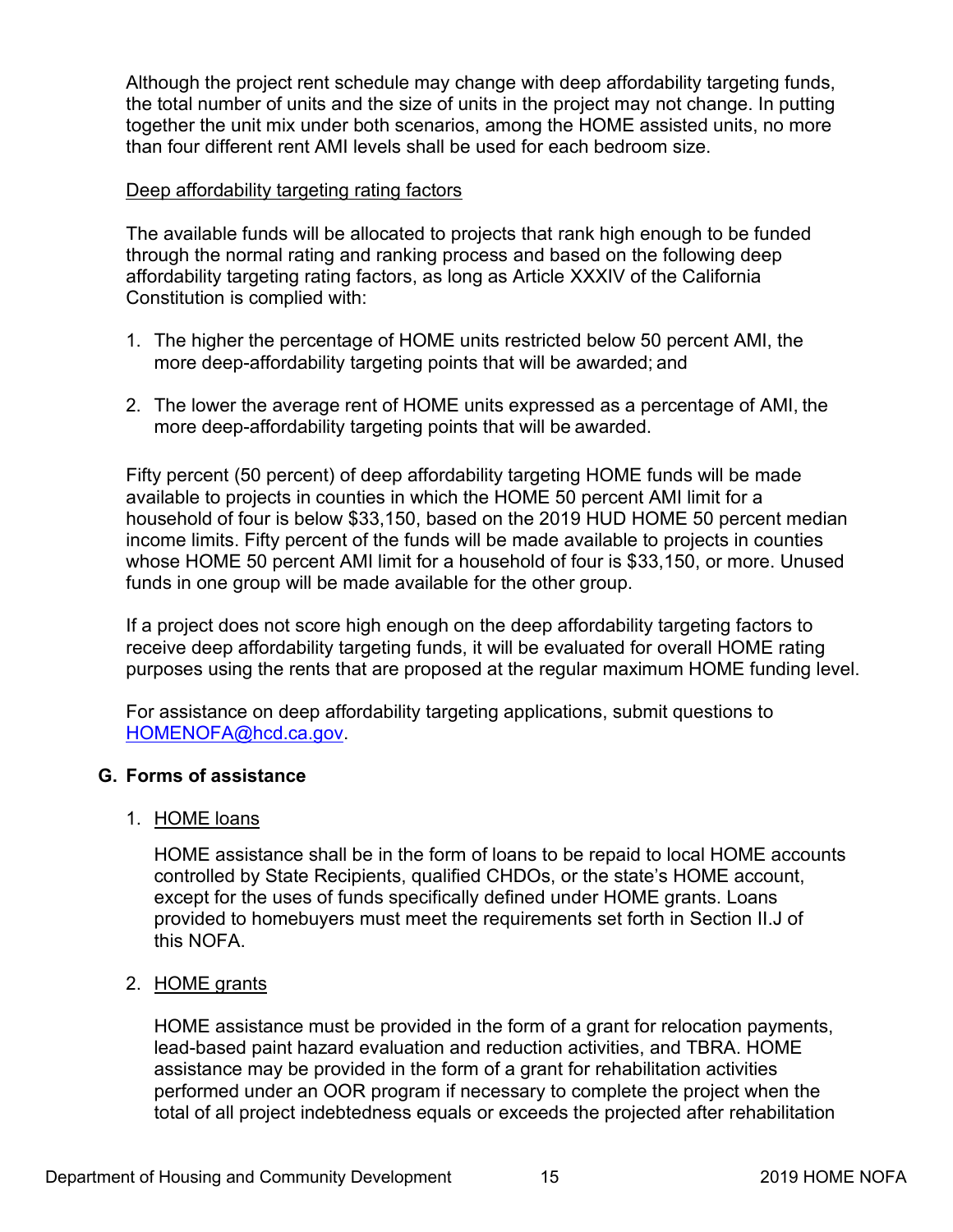Although the project rent schedule may change with deep affordability targeting funds, the total number of units and the size of units in the project may not change. In putting together the unit mix under both scenarios, among the HOME assisted units, no more than four different rent AMI levels shall be used for each bedroom size.

Deep affordability targeting rating factors

The available funds will be allocated to projects that rank high enough to be funded through the normal rating and ranking process and based on the following deep affordability targeting rating factors, as long as Article XXXIV of the California Constitution is complied with:

1. The higher the percentage of HOME units restricted below 50 percent AMI, the more deep-affordability targeting points that will be awarded; and
2. The lower the average rent of HOME units expressed as a percentage of AMI, the more deep-affordability targeting points that will be awarded.

Fifty percent (50 percent) of deep affordability targeting HOME funds will be made available to projects in counties in which the HOME 50 percent AMI limit for a household of four is below $33,150, based on the 2019 HUD HOME 50 percent median income limits. Fifty percent of the funds will be made available to projects in counties whose HOME 50 percent AMI limit for a household of four is $33,150, or more. Unused funds in one group will be made available for the other group.

If a project does not score high enough on the deep affordability targeting factors to receive deep affordability targeting funds, it will be evaluated for overall HOME rating purposes using the rents that are proposed at the regular maximum HOME funding level.

For assistance on deep affordability targeting applications, submit questions to HOMENOFA@hcd.ca.gov.

## G. Forms of assistance

1. HOME loans

   HOME assistance shall be in the form of loans to be repaid to local HOME accounts controlled by State Recipients, qualified CHDOs, or the state's HOME account, except for the uses of funds specifically defined under HOME grants. Loans provided to homebuyers must meet the requirements set forth in Section II.J of this NOFA.

2. HOME grants

   HOME assistance must be provided in the form of a grant for relocation payments, lead-based paint hazard evaluation and reduction activities, and TBRA. HOME assistance may be provided in the form of a grant for rehabilitation activities performed under an OOR program if necessary to complete the project when the total of all project indebtedness equals or exceeds the projected after rehabilitation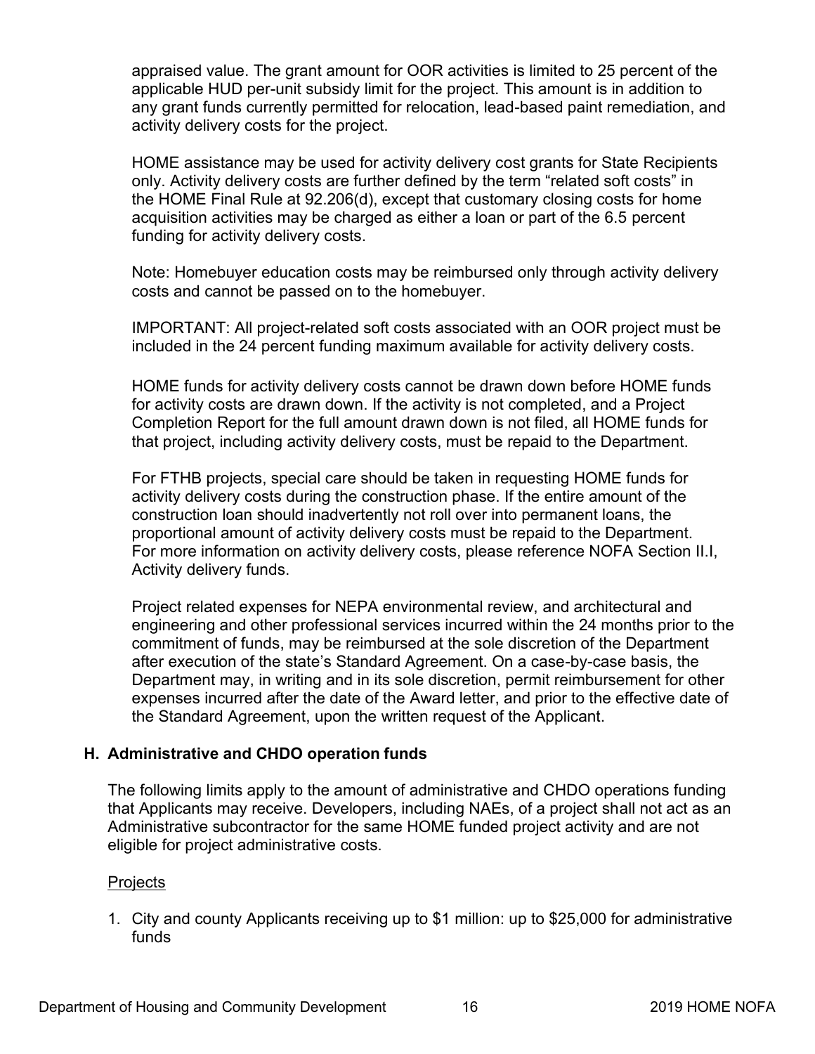appraised value. The grant amount for OOR activities is limited to 25 percent of the applicable HUD per-unit subsidy limit for the project. This amount is in addition to any grant funds currently permitted for relocation, lead-based paint remediation, and activity delivery costs for the project.

HOME assistance may be used for activity delivery cost grants for State Recipients only. Activity delivery costs are further defined by the term "related soft costs" in the HOME Final Rule at 92.206(d), except that customary closing costs for home acquisition activities may be charged as either a loan or part of the 6.5 percent funding for activity delivery costs.

Note: Homebuyer education costs may be reimbursed only through activity delivery costs and cannot be passed on to the homebuyer.

IMPORTANT: All project-related soft costs associated with an OOR project must be included in the 24 percent funding maximum available for activity delivery costs.

HOME funds for activity delivery costs cannot be drawn down before HOME funds for activity costs are drawn down. If the activity is not completed, and a Project Completion Report for the full amount drawn down is not filed, all HOME funds for that project, including activity delivery costs, must be repaid to the Department.

For FTHB projects, special care should be taken in requesting HOME funds for activity delivery costs during the construction phase. If the entire amount of the construction loan should inadvertently not roll over into permanent loans, the proportional amount of activity delivery costs must be repaid to the Department. For more information on activity delivery costs, please reference NOFA Section II.I, Activity delivery funds.

Project related expenses for NEPA environmental review, and architectural and engineering and other professional services incurred within the 24 months prior to the commitment of funds, may be reimbursed at the sole discretion of the Department after execution of the state's Standard Agreement. On a case-by-case basis, the Department may, in writing and in its sole discretion, permit reimbursement for other expenses incurred after the date of the Award letter, and prior to the effective date of the Standard Agreement, upon the written request of the Applicant.

### H. Administrative and CHDO operation funds

The following limits apply to the amount of administrative and CHDO operations funding that Applicants may receive. Developers, including NAEs, of a project shall not act as an Administrative subcontractor for the same HOME funded project activity and are not eligible for project administrative costs.

Projects

1. City and county Applicants receiving up to $1 million: up to $25,000 for administrative funds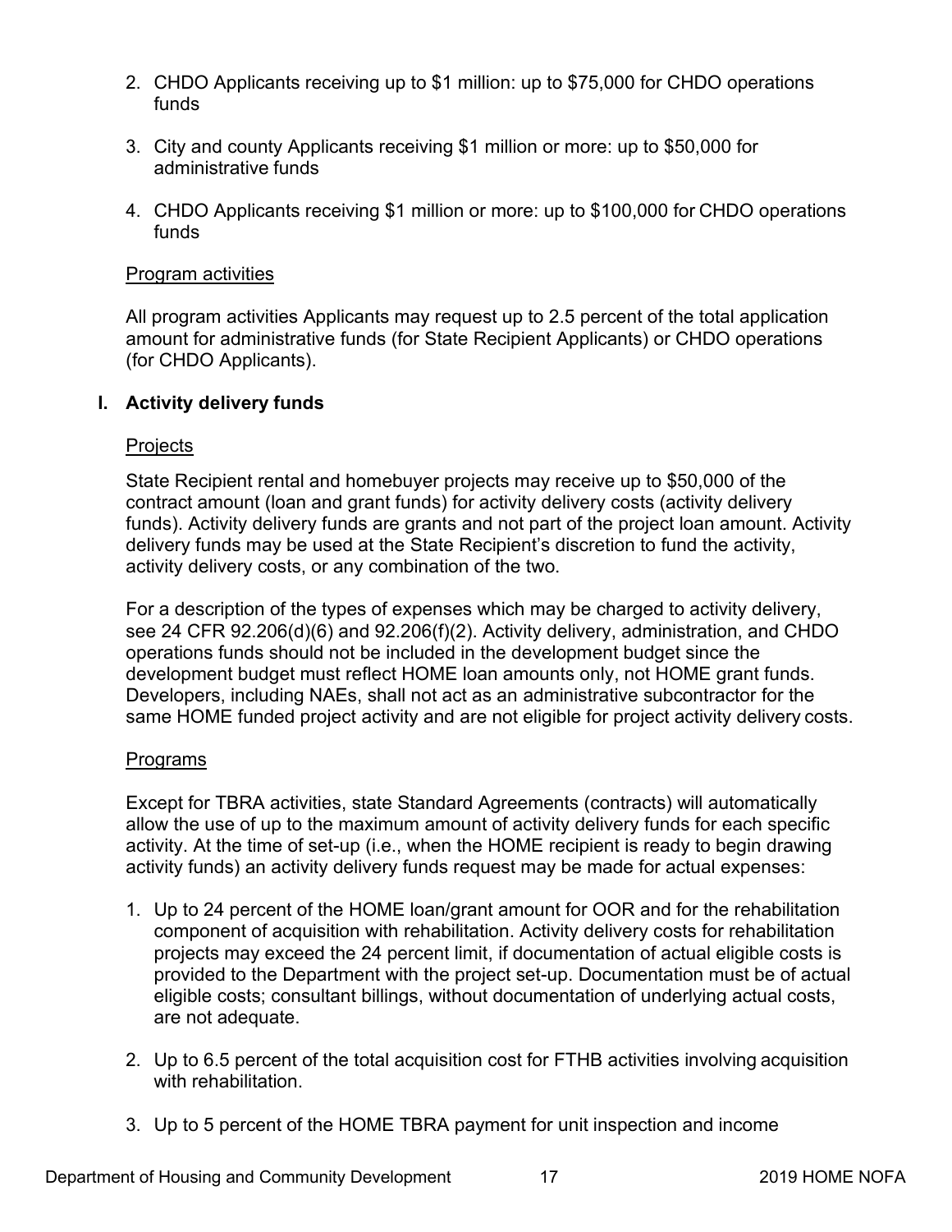2. CHDO Applicants receiving up to $1 million: up to $75,000 for CHDO operations funds

3. City and county Applicants receiving $1 million or more: up to $50,000 for administrative funds

4. CHDO Applicants receiving $1 million or more: up to $100,000 for CHDO operations funds

Program activities

All program activities Applicants may request up to 2.5 percent of the total application amount for administrative funds (for State Recipient Applicants) or CHDO operations (for CHDO Applicants).

### I. Activity delivery funds

Projects

State Recipient rental and homebuyer projects may receive up to $50,000 of the contract amount (loan and grant funds) for activity delivery costs (activity delivery funds). Activity delivery funds are grants and not part of the project loan amount. Activity delivery funds may be used at the State Recipient's discretion to fund the activity, activity delivery costs, or any combination of the two.

For a description of the types of expenses which may be charged to activity delivery, see 24 CFR 92.206(d)(6) and 92.206(f)(2). Activity delivery, administration, and CHDO operations funds should not be included in the development budget since the development budget must reflect HOME loan amounts only, not HOME grant funds. Developers, including NAEs, shall not act as an administrative subcontractor for the same HOME funded project activity and are not eligible for project activity delivery costs.

Programs

Except for TBRA activities, state Standard Agreements (contracts) will automatically allow the use of up to the maximum amount of activity delivery funds for each specific activity. At the time of set-up (i.e., when the HOME recipient is ready to begin drawing activity funds) an activity delivery funds request may be made for actual expenses:

1. Up to 24 percent of the HOME loan/grant amount for OOR and for the rehabilitation component of acquisition with rehabilitation. Activity delivery costs for rehabilitation projects may exceed the 24 percent limit, if documentation of actual eligible costs is provided to the Department with the project set-up. Documentation must be of actual eligible costs; consultant billings, without documentation of underlying actual costs, are not adequate.

2. Up to 6.5 percent of the total acquisition cost for FTHB activities involving acquisition with rehabilitation.

3. Up to 5 percent of the HOME TBRA payment for unit inspection and income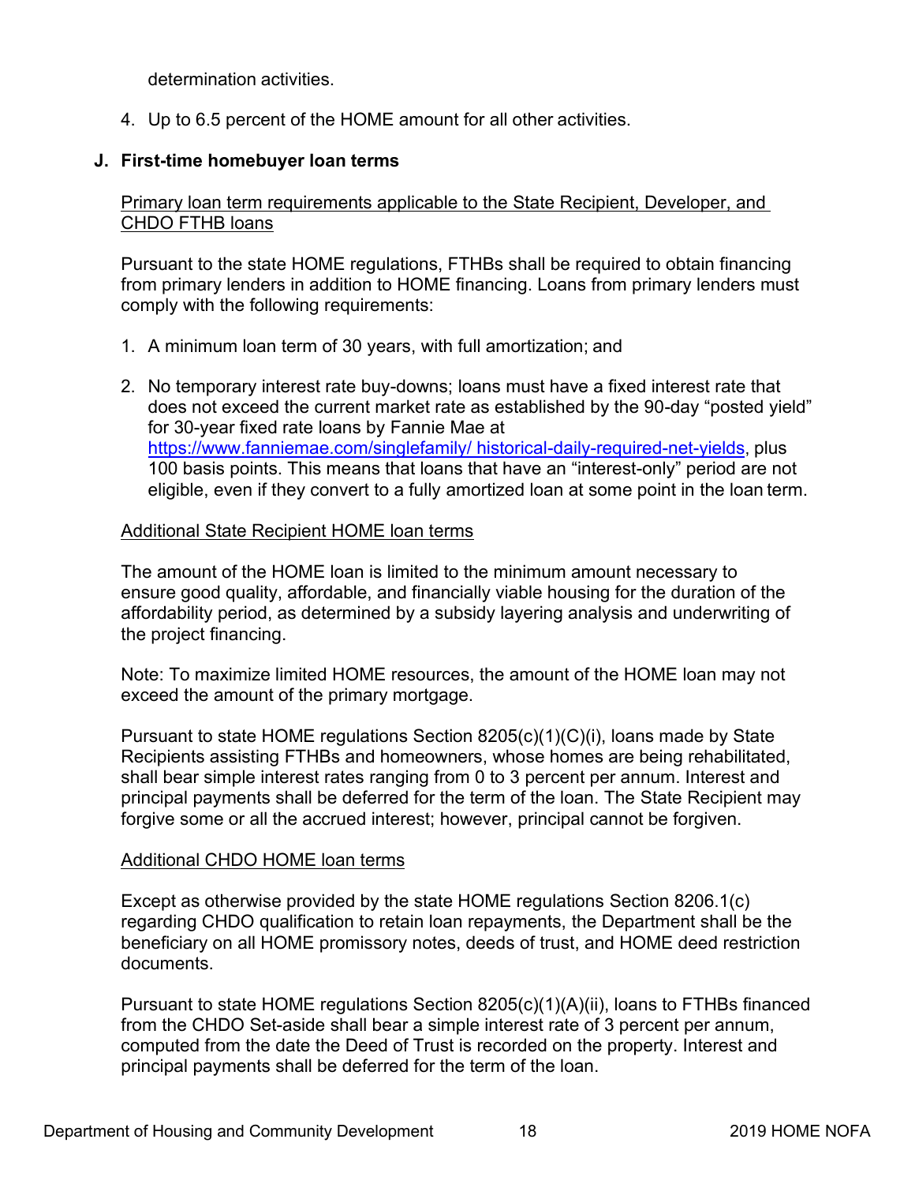determination activities.

4. Up to 6.5 percent of the HOME amount for all other activities.

### J. First-time homebuyer loan terms

Primary loan term requirements applicable to the State Recipient, Developer, and CHDO FTHB loans

Pursuant to the state HOME regulations, FTHBs shall be required to obtain financing from primary lenders in addition to HOME financing. Loans from primary lenders must comply with the following requirements:

1. A minimum loan term of 30 years, with full amortization; and

2. No temporary interest rate buy-downs; loans must have a fixed interest rate that does not exceed the current market rate as established by the 90-day "posted yield" for 30-year fixed rate loans by Fannie Mae at https://www.fanniemae.com/singlefamily/ historical-daily-required-net-yields, plus 100 basis points. This means that loans that have an "interest-only" period are not eligible, even if they convert to a fully amortized loan at some point in the loan term.

Additional State Recipient HOME loan terms

The amount of the HOME loan is limited to the minimum amount necessary to ensure good quality, affordable, and financially viable housing for the duration of the affordability period, as determined by a subsidy layering analysis and underwriting of the project financing.

Note: To maximize limited HOME resources, the amount of the HOME loan may not exceed the amount of the primary mortgage.

Pursuant to state HOME regulations Section 8205(c)(1)(C)(i), loans made by State Recipients assisting FTHBs and homeowners, whose homes are being rehabilitated, shall bear simple interest rates ranging from 0 to 3 percent per annum. Interest and principal payments shall be deferred for the term of the loan. The State Recipient may forgive some or all the accrued interest; however, principal cannot be forgiven.

Additional CHDO HOME loan terms

Except as otherwise provided by the state HOME regulations Section 8206.1(c) regarding CHDO qualification to retain loan repayments, the Department shall be the beneficiary on all HOME promissory notes, deeds of trust, and HOME deed restriction documents.

Pursuant to state HOME regulations Section 8205(c)(1)(A)(ii), loans to FTHBs financed from the CHDO Set-aside shall bear a simple interest rate of 3 percent per annum, computed from the date the Deed of Trust is recorded on the property. Interest and principal payments shall be deferred for the term of the loan.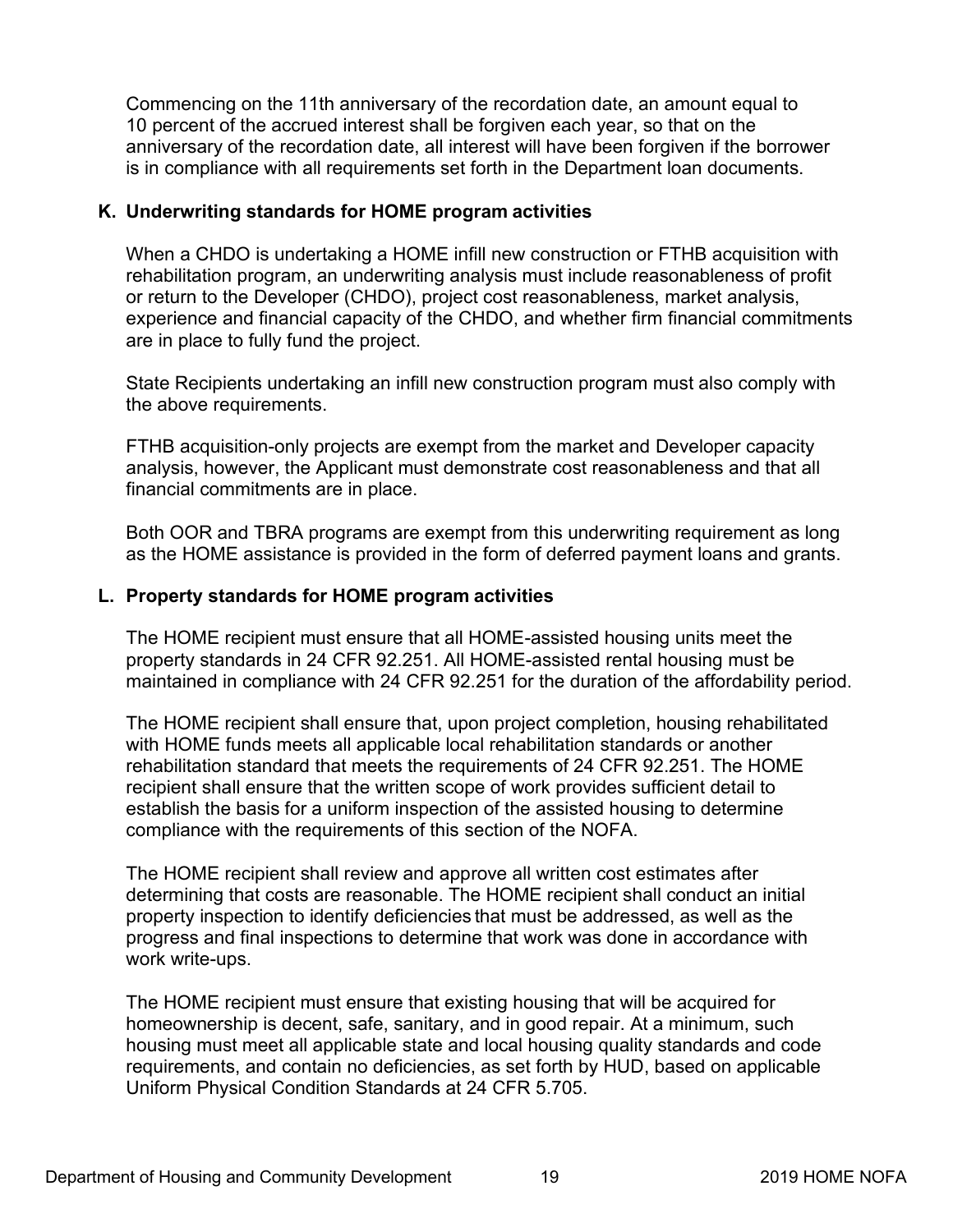Commencing on the 11th anniversary of the recordation date, an amount equal to 10 percent of the accrued interest shall be forgiven each year, so that on the anniversary of the recordation date, all interest will have been forgiven if the borrower is in compliance with all requirements set forth in the Department loan documents.

### K. Underwriting standards for HOME program activities

When a CHDO is undertaking a HOME infill new construction or FTHB acquisition with rehabilitation program, an underwriting analysis must include reasonableness of profit or return to the Developer (CHDO), project cost reasonableness, market analysis, experience and financial capacity of the CHDO, and whether firm financial commitments are in place to fully fund the project.

State Recipients undertaking an infill new construction program must also comply with the above requirements.

FTHB acquisition-only projects are exempt from the market and Developer capacity analysis, however, the Applicant must demonstrate cost reasonableness and that all financial commitments are in place.

Both OOR and TBRA programs are exempt from this underwriting requirement as long as the HOME assistance is provided in the form of deferred payment loans and grants.

### L. Property standards for HOME program activities

The HOME recipient must ensure that all HOME-assisted housing units meet the property standards in 24 CFR 92.251. All HOME-assisted rental housing must be maintained in compliance with 24 CFR 92.251 for the duration of the affordability period.

The HOME recipient shall ensure that, upon project completion, housing rehabilitated with HOME funds meets all applicable local rehabilitation standards or another rehabilitation standard that meets the requirements of 24 CFR 92.251. The HOME recipient shall ensure that the written scope of work provides sufficient detail to establish the basis for a uniform inspection of the assisted housing to determine compliance with the requirements of this section of the NOFA.

The HOME recipient shall review and approve all written cost estimates after determining that costs are reasonable. The HOME recipient shall conduct an initial property inspection to identify deficiencies that must be addressed, as well as the progress and final inspections to determine that work was done in accordance with work write-ups.

The HOME recipient must ensure that existing housing that will be acquired for homeownership is decent, safe, sanitary, and in good repair. At a minimum, such housing must meet all applicable state and local housing quality standards and code requirements, and contain no deficiencies, as set forth by HUD, based on applicable Uniform Physical Condition Standards at 24 CFR 5.705.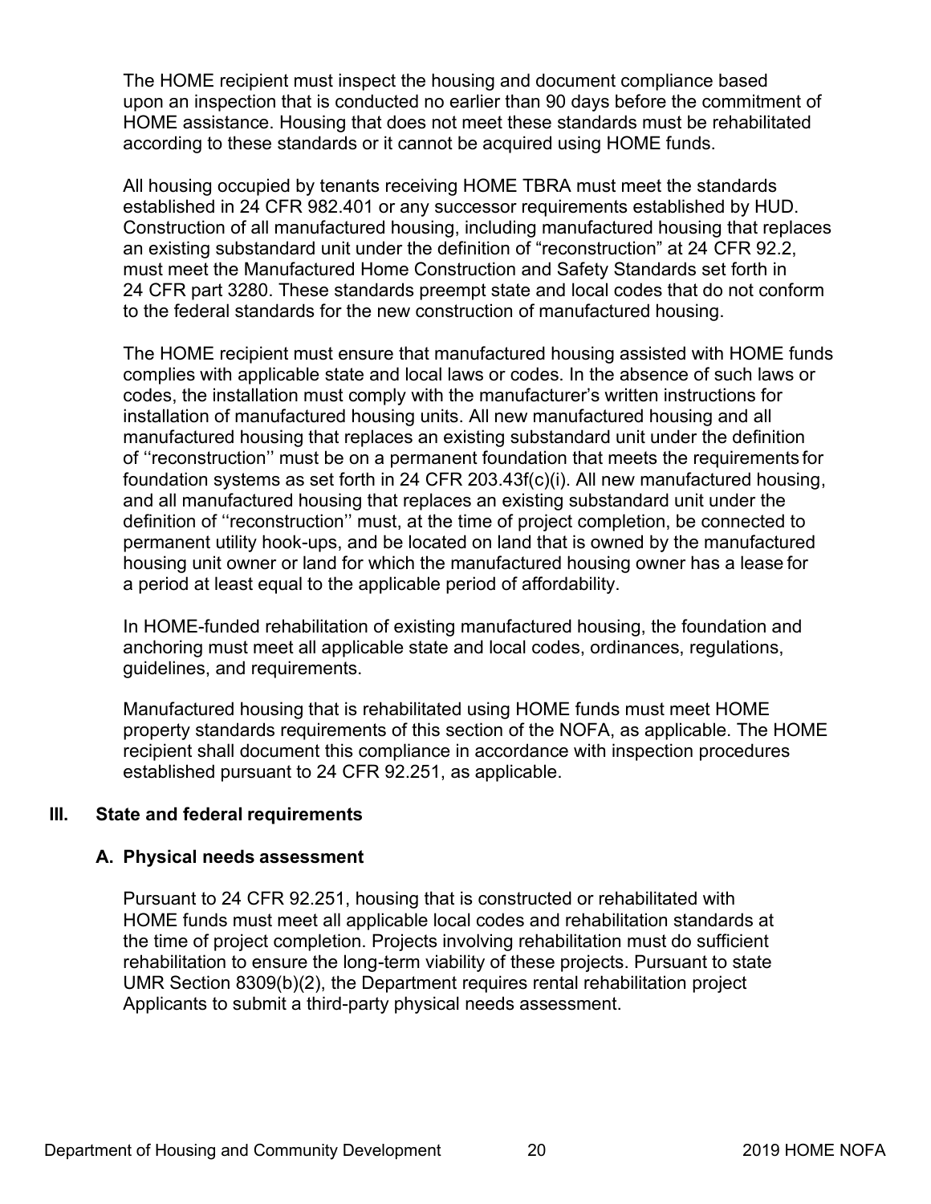The HOME recipient must inspect the housing and document compliance based upon an inspection that is conducted no earlier than 90 days before the commitment of HOME assistance. Housing that does not meet these standards must be rehabilitated according to these standards or it cannot be acquired using HOME funds.

All housing occupied by tenants receiving HOME TBRA must meet the standards established in 24 CFR 982.401 or any successor requirements established by HUD. Construction of all manufactured housing, including manufactured housing that replaces an existing substandard unit under the definition of "reconstruction" at 24 CFR 92.2, must meet the Manufactured Home Construction and Safety Standards set forth in 24 CFR part 3280. These standards preempt state and local codes that do not conform to the federal standards for the new construction of manufactured housing.

The HOME recipient must ensure that manufactured housing assisted with HOME funds complies with applicable state and local laws or codes. In the absence of such laws or codes, the installation must comply with the manufacturer's written instructions for installation of manufactured housing units. All new manufactured housing and all manufactured housing that replaces an existing substandard unit under the definition of ''reconstruction'' must be on a permanent foundation that meets the requirements for foundation systems as set forth in 24 CFR 203.43f(c)(i). All new manufactured housing, and all manufactured housing that replaces an existing substandard unit under the definition of ''reconstruction'' must, at the time of project completion, be connected to permanent utility hook-ups, and be located on land that is owned by the manufactured housing unit owner or land for which the manufactured housing owner has a lease for a period at least equal to the applicable period of affordability.

In HOME-funded rehabilitation of existing manufactured housing, the foundation and anchoring must meet all applicable state and local codes, ordinances, regulations, guidelines, and requirements.

Manufactured housing that is rehabilitated using HOME funds must meet HOME property standards requirements of this section of the NOFA, as applicable. The HOME recipient shall document this compliance in accordance with inspection procedures established pursuant to 24 CFR 92.251, as applicable.

## III. State and federal requirements

### A. Physical needs assessment

Pursuant to 24 CFR 92.251, housing that is constructed or rehabilitated with HOME funds must meet all applicable local codes and rehabilitation standards at the time of project completion. Projects involving rehabilitation must do sufficient rehabilitation to ensure the long-term viability of these projects. Pursuant to state UMR Section 8309(b)(2), the Department requires rental rehabilitation project Applicants to submit a third-party physical needs assessment.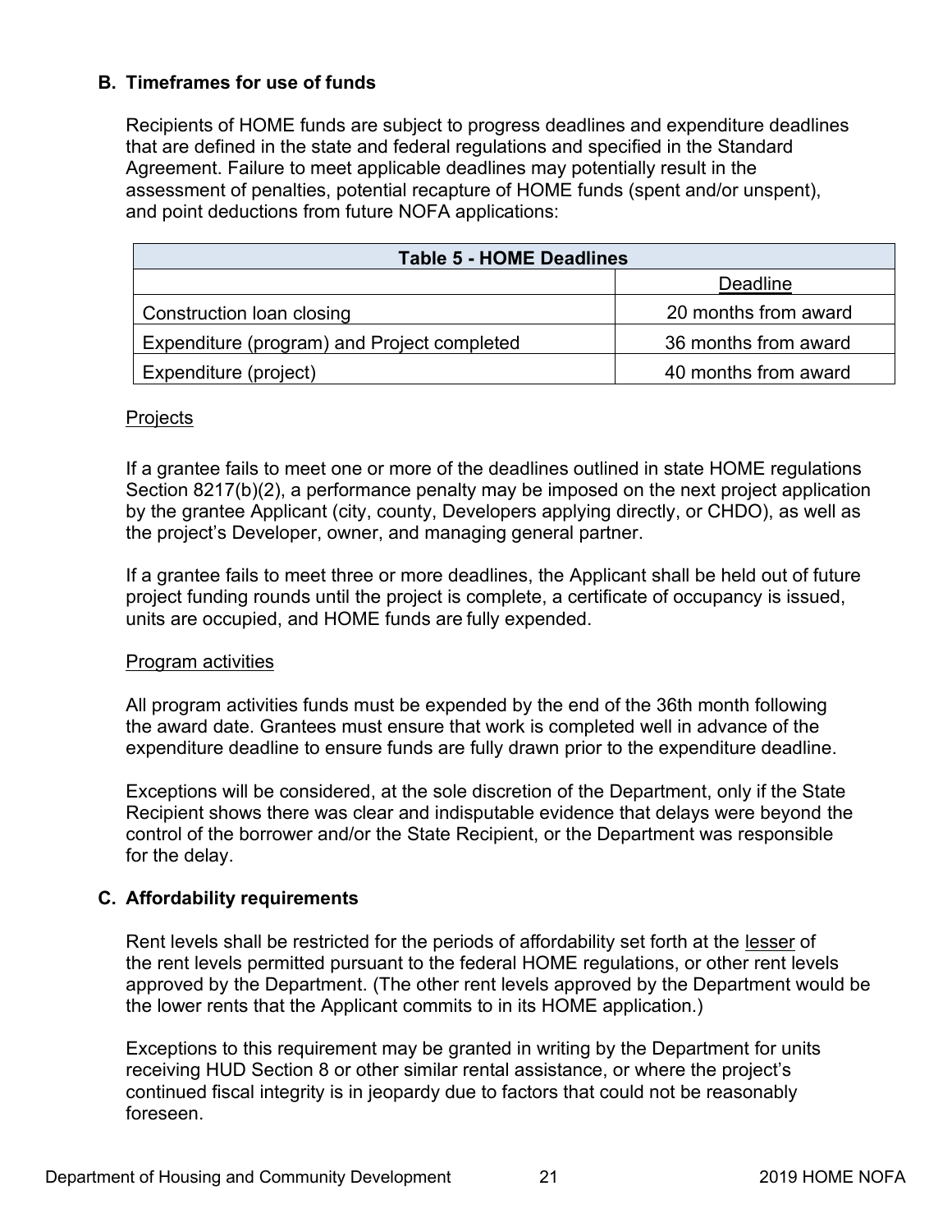### B. Timeframes for use of funds

Recipients of HOME funds are subject to progress deadlines and expenditure deadlines that are defined in the state and federal regulations and specified in the Standard Agreement. Failure to meet applicable deadlines may potentially result in the assessment of penalties, potential recapture of HOME funds (spent and/or unspent), and point deductions from future NOFA applications:

| Table 5 - HOME Deadlines | |
|---|---|
| | Deadline |
| Construction loan closing | 20 months from award |
| Expenditure (program) and Project completed | 36 months from award |
| Expenditure (project) | 40 months from award |

Projects

If a grantee fails to meet one or more of the deadlines outlined in state HOME regulations Section 8217(b)(2), a performance penalty may be imposed on the next project application by the grantee Applicant (city, county, Developers applying directly, or CHDO), as well as the project's Developer, owner, and managing general partner.

If a grantee fails to meet three or more deadlines, the Applicant shall be held out of future project funding rounds until the project is complete, a certificate of occupancy is issued, units are occupied, and HOME funds are fully expended.

Program activities

All program activities funds must be expended by the end of the 36th month following the award date. Grantees must ensure that work is completed well in advance of the expenditure deadline to ensure funds are fully drawn prior to the expenditure deadline.

Exceptions will be considered, at the sole discretion of the Department, only if the State Recipient shows there was clear and indisputable evidence that delays were beyond the control of the borrower and/or the State Recipient, or the Department was responsible for the delay.

### C. Affordability requirements

Rent levels shall be restricted for the periods of affordability set forth at the lesser of the rent levels permitted pursuant to the federal HOME regulations, or other rent levels approved by the Department. (The other rent levels approved by the Department would be the lower rents that the Applicant commits to in its HOME application.)

Exceptions to this requirement may be granted in writing by the Department for units receiving HUD Section 8 or other similar rental assistance, or where the project's continued fiscal integrity is in jeopardy due to factors that could not be reasonably foreseen.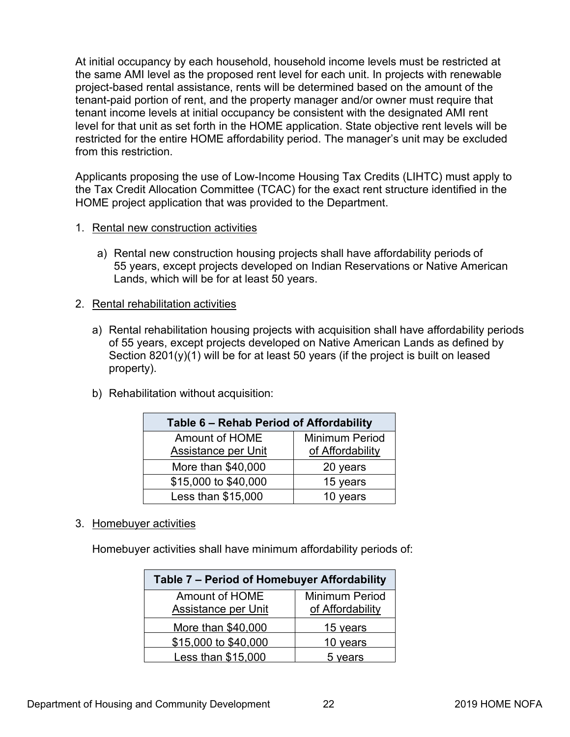At initial occupancy by each household, household income levels must be restricted at the same AMI level as the proposed rent level for each unit. In projects with renewable project-based rental assistance, rents will be determined based on the amount of the tenant-paid portion of rent, and the property manager and/or owner must require that tenant income levels at initial occupancy be consistent with the designated AMI rent level for that unit as set forth in the HOME application. State objective rent levels will be restricted for the entire HOME affordability period. The manager's unit may be excluded from this restriction.

Applicants proposing the use of Low-Income Housing Tax Credits (LIHTC) must apply to the Tax Credit Allocation Committee (TCAC) for the exact rent structure identified in the HOME project application that was provided to the Department.

1. Rental new construction activities

   a) Rental new construction housing projects shall have affordability periods of 55 years, except projects developed on Indian Reservations or Native American Lands, which will be for at least 50 years.

2. Rental rehabilitation activities

   a) Rental rehabilitation housing projects with acquisition shall have affordability periods of 55 years, except projects developed on Native American Lands as defined by Section 8201(y)(1) will be for at least 50 years (if the project is built on leased property).

   b) Rehabilitation without acquisition:

| Table 6 – Rehab Period of Affordability | |
|---|---|
| Amount of HOME Assistance per Unit | Minimum Period of Affordability |
| More than $40,000 | 20 years |
| $15,000 to $40,000 | 15 years |
| Less than $15,000 | 10 years |

3. Homebuyer activities

   Homebuyer activities shall have minimum affordability periods of:

| Table 7 – Period of Homebuyer Affordability | |
|---|---|
| Amount of HOME Assistance per Unit | Minimum Period of Affordability |
| More than $40,000 | 15 years |
| $15,000 to $40,000 | 10 years |
| Less than $15,000 | 5 years |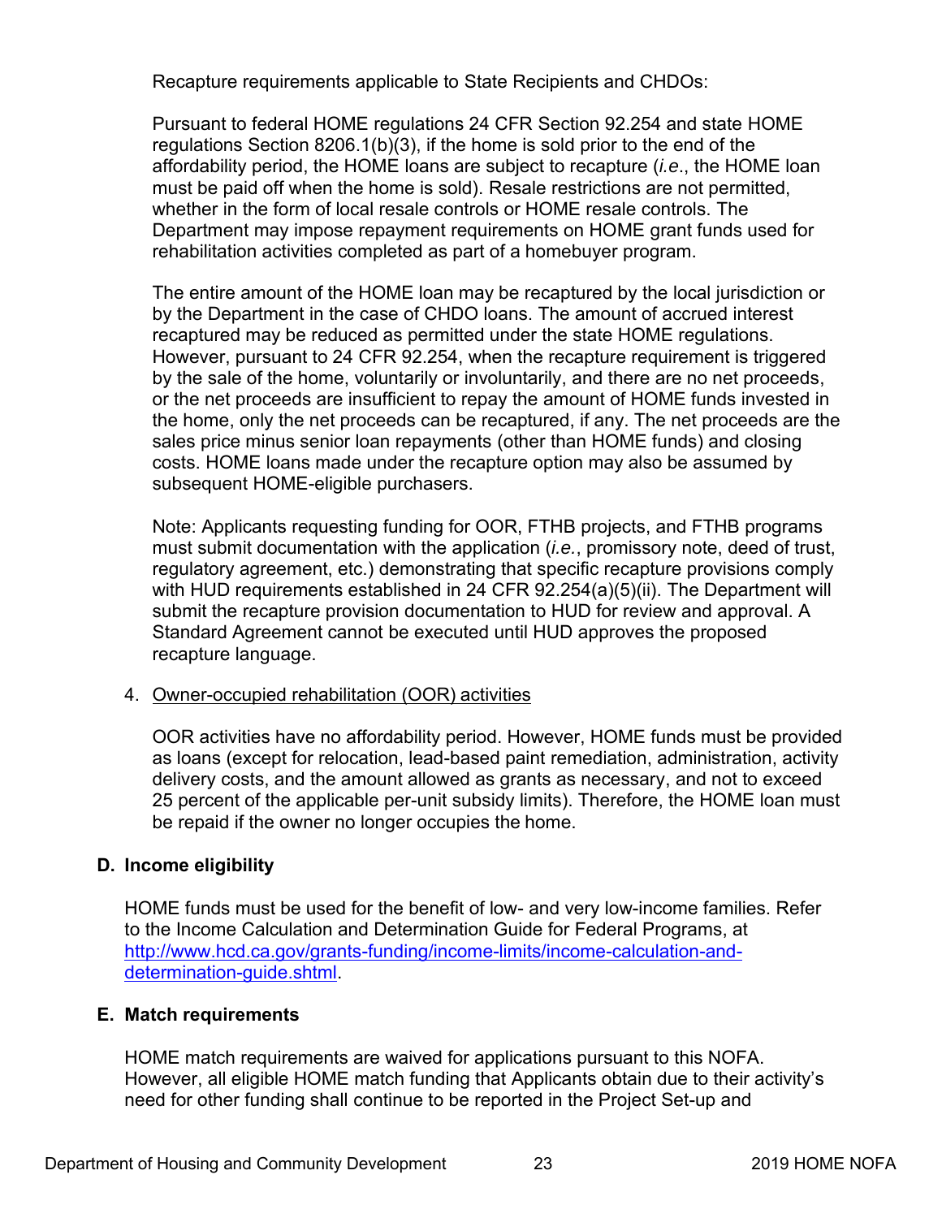Recapture requirements applicable to State Recipients and CHDOs:

Pursuant to federal HOME regulations 24 CFR Section 92.254 and state HOME regulations Section 8206.1(b)(3), if the home is sold prior to the end of the affordability period, the HOME loans are subject to recapture (*i.e*., the HOME loan must be paid off when the home is sold). Resale restrictions are not permitted, whether in the form of local resale controls or HOME resale controls. The Department may impose repayment requirements on HOME grant funds used for rehabilitation activities completed as part of a homebuyer program.

The entire amount of the HOME loan may be recaptured by the local jurisdiction or by the Department in the case of CHDO loans. The amount of accrued interest recaptured may be reduced as permitted under the state HOME regulations. However, pursuant to 24 CFR 92.254, when the recapture requirement is triggered by the sale of the home, voluntarily or involuntarily, and there are no net proceeds, or the net proceeds are insufficient to repay the amount of HOME funds invested in the home, only the net proceeds can be recaptured, if any. The net proceeds are the sales price minus senior loan repayments (other than HOME funds) and closing costs. HOME loans made under the recapture option may also be assumed by subsequent HOME-eligible purchasers.

Note: Applicants requesting funding for OOR, FTHB projects, and FTHB programs must submit documentation with the application (*i.e.*, promissory note, deed of trust, regulatory agreement, etc.) demonstrating that specific recapture provisions comply with HUD requirements established in 24 CFR 92.254(a)(5)(ii). The Department will submit the recapture provision documentation to HUD for review and approval. A Standard Agreement cannot be executed until HUD approves the proposed recapture language.

4. Owner-occupied rehabilitation (OOR) activities

   OOR activities have no affordability period. However, HOME funds must be provided as loans (except for relocation, lead-based paint remediation, administration, activity delivery costs, and the amount allowed as grants as necessary, and not to exceed 25 percent of the applicable per-unit subsidy limits). Therefore, the HOME loan must be repaid if the owner no longer occupies the home.

### D. Income eligibility

HOME funds must be used for the benefit of low- and very low-income families. Refer to the Income Calculation and Determination Guide for Federal Programs, at [http://www.hcd.ca.gov/grants-funding/income-limits/income-calculation-and-determination-guide.shtml](http://www.hcd.ca.gov/grants-funding/income-limits/income-calculation-and-determination-guide.shtml).

### E. Match requirements

HOME match requirements are waived for applications pursuant to this NOFA. However, all eligible HOME match funding that Applicants obtain due to their activity's need for other funding shall continue to be reported in the Project Set-up and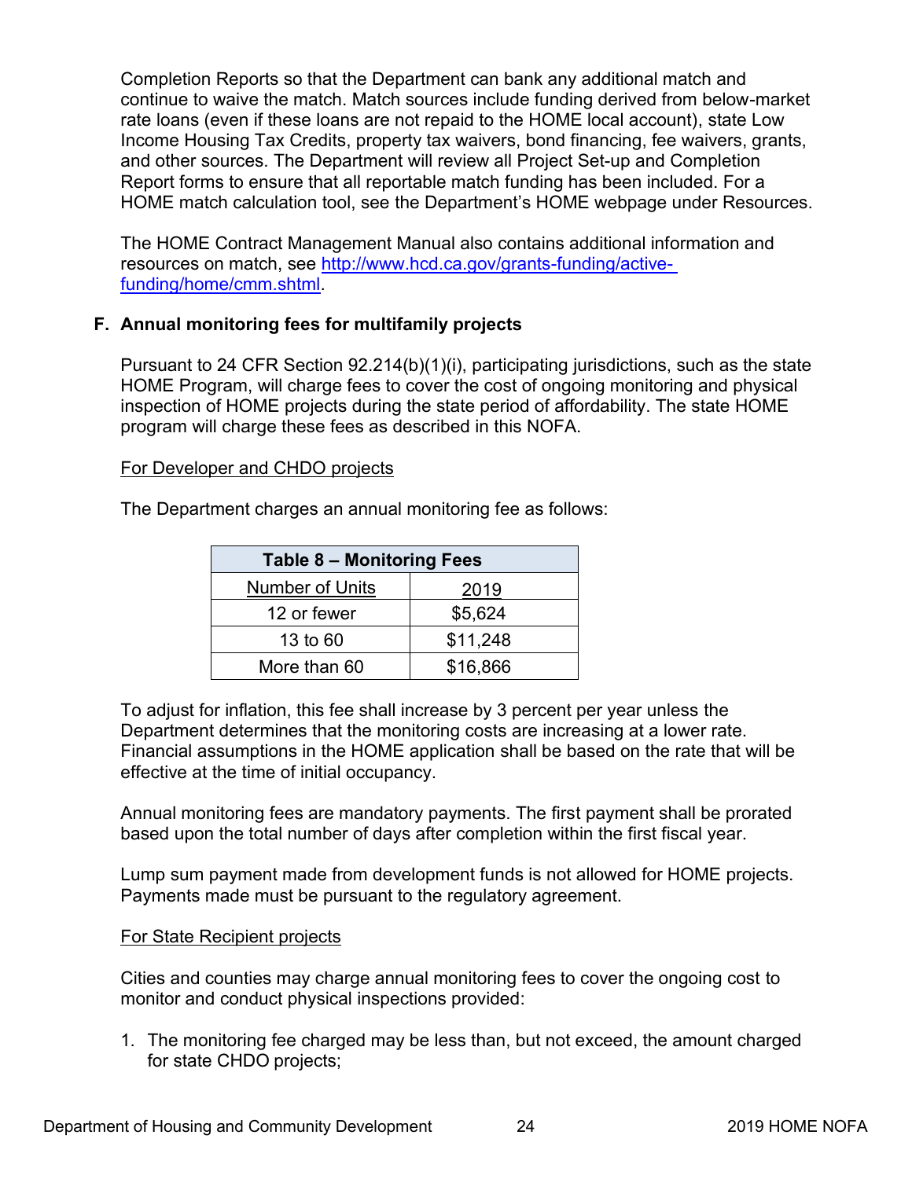Completion Reports so that the Department can bank any additional match and continue to waive the match. Match sources include funding derived from below-market rate loans (even if these loans are not repaid to the HOME local account), state Low Income Housing Tax Credits, property tax waivers, bond financing, fee waivers, grants, and other sources. The Department will review all Project Set-up and Completion Report forms to ensure that all reportable match funding has been included. For a HOME match calculation tool, see the Department's HOME webpage under Resources.

The HOME Contract Management Manual also contains additional information and resources on match, see [http://www.hcd.ca.gov/grants-funding/active-funding/home/cmm.shtml](http://www.hcd.ca.gov/grants-funding/active-funding/home/cmm.shtml).

## F. Annual monitoring fees for multifamily projects

Pursuant to 24 CFR Section 92.214(b)(1)(i), participating jurisdictions, such as the state HOME Program, will charge fees to cover the cost of ongoing monitoring and physical inspection of HOME projects during the state period of affordability. The state HOME program will charge these fees as described in this NOFA.

For Developer and CHDO projects

The Department charges an annual monitoring fee as follows:

**Table 8 – Monitoring Fees**

| Number of Units | 2019 |
|---|---|
| 12 or fewer | $5,624 |
| 13 to 60 | $11,248 |
| More than 60 | $16,866 |

To adjust for inflation, this fee shall increase by 3 percent per year unless the Department determines that the monitoring costs are increasing at a lower rate. Financial assumptions in the HOME application shall be based on the rate that will be effective at the time of initial occupancy.

Annual monitoring fees are mandatory payments. The first payment shall be prorated based upon the total number of days after completion within the first fiscal year.

Lump sum payment made from development funds is not allowed for HOME projects. Payments made must be pursuant to the regulatory agreement.

For State Recipient projects

Cities and counties may charge annual monitoring fees to cover the ongoing cost to monitor and conduct physical inspections provided:

1. The monitoring fee charged may be less than, but not exceed, the amount charged for state CHDO projects;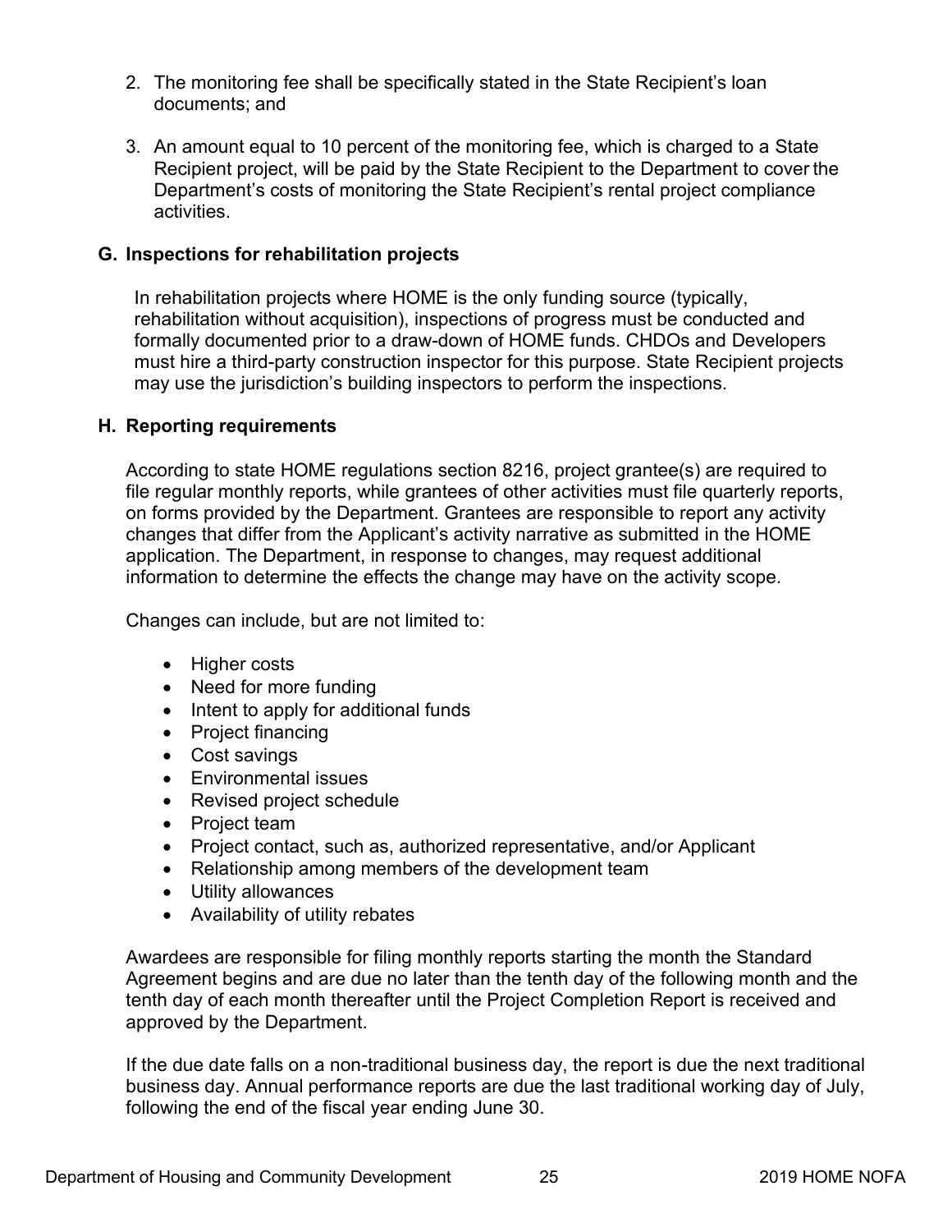2. The monitoring fee shall be specifically stated in the State Recipient's loan documents; and

3. An amount equal to 10 percent of the monitoring fee, which is charged to a State Recipient project, will be paid by the State Recipient to the Department to cover the Department's costs of monitoring the State Recipient's rental project compliance activities.

### G. Inspections for rehabilitation projects

In rehabilitation projects where HOME is the only funding source (typically, rehabilitation without acquisition), inspections of progress must be conducted and formally documented prior to a draw-down of HOME funds. CHDOs and Developers must hire a third-party construction inspector for this purpose. State Recipient projects may use the jurisdiction's building inspectors to perform the inspections.

### H. Reporting requirements

According to state HOME regulations section 8216, project grantee(s) are required to file regular monthly reports, while grantees of other activities must file quarterly reports, on forms provided by the Department. Grantees are responsible to report any activity changes that differ from the Applicant's activity narrative as submitted in the HOME application. The Department, in response to changes, may request additional information to determine the effects the change may have on the activity scope.

Changes can include, but are not limited to:

- Higher costs
- Need for more funding
- Intent to apply for additional funds
- Project financing
- Cost savings
- Environmental issues
- Revised project schedule
- Project team
- Project contact, such as, authorized representative, and/or Applicant
- Relationship among members of the development team
- Utility allowances
- Availability of utility rebates

Awardees are responsible for filing monthly reports starting the month the Standard Agreement begins and are due no later than the tenth day of the following month and the tenth day of each month thereafter until the Project Completion Report is received and approved by the Department.

If the due date falls on a non-traditional business day, the report is due the next traditional business day. Annual performance reports are due the last traditional working day of July, following the end of the fiscal year ending June 30.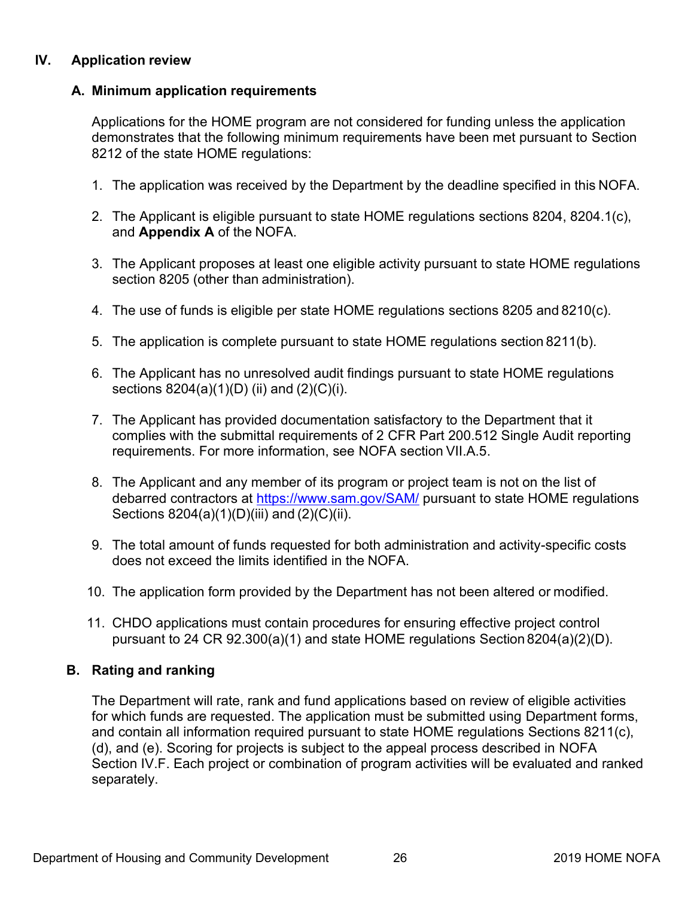## IV. Application review

### A. Minimum application requirements

Applications for the HOME program are not considered for funding unless the application demonstrates that the following minimum requirements have been met pursuant to Section 8212 of the state HOME regulations:

1. The application was received by the Department by the deadline specified in this NOFA.
2. The Applicant is eligible pursuant to state HOME regulations sections 8204, 8204.1(c), and **Appendix A** of the NOFA.
3. The Applicant proposes at least one eligible activity pursuant to state HOME regulations section 8205 (other than administration).
4. The use of funds is eligible per state HOME regulations sections 8205 and 8210(c).
5. The application is complete pursuant to state HOME regulations section 8211(b).
6. The Applicant has no unresolved audit findings pursuant to state HOME regulations sections 8204(a)(1)(D) (ii) and (2)(C)(i).
7. The Applicant has provided documentation satisfactory to the Department that it complies with the submittal requirements of 2 CFR Part 200.512 Single Audit reporting requirements. For more information, see NOFA section VII.A.5.
8. The Applicant and any member of its program or project team is not on the list of debarred contractors at https://www.sam.gov/SAM/ pursuant to state HOME regulations Sections 8204(a)(1)(D)(iii) and (2)(C)(ii).
9. The total amount of funds requested for both administration and activity-specific costs does not exceed the limits identified in the NOFA.
10. The application form provided by the Department has not been altered or modified.
11. CHDO applications must contain procedures for ensuring effective project control pursuant to 24 CR 92.300(a)(1) and state HOME regulations Section 8204(a)(2)(D).

### B. Rating and ranking

The Department will rate, rank and fund applications based on review of eligible activities for which funds are requested. The application must be submitted using Department forms, and contain all information required pursuant to state HOME regulations Sections 8211(c), (d), and (e). Scoring for projects is subject to the appeal process described in NOFA Section IV.F. Each project or combination of program activities will be evaluated and ranked separately.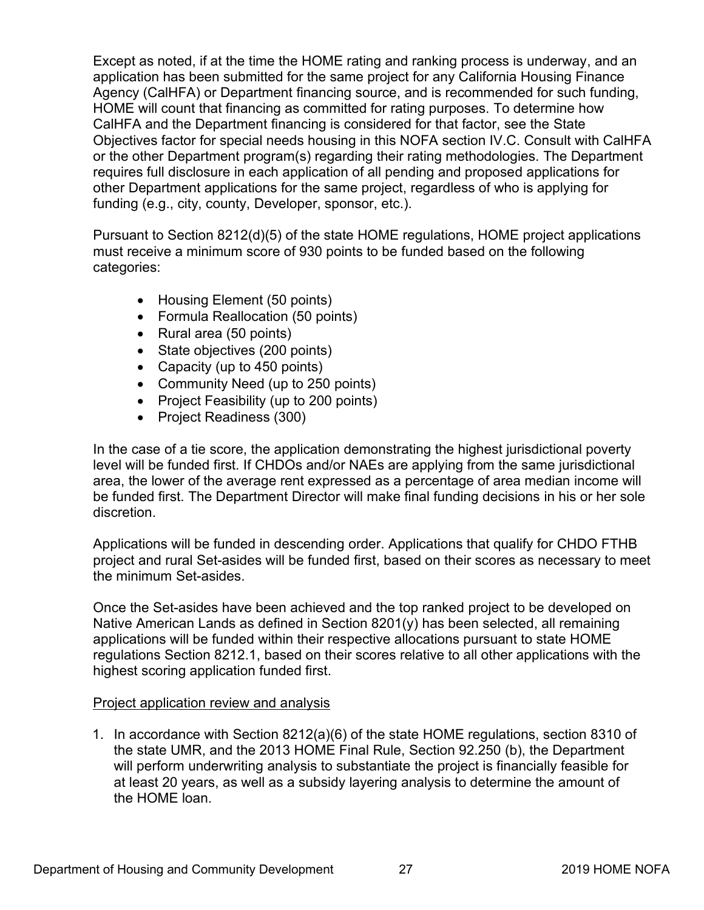Except as noted, if at the time the HOME rating and ranking process is underway, and an application has been submitted for the same project for any California Housing Finance Agency (CalHFA) or Department financing source, and is recommended for such funding, HOME will count that financing as committed for rating purposes. To determine how CalHFA and the Department financing is considered for that factor, see the State Objectives factor for special needs housing in this NOFA section IV.C. Consult with CalHFA or the other Department program(s) regarding their rating methodologies. The Department requires full disclosure in each application of all pending and proposed applications for other Department applications for the same project, regardless of who is applying for funding (e.g., city, county, Developer, sponsor, etc.).

Pursuant to Section 8212(d)(5) of the state HOME regulations, HOME project applications must receive a minimum score of 930 points to be funded based on the following categories:

- Housing Element (50 points)
- Formula Reallocation (50 points)
- Rural area (50 points)
- State objectives (200 points)
- Capacity (up to 450 points)
- Community Need (up to 250 points)
- Project Feasibility (up to 200 points)
- Project Readiness (300)

In the case of a tie score, the application demonstrating the highest jurisdictional poverty level will be funded first. If CHDOs and/or NAEs are applying from the same jurisdictional area, the lower of the average rent expressed as a percentage of area median income will be funded first. The Department Director will make final funding decisions in his or her sole discretion.

Applications will be funded in descending order. Applications that qualify for CHDO FTHB project and rural Set-asides will be funded first, based on their scores as necessary to meet the minimum Set-asides.

Once the Set-asides have been achieved and the top ranked project to be developed on Native American Lands as defined in Section 8201(y) has been selected, all remaining applications will be funded within their respective allocations pursuant to state HOME regulations Section 8212.1, based on their scores relative to all other applications with the highest scoring application funded first.

Project application review and analysis

1. In accordance with Section 8212(a)(6) of the state HOME regulations, section 8310 of the state UMR, and the 2013 HOME Final Rule, Section 92.250 (b), the Department will perform underwriting analysis to substantiate the project is financially feasible for at least 20 years, as well as a subsidy layering analysis to determine the amount of the HOME loan.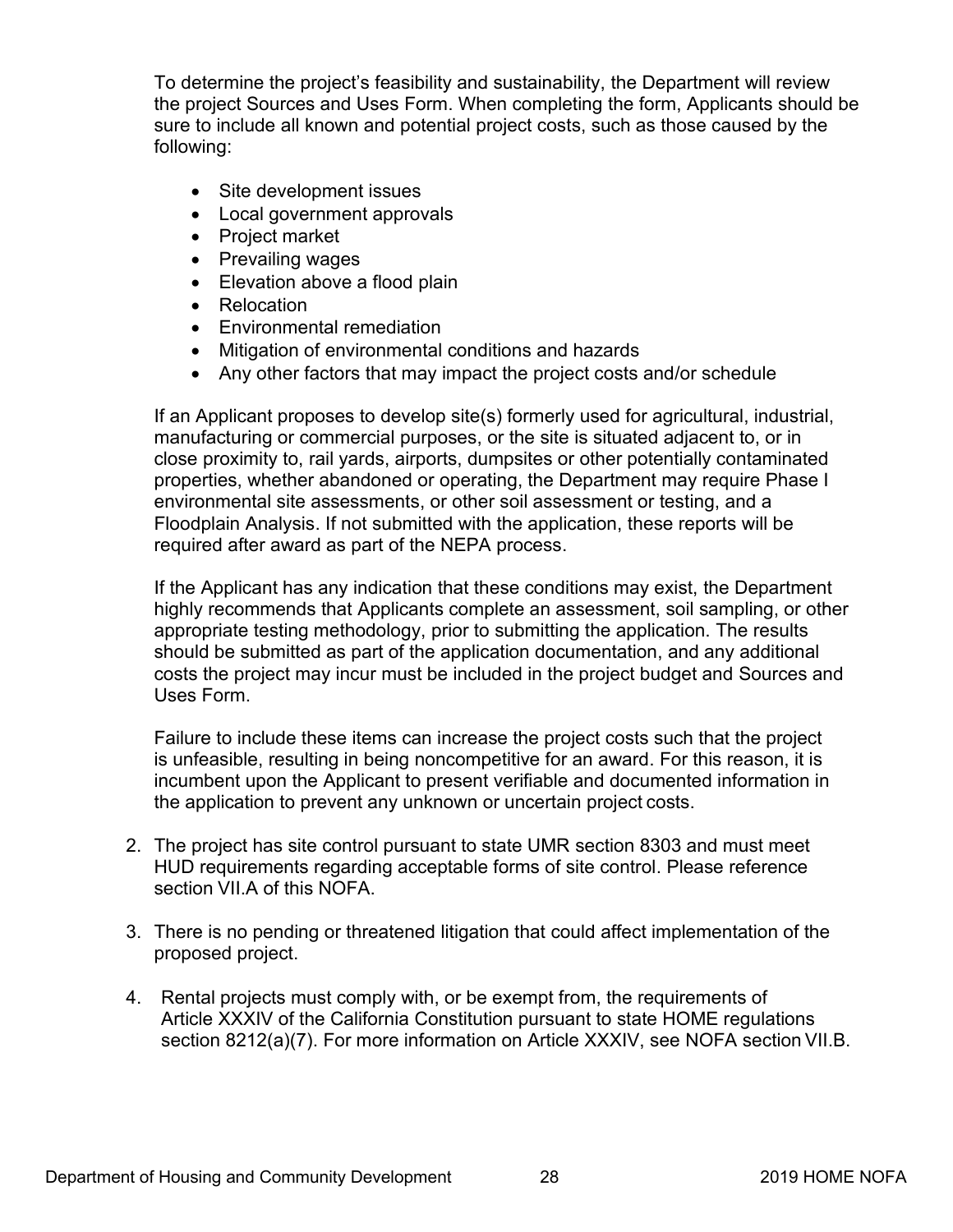To determine the project's feasibility and sustainability, the Department will review the project Sources and Uses Form. When completing the form, Applicants should be sure to include all known and potential project costs, such as those caused by the following:

- Site development issues
- Local government approvals
- Project market
- Prevailing wages
- Elevation above a flood plain
- Relocation
- Environmental remediation
- Mitigation of environmental conditions and hazards
- Any other factors that may impact the project costs and/or schedule

If an Applicant proposes to develop site(s) formerly used for agricultural, industrial, manufacturing or commercial purposes, or the site is situated adjacent to, or in close proximity to, rail yards, airports, dumpsites or other potentially contaminated properties, whether abandoned or operating, the Department may require Phase I environmental site assessments, or other soil assessment or testing, and a Floodplain Analysis. If not submitted with the application, these reports will be required after award as part of the NEPA process.

If the Applicant has any indication that these conditions may exist, the Department highly recommends that Applicants complete an assessment, soil sampling, or other appropriate testing methodology, prior to submitting the application. The results should be submitted as part of the application documentation, and any additional costs the project may incur must be included in the project budget and Sources and Uses Form.

Failure to include these items can increase the project costs such that the project is unfeasible, resulting in being noncompetitive for an award. For this reason, it is incumbent upon the Applicant to present verifiable and documented information in the application to prevent any unknown or uncertain project costs.

2. The project has site control pursuant to state UMR section 8303 and must meet HUD requirements regarding acceptable forms of site control. Please reference section VII.A of this NOFA.

3. There is no pending or threatened litigation that could affect implementation of the proposed project.

4. Rental projects must comply with, or be exempt from, the requirements of Article XXXIV of the California Constitution pursuant to state HOME regulations section 8212(a)(7). For more information on Article XXXIV, see NOFA section VII.B.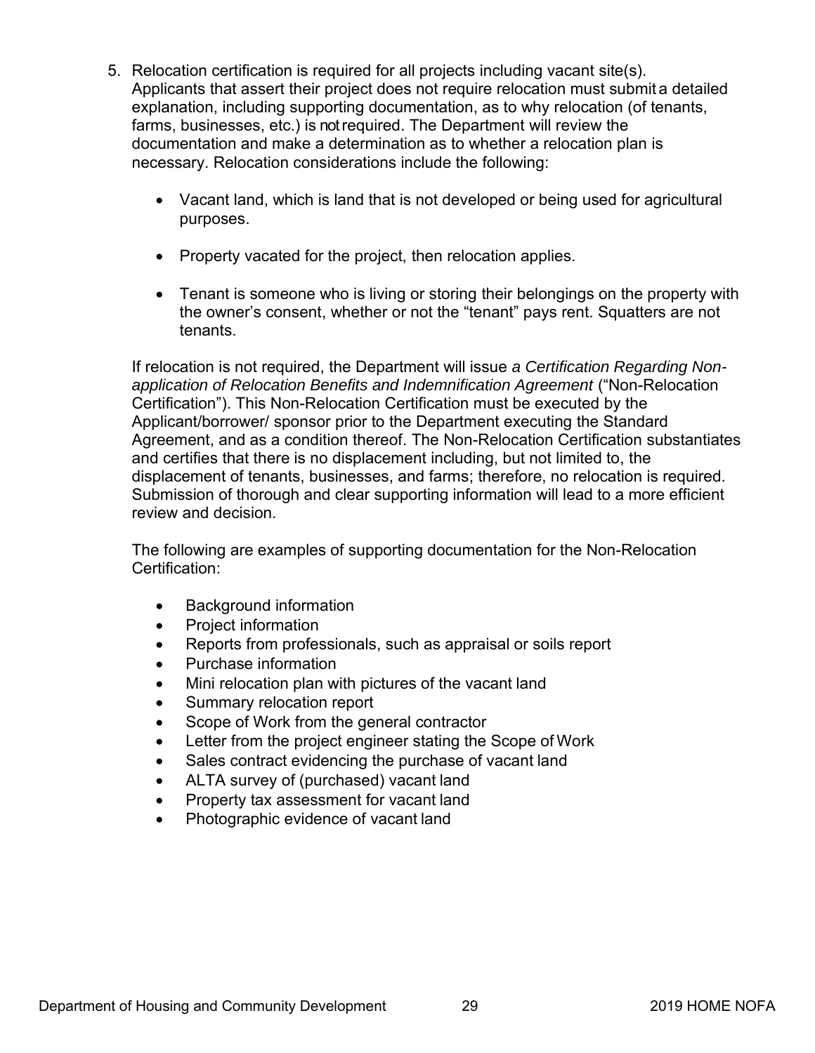5. Relocation certification is required for all projects including vacant site(s). Applicants that assert their project does not require relocation must submit a detailed explanation, including supporting documentation, as to why relocation (of tenants, farms, businesses, etc.) is not required. The Department will review the documentation and make a determination as to whether a relocation plan is necessary. Relocation considerations include the following:

   - Vacant land, which is land that is not developed or being used for agricultural purposes.
   - Property vacated for the project, then relocation applies.
   - Tenant is someone who is living or storing their belongings on the property with the owner's consent, whether or not the "tenant" pays rent. Squatters are not tenants.

   If relocation is not required, the Department will issue *a Certification Regarding Non-application of Relocation Benefits and Indemnification Agreement* ("Non-Relocation Certification"). This Non-Relocation Certification must be executed by the Applicant/borrower/ sponsor prior to the Department executing the Standard Agreement, and as a condition thereof. The Non-Relocation Certification substantiates and certifies that there is no displacement including, but not limited to, the displacement of tenants, businesses, and farms; therefore, no relocation is required. Submission of thorough and clear supporting information will lead to a more efficient review and decision.

   The following are examples of supporting documentation for the Non-Relocation Certification:

   - Background information
   - Project information
   - Reports from professionals, such as appraisal or soils report
   - Purchase information
   - Mini relocation plan with pictures of the vacant land
   - Summary relocation report
   - Scope of Work from the general contractor
   - Letter from the project engineer stating the Scope of Work
   - Sales contract evidencing the purchase of vacant land
   - ALTA survey of (purchased) vacant land
   - Property tax assessment for vacant land
   - Photographic evidence of vacant land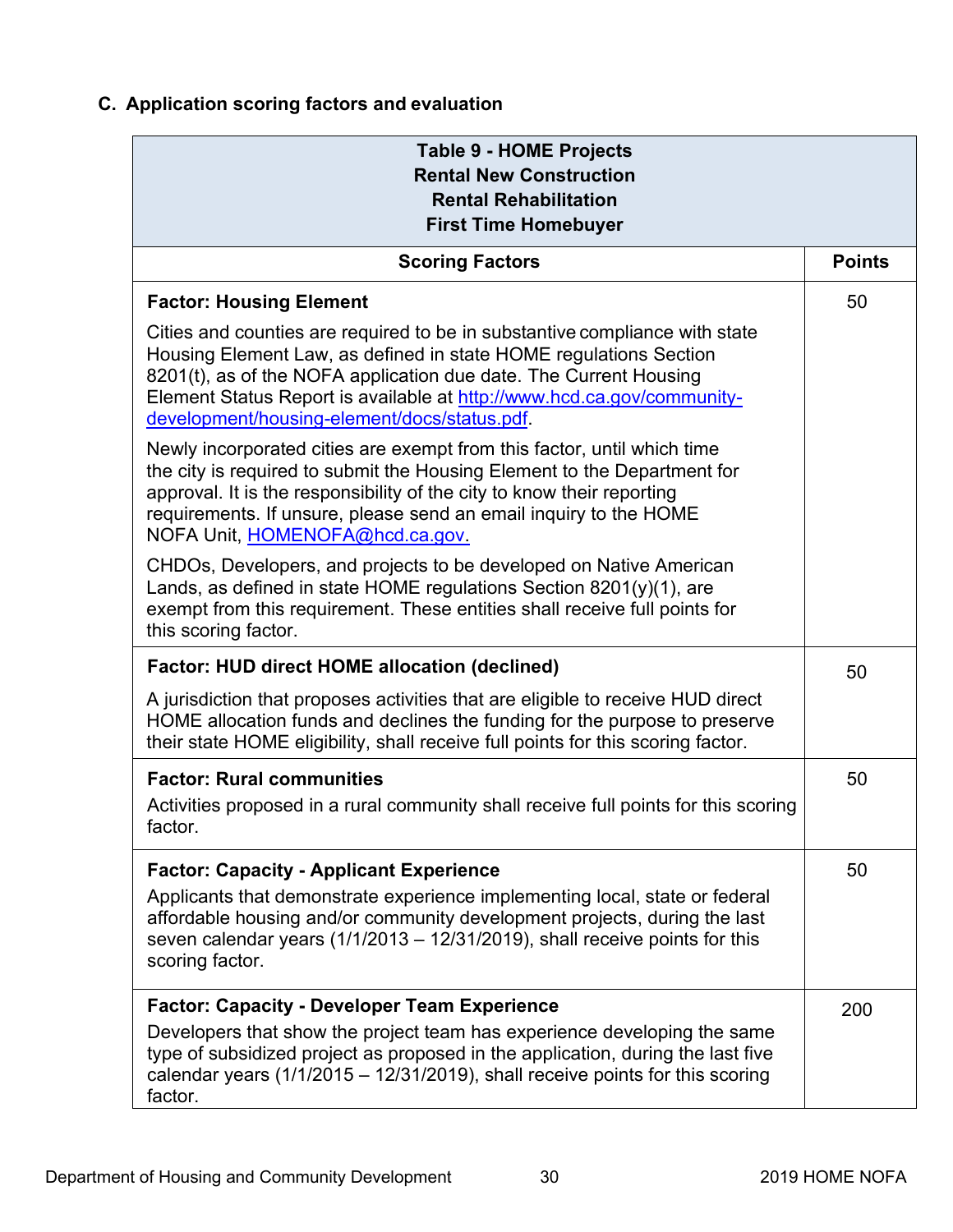### C. Application scoring factors and evaluation

| Table 9 - HOME Projects<br>Rental New Construction<br>Rental Rehabilitation<br>First Time Homebuyer | |
|---|---|
| **Scoring Factors** | **Points** |
| **Factor: Housing Element**<br><br>Cities and counties are required to be in substantive compliance with state Housing Element Law, as defined in state HOME regulations Section 8201(t), as of the NOFA application due date. The Current Housing Element Status Report is available at [http://www.hcd.ca.gov/community-development/housing-element/docs/status.pdf](http://www.hcd.ca.gov/community-development/housing-element/docs/status.pdf).<br><br>Newly incorporated cities are exempt from this factor, until which time the city is required to submit the Housing Element to the Department for approval. It is the responsibility of the city to know their reporting requirements. If unsure, please send an email inquiry to the HOME NOFA Unit, [HOMENOFA@hcd.ca.gov.](mailto:HOMENOFA@hcd.ca.gov)<br><br>CHDOs, Developers, and projects to be developed on Native American Lands, as defined in state HOME regulations Section 8201(y)(1), are exempt from this requirement. These entities shall receive full points for this scoring factor. | 50 |
| **Factor: HUD direct HOME allocation (declined)**<br><br>A jurisdiction that proposes activities that are eligible to receive HUD direct HOME allocation funds and declines the funding for the purpose to preserve their state HOME eligibility, shall receive full points for this scoring factor. | 50 |
| **Factor: Rural communities**<br><br>Activities proposed in a rural community shall receive full points for this scoring factor. | 50 |
| **Factor: Capacity - Applicant Experience**<br><br>Applicants that demonstrate experience implementing local, state or federal affordable housing and/or community development projects, during the last seven calendar years (1/1/2013 – 12/31/2019), shall receive points for this scoring factor. | 50 |
| **Factor: Capacity - Developer Team Experience**<br><br>Developers that show the project team has experience developing the same type of subsidized project as proposed in the application, during the last five calendar years (1/1/2015 – 12/31/2019), shall receive points for this scoring factor. | 200 |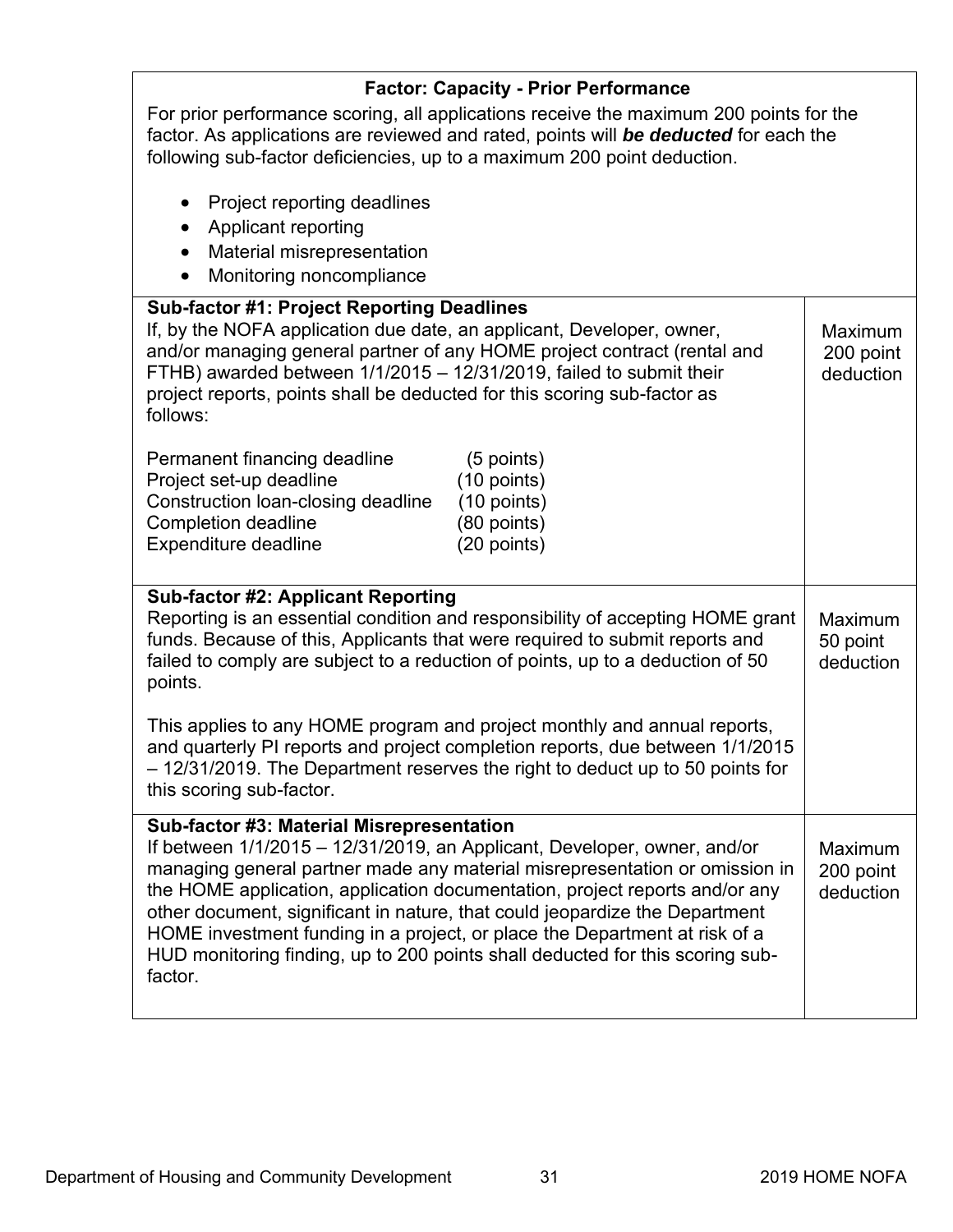| **Factor: Capacity - Prior Performance**<br><br>For prior performance scoring, all applications receive the maximum 200 points for the factor. As applications are reviewed and rated, points will ***be deducted*** for each the following sub-factor deficiencies, up to a maximum 200 point deduction.<br><br>• Project reporting deadlines<br>• Applicant reporting<br>• Material misrepresentation<br>• Monitoring noncompliance | |
|---|---|
| **Sub-factor #1: Project Reporting Deadlines**<br>If, by the NOFA application due date, an applicant, Developer, owner, and/or managing general partner of any HOME project contract (rental and FTHB) awarded between 1/1/2015 – 12/31/2019, failed to submit their project reports, points shall be deducted for this scoring sub-factor as follows:<br><br>Permanent financing deadline (5 points)<br>Project set-up deadline (10 points)<br>Construction loan-closing deadline (10 points)<br>Completion deadline (80 points)<br>Expenditure deadline (20 points) | Maximum 200 point deduction |
| **Sub-factor #2: Applicant Reporting**<br>Reporting is an essential condition and responsibility of accepting HOME grant funds. Because of this, Applicants that were required to submit reports and failed to comply are subject to a reduction of points, up to a deduction of 50 points.<br><br>This applies to any HOME program and project monthly and annual reports, and quarterly PI reports and project completion reports, due between 1/1/2015 – 12/31/2019. The Department reserves the right to deduct up to 50 points for this scoring sub-factor. | Maximum 50 point deduction |
| **Sub-factor #3: Material Misrepresentation**<br>If between 1/1/2015 – 12/31/2019, an Applicant, Developer, owner, and/or managing general partner made any material misrepresentation or omission in the HOME application, application documentation, project reports and/or any other document, significant in nature, that could jeopardize the Department HOME investment funding in a project, or place the Department at risk of a HUD monitoring finding, up to 200 points shall deducted for this scoring sub-factor. | Maximum 200 point deduction |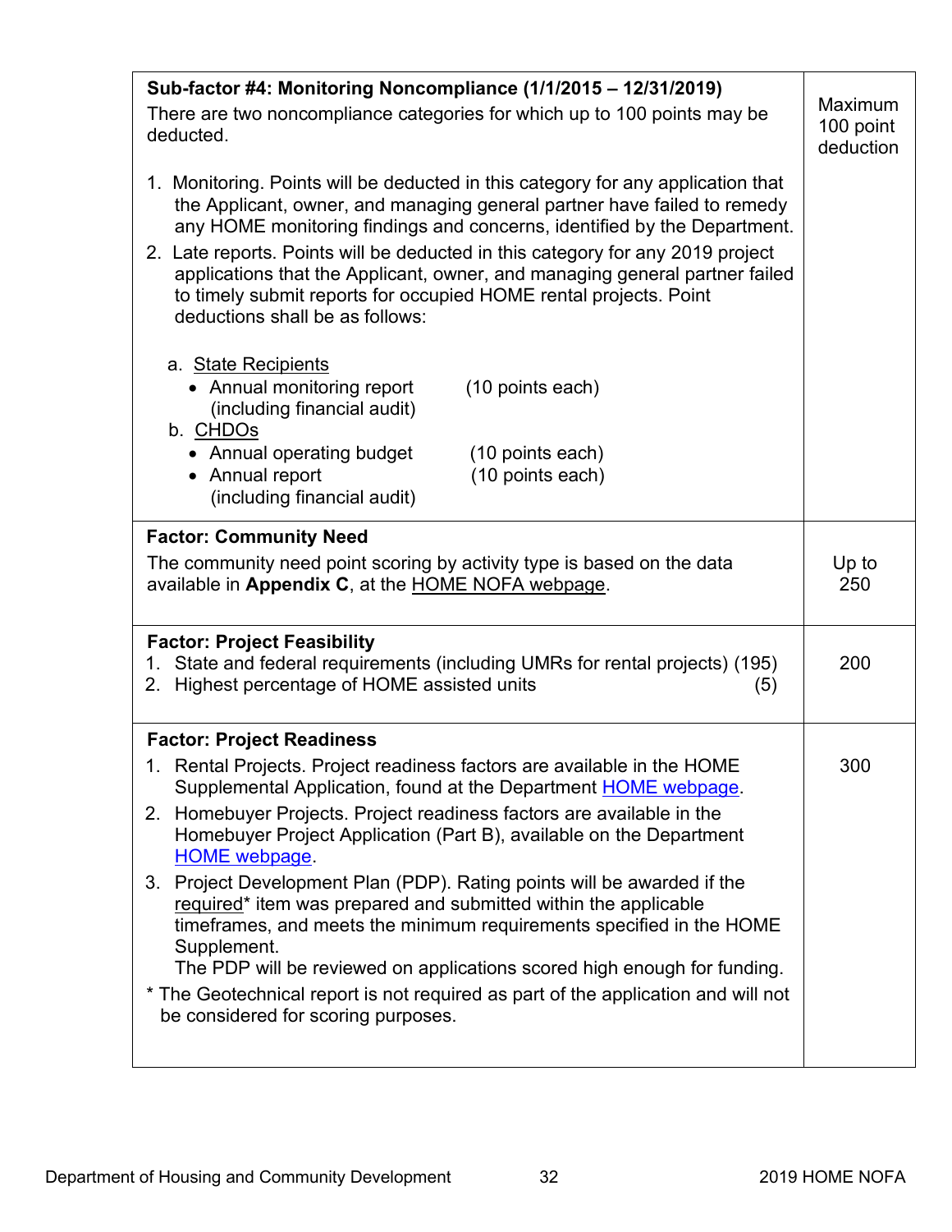| | |
|---|---|
| **Sub-factor #4: Monitoring Noncompliance (1/1/2015 – 12/31/2019)**<br>There are two noncompliance categories for which up to 100 points may be deducted.<br><br>1. Monitoring. Points will be deducted in this category for any application that the Applicant, owner, and managing general partner have failed to remedy any HOME monitoring findings and concerns, identified by the Department.<br>2. Late reports. Points will be deducted in this category for any 2019 project applications that the Applicant, owner, and managing general partner failed to timely submit reports for occupied HOME rental projects. Point deductions shall be as follows:<br><br>a. <u>State Recipients</u><br>• Annual monitoring report (including financial audit) (10 points each)<br>b. <u>CHDOs</u><br>• Annual operating budget (10 points each)<br>• Annual report (including financial audit) (10 points each) | Maximum 100 point deduction |
| **Factor: Community Need**<br>The community need point scoring by activity type is based on the data available in **Appendix C**, at the <u>HOME NOFA webpage</u>. | Up to 250 |
| **Factor: Project Feasibility**<br>1. State and federal requirements (including UMRs for rental projects) (195)<br>2. Highest percentage of HOME assisted units (5) | 200 |
| **Factor: Project Readiness**<br>1. Rental Projects. Project readiness factors are available in the HOME Supplemental Application, found at the Department HOME webpage.<br>2. Homebuyer Projects. Project readiness factors are available in the Homebuyer Project Application (Part B), available on the Department HOME webpage.<br>3. Project Development Plan (PDP). Rating points will be awarded if the <u>required</u>* item was prepared and submitted within the applicable timeframes, and meets the minimum requirements specified in the HOME Supplement.<br>The PDP will be reviewed on applications scored high enough for funding.<br><br>* The Geotechnical report is not required as part of the application and will not be considered for scoring purposes. | 300 |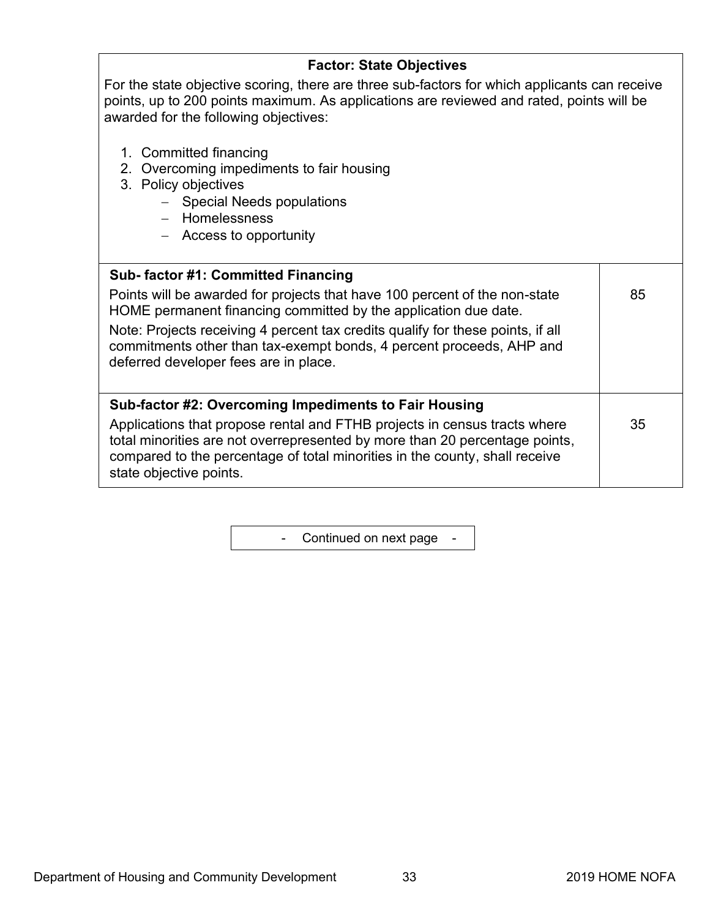| **Factor: State Objectives** | |
|---|---|
| For the state objective scoring, there are three sub-factors for which applicants can receive points, up to 200 points maximum. As applications are reviewed and rated, points will be awarded for the following objectives:<br><br>1. Committed financing<br>2. Overcoming impediments to fair housing<br>3. Policy objectives<br>   – Special Needs populations<br>   – Homelessness<br>   – Access to opportunity | |
| **Sub- factor #1: Committed Financing**<br>Points will be awarded for projects that have 100 percent of the non-state HOME permanent financing committed by the application due date.<br>Note: Projects receiving 4 percent tax credits qualify for these points, if all commitments other than tax-exempt bonds, 4 percent proceeds, AHP and deferred developer fees are in place. | 85 |
| **Sub-factor #2: Overcoming Impediments to Fair Housing**<br>Applications that propose rental and FTHB projects in census tracts where total minorities are not overrepresented by more than 20 percentage points, compared to the percentage of total minorities in the county, shall receive state objective points. | 35 |

- Continued on next page -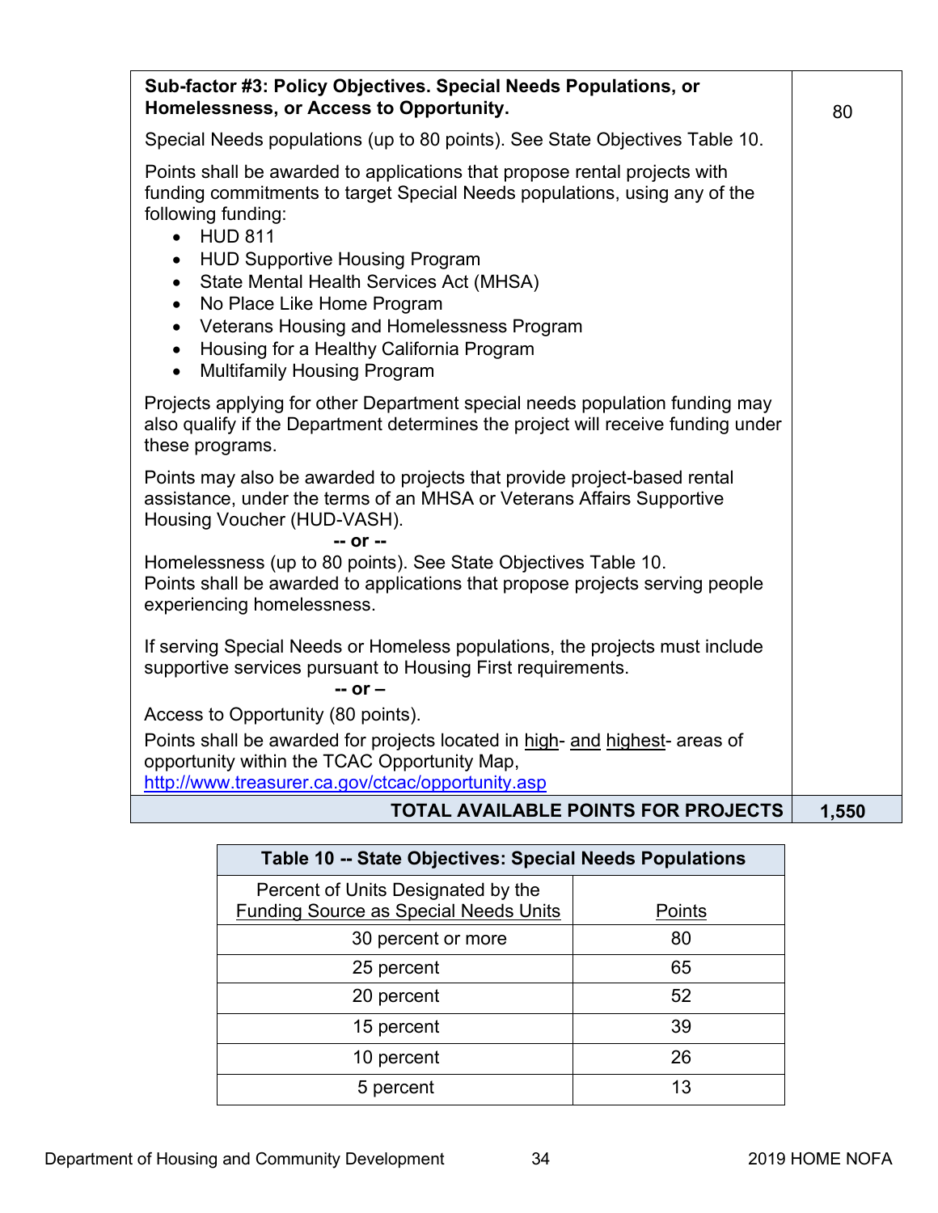| **Sub-factor #3: Policy Objectives. Special Needs Populations, or Homelessness, or Access to Opportunity.** | 80 |
|---|---|
| Special Needs populations (up to 80 points). See State Objectives Table 10.<br><br>Points shall be awarded to applications that propose rental projects with funding commitments to target Special Needs populations, using any of the following funding:<br>• HUD 811<br>• HUD Supportive Housing Program<br>• State Mental Health Services Act (MHSA)<br>• No Place Like Home Program<br>• Veterans Housing and Homelessness Program<br>• Housing for a Healthy California Program<br>• Multifamily Housing Program<br><br>Projects applying for other Department special needs population funding may also qualify if the Department determines the project will receive funding under these programs.<br><br>Points may also be awarded to projects that provide project-based rental assistance, under the terms of an MHSA or Veterans Affairs Supportive Housing Voucher (HUD-VASH).<br>**-- or --**<br>Homelessness (up to 80 points). See State Objectives Table 10.<br>Points shall be awarded to applications that propose projects serving people experiencing homelessness.<br><br>If serving Special Needs or Homeless populations, the projects must include supportive services pursuant to Housing First requirements.<br>**-- or –**<br>Access to Opportunity (80 points).<br>Points shall be awarded for projects located in high- and highest- areas of opportunity within the TCAC Opportunity Map, http://www.treasurer.ca.gov/ctcac/opportunity.asp | |
| **TOTAL AVAILABLE POINTS FOR PROJECTS** | **1,550** |

**Table 10 -- State Objectives: Special Needs Populations**

| Percent of Units Designated by the Funding Source as Special Needs Units | Points |
|---|---|
| 30 percent or more | 80 |
| 25 percent | 65 |
| 20 percent | 52 |
| 15 percent | 39 |
| 10 percent | 26 |
| 5 percent | 13 |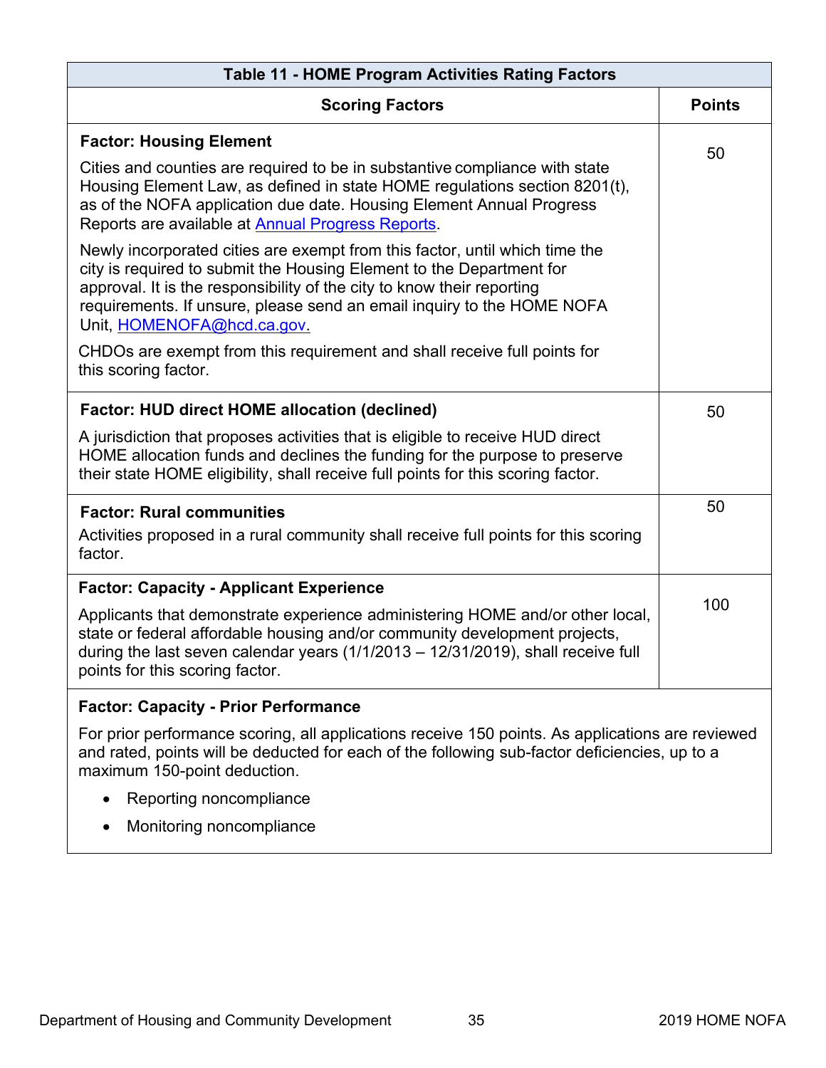| Table 11 - HOME Program Activities Rating Factors | |
|---|---|
| **Scoring Factors** | **Points** |
| **Factor: Housing Element**<br><br>Cities and counties are required to be in substantive compliance with state Housing Element Law, as defined in state HOME regulations section 8201(t), as of the NOFA application due date. Housing Element Annual Progress Reports are available at [Annual Progress Reports](Annual Progress Reports).<br><br>Newly incorporated cities are exempt from this factor, until which time the city is required to submit the Housing Element to the Department for approval. It is the responsibility of the city to know their reporting requirements. If unsure, please send an email inquiry to the HOME NOFA Unit, HOMENOFA@hcd.ca.gov.<br><br>CHDOs are exempt from this requirement and shall receive full points for this scoring factor. | 50 |
| **Factor: HUD direct HOME allocation (declined)**<br><br>A jurisdiction that proposes activities that is eligible to receive HUD direct HOME allocation funds and declines the funding for the purpose to preserve their state HOME eligibility, shall receive full points for this scoring factor. | 50 |
| **Factor: Rural communities**<br><br>Activities proposed in a rural community shall receive full points for this scoring factor. | 50 |
| **Factor: Capacity - Applicant Experience**<br><br>Applicants that demonstrate experience administering HOME and/or other local, state or federal affordable housing and/or community development projects, during the last seven calendar years (1/1/2013 – 12/31/2019), shall receive full points for this scoring factor. | 100 |
| **Factor: Capacity - Prior Performance**<br><br>For prior performance scoring, all applications receive 150 points. As applications are reviewed and rated, points will be deducted for each of the following sub-factor deficiencies, up to a maximum 150-point deduction.<br><br>• Reporting noncompliance<br>• Monitoring noncompliance | |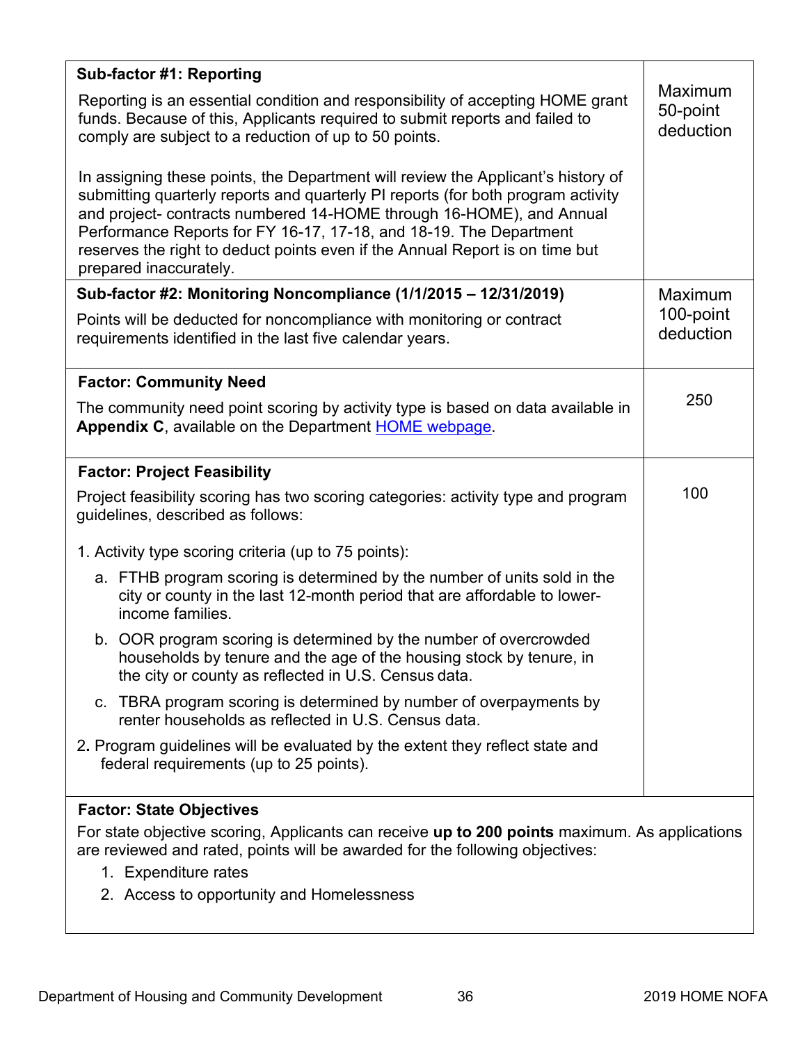| | |
|---|---|
| **Sub-factor #1: Reporting**<br><br>Reporting is an essential condition and responsibility of accepting HOME grant funds. Because of this, Applicants required to submit reports and failed to comply are subject to a reduction of up to 50 points.<br><br>In assigning these points, the Department will review the Applicant's history of submitting quarterly reports and quarterly PI reports (for both program activity and project- contracts numbered 14-HOME through 16-HOME), and Annual Performance Reports for FY 16-17, 17-18, and 18-19. The Department reserves the right to deduct points even if the Annual Report is on time but prepared inaccurately. | Maximum 50-point deduction |
| **Sub-factor #2: Monitoring Noncompliance (1/1/2015 – 12/31/2019)**<br><br>Points will be deducted for noncompliance with monitoring or contract requirements identified in the last five calendar years. | Maximum 100-point deduction |
| **Factor: Community Need**<br><br>The community need point scoring by activity type is based on data available in **Appendix C**, available on the Department HOME webpage. | 250 |
| **Factor: Project Feasibility**<br><br>Project feasibility scoring has two scoring categories: activity type and program guidelines, described as follows:<br><br>1. Activity type scoring criteria (up to 75 points):<br>a. FTHB program scoring is determined by the number of units sold in the city or county in the last 12-month period that are affordable to lower-income families.<br>b. OOR program scoring is determined by the number of overcrowded households by tenure and the age of the housing stock by tenure, in the city or county as reflected in U.S. Census data.<br>c. TBRA program scoring is determined by number of overpayments by renter households as reflected in U.S. Census data.<br>2. Program guidelines will be evaluated by the extent they reflect state and federal requirements (up to 25 points). | 100 |
| **Factor: State Objectives**<br><br>For state objective scoring, Applicants can receive **up to 200 points** maximum. As applications are reviewed and rated, points will be awarded for the following objectives:<br>1. Expenditure rates<br>2. Access to opportunity and Homelessness | |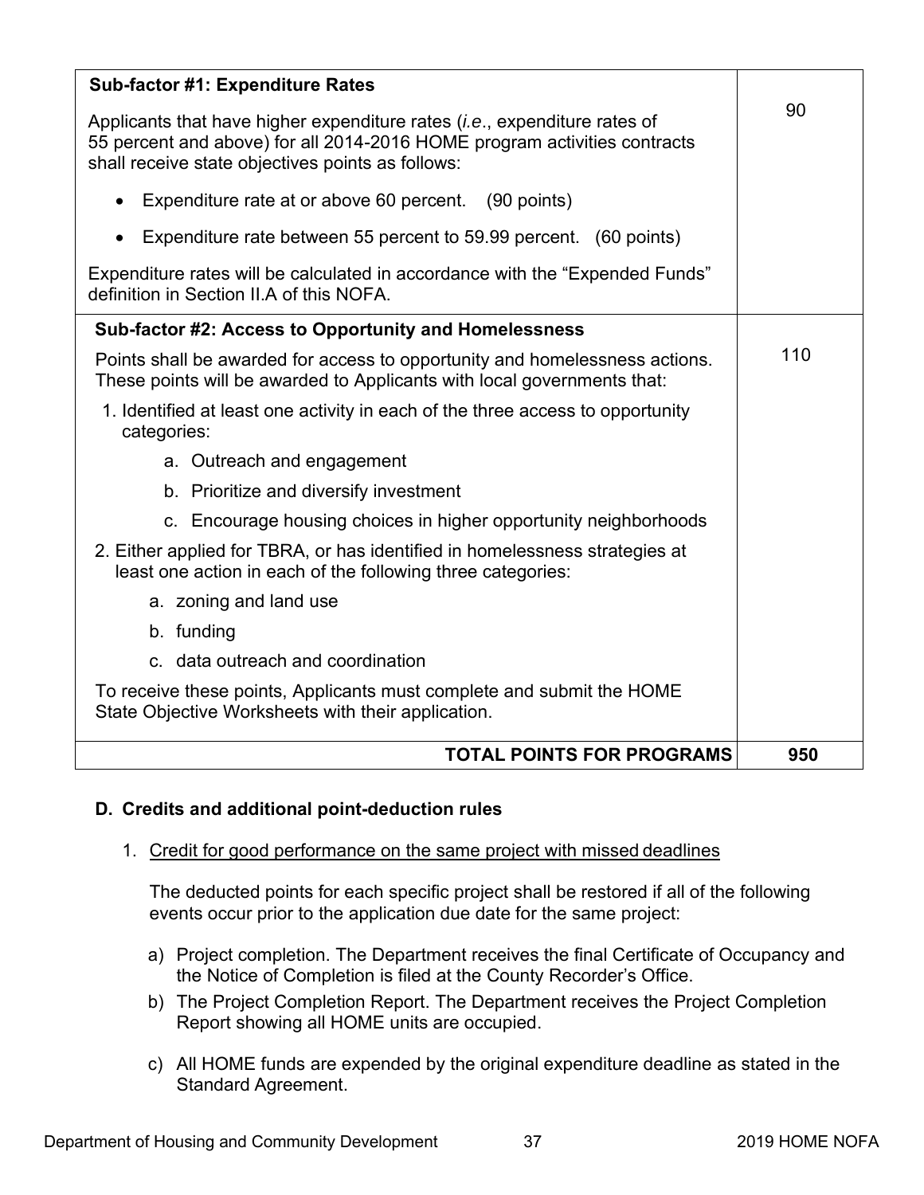| | |
|---|---|
| **Sub-factor #1: Expenditure Rates**<br><br>Applicants that have higher expenditure rates (*i.e*., expenditure rates of 55 percent and above) for all 2014-2016 HOME program activities contracts shall receive state objectives points as follows:<br><br>• Expenditure rate at or above 60 percent. (90 points)<br><br>• Expenditure rate between 55 percent to 59.99 percent. (60 points)<br><br>Expenditure rates will be calculated in accordance with the "Expended Funds" definition in Section II.A of this NOFA. | 90 |
| **Sub-factor #2: Access to Opportunity and Homelessness**<br><br>Points shall be awarded for access to opportunity and homelessness actions. These points will be awarded to Applicants with local governments that:<br><br>1. Identified at least one activity in each of the three access to opportunity categories:<br>a. Outreach and engagement<br>b. Prioritize and diversify investment<br>c. Encourage housing choices in higher opportunity neighborhoods<br><br>2. Either applied for TBRA, or has identified in homelessness strategies at least one action in each of the following three categories:<br>a. zoning and land use<br>b. funding<br>c. data outreach and coordination<br><br>To receive these points, Applicants must complete and submit the HOME State Objective Worksheets with their application. | 110 |
| **TOTAL POINTS FOR PROGRAMS** | **950** |

## D. Credits and additional point-deduction rules

1. Credit for good performance on the same project with missed deadlines

   The deducted points for each specific project shall be restored if all of the following events occur prior to the application due date for the same project:

   a) Project completion. The Department receives the final Certificate of Occupancy and the Notice of Completion is filed at the County Recorder's Office.

   b) The Project Completion Report. The Department receives the Project Completion Report showing all HOME units are occupied.

   c) All HOME funds are expended by the original expenditure deadline as stated in the Standard Agreement.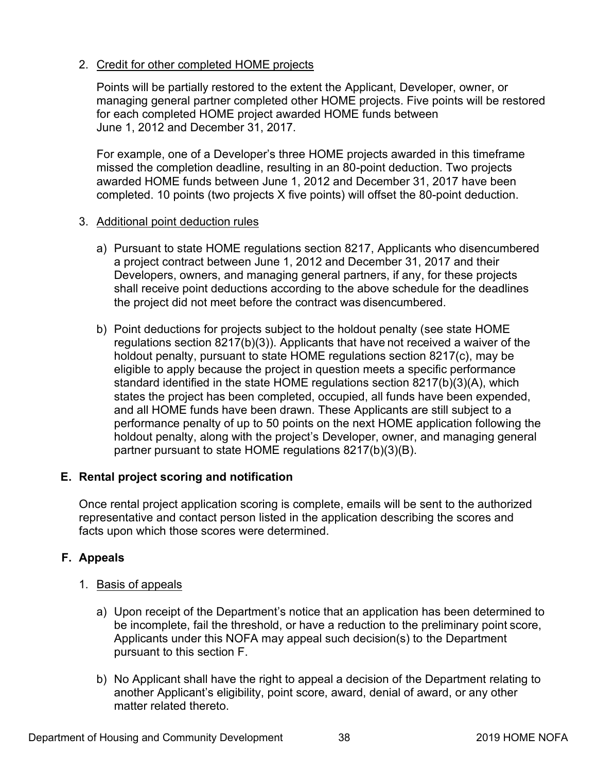2. Credit for other completed HOME projects

   Points will be partially restored to the extent the Applicant, Developer, owner, or managing general partner completed other HOME projects. Five points will be restored for each completed HOME project awarded HOME funds between June 1, 2012 and December 31, 2017.

   For example, one of a Developer's three HOME projects awarded in this timeframe missed the completion deadline, resulting in an 80-point deduction. Two projects awarded HOME funds between June 1, 2012 and December 31, 2017 have been completed. 10 points (two projects X five points) will offset the 80-point deduction.

3. Additional point deduction rules

   a) Pursuant to state HOME regulations section 8217, Applicants who disencumbered a project contract between June 1, 2012 and December 31, 2017 and their Developers, owners, and managing general partners, if any, for these projects shall receive point deductions according to the above schedule for the deadlines the project did not meet before the contract was disencumbered.

   b) Point deductions for projects subject to the holdout penalty (see state HOME regulations section 8217(b)(3)). Applicants that have not received a waiver of the holdout penalty, pursuant to state HOME regulations section 8217(c), may be eligible to apply because the project in question meets a specific performance standard identified in the state HOME regulations section 8217(b)(3)(A), which states the project has been completed, occupied, all funds have been expended, and all HOME funds have been drawn. These Applicants are still subject to a performance penalty of up to 50 points on the next HOME application following the holdout penalty, along with the project's Developer, owner, and managing general partner pursuant to state HOME regulations 8217(b)(3)(B).

## E. Rental project scoring and notification

Once rental project application scoring is complete, emails will be sent to the authorized representative and contact person listed in the application describing the scores and facts upon which those scores were determined.

## F. Appeals

1. Basis of appeals

   a) Upon receipt of the Department's notice that an application has been determined to be incomplete, fail the threshold, or have a reduction to the preliminary point score, Applicants under this NOFA may appeal such decision(s) to the Department pursuant to this section F.

   b) No Applicant shall have the right to appeal a decision of the Department relating to another Applicant's eligibility, point score, award, denial of award, or any other matter related thereto.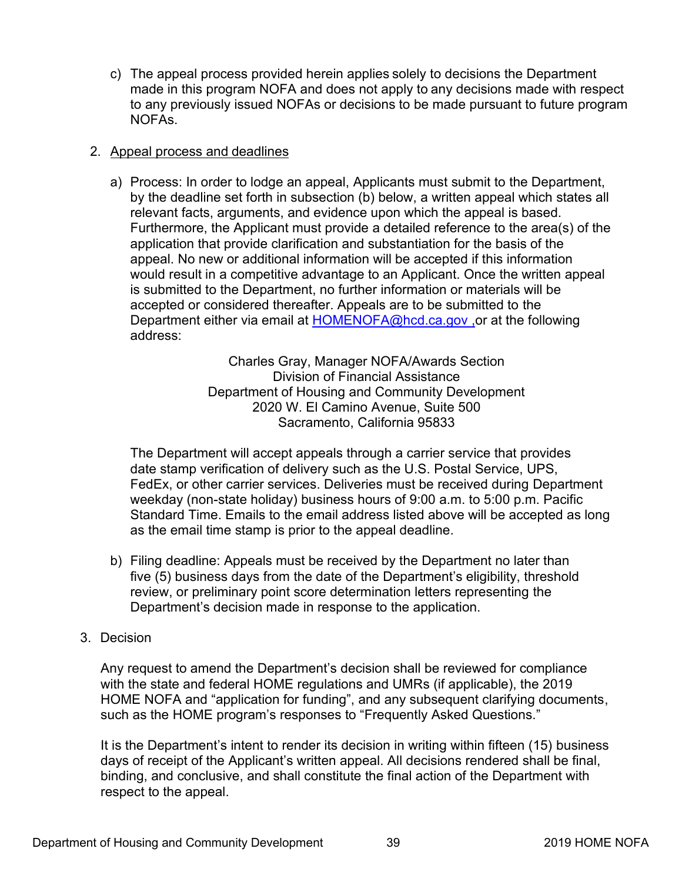c) The appeal process provided herein applies solely to decisions the Department made in this program NOFA and does not apply to any decisions made with respect to any previously issued NOFAs or decisions to be made pursuant to future program NOFAs.

2. Appeal process and deadlines

   a) Process: In order to lodge an appeal, Applicants must submit to the Department, by the deadline set forth in subsection (b) below, a written appeal which states all relevant facts, arguments, and evidence upon which the appeal is based. Furthermore, the Applicant must provide a detailed reference to the area(s) of the application that provide clarification and substantiation for the basis of the appeal. No new or additional information will be accepted if this information would result in a competitive advantage to an Applicant. Once the written appeal is submitted to the Department, no further information or materials will be accepted or considered thereafter. Appeals are to be submitted to the Department either via email at HOMENOFA@hcd.ca.gov ,or at the following address:

      Charles Gray, Manager NOFA/Awards Section
      Division of Financial Assistance
      Department of Housing and Community Development
      2020 W. El Camino Avenue, Suite 500
      Sacramento, California 95833

      The Department will accept appeals through a carrier service that provides date stamp verification of delivery such as the U.S. Postal Service, UPS, FedEx, or other carrier services. Deliveries must be received during Department weekday (non-state holiday) business hours of 9:00 a.m. to 5:00 p.m. Pacific Standard Time. Emails to the email address listed above will be accepted as long as the email time stamp is prior to the appeal deadline.

   b) Filing deadline: Appeals must be received by the Department no later than five (5) business days from the date of the Department's eligibility, threshold review, or preliminary point score determination letters representing the Department's decision made in response to the application.

3. Decision

   Any request to amend the Department's decision shall be reviewed for compliance with the state and federal HOME regulations and UMRs (if applicable), the 2019 HOME NOFA and "application for funding", and any subsequent clarifying documents, such as the HOME program's responses to "Frequently Asked Questions."

   It is the Department's intent to render its decision in writing within fifteen (15) business days of receipt of the Applicant's written appeal. All decisions rendered shall be final, binding, and conclusive, and shall constitute the final action of the Department with respect to the appeal.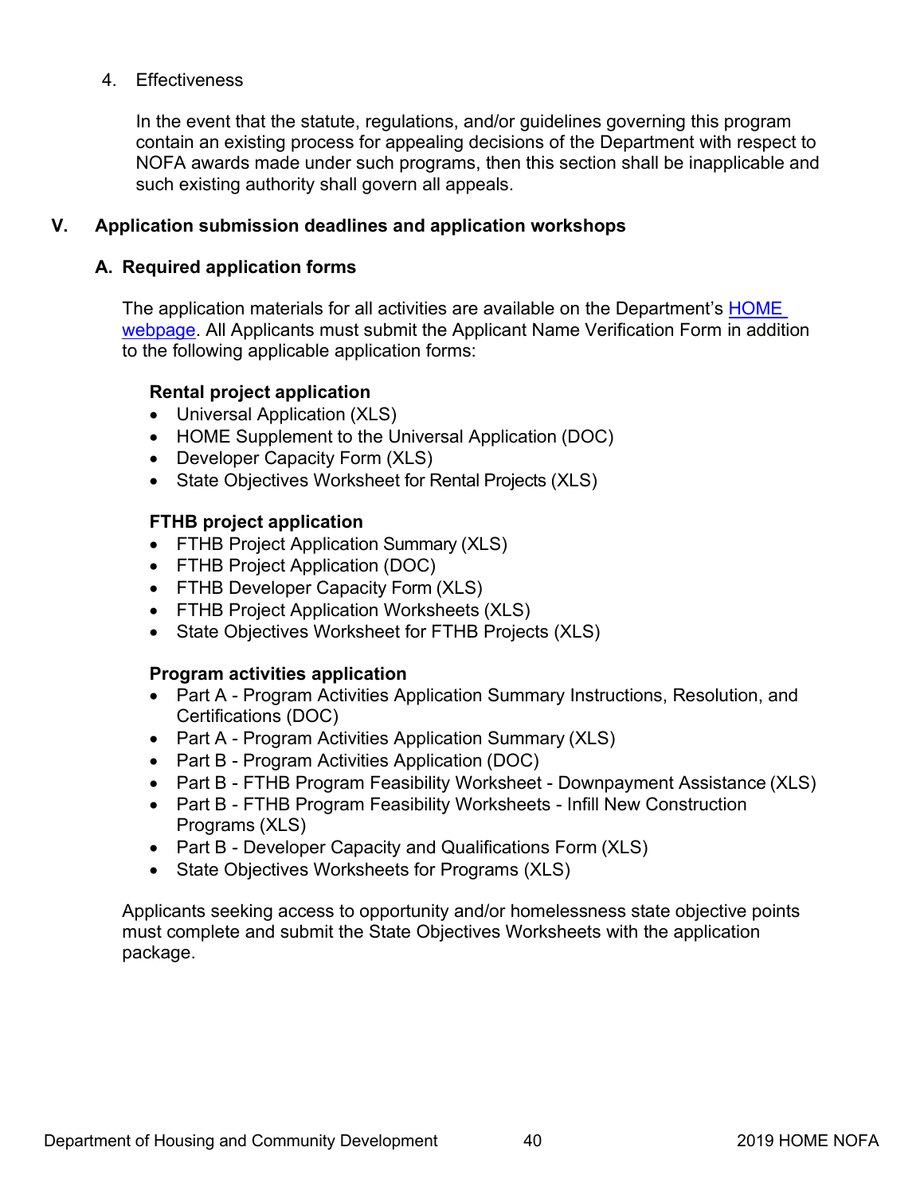4. Effectiveness

   In the event that the statute, regulations, and/or guidelines governing this program contain an existing process for appealing decisions of the Department with respect to NOFA awards made under such programs, then this section shall be inapplicable and such existing authority shall govern all appeals.

## V. Application submission deadlines and application workshops

### A. Required application forms

The application materials for all activities are available on the Department's HOME webpage. All Applicants must submit the Applicant Name Verification Form in addition to the following applicable application forms:

**Rental project application**

- Universal Application (XLS)
- HOME Supplement to the Universal Application (DOC)
- Developer Capacity Form (XLS)
- State Objectives Worksheet for Rental Projects (XLS)

**FTHB project application**

- FTHB Project Application Summary (XLS)
- FTHB Project Application (DOC)
- FTHB Developer Capacity Form (XLS)
- FTHB Project Application Worksheets (XLS)
- State Objectives Worksheet for FTHB Projects (XLS)

**Program activities application**

- Part A - Program Activities Application Summary Instructions, Resolution, and Certifications (DOC)
- Part A - Program Activities Application Summary (XLS)
- Part B - Program Activities Application (DOC)
- Part B - FTHB Program Feasibility Worksheet - Downpayment Assistance (XLS)
- Part B - FTHB Program Feasibility Worksheets - Infill New Construction Programs (XLS)
- Part B - Developer Capacity and Qualifications Form (XLS)
- State Objectives Worksheets for Programs (XLS)

Applicants seeking access to opportunity and/or homelessness state objective points must complete and submit the State Objectives Worksheets with the application package.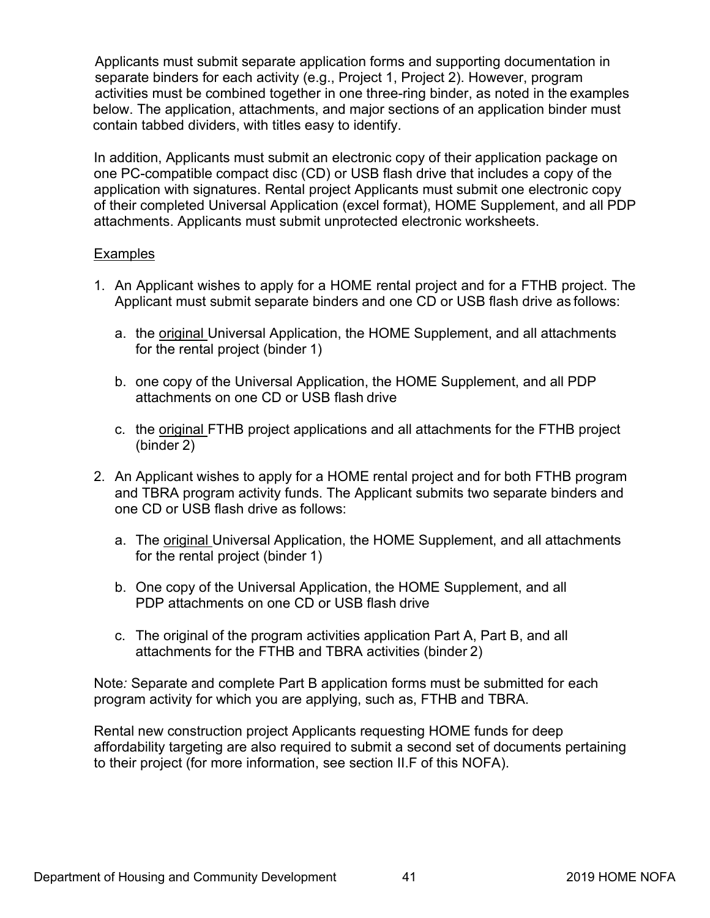Applicants must submit separate application forms and supporting documentation in separate binders for each activity (e.g., Project 1, Project 2). However, program activities must be combined together in one three-ring binder, as noted in the examples below. The application, attachments, and major sections of an application binder must contain tabbed dividers, with titles easy to identify.

In addition, Applicants must submit an electronic copy of their application package on one PC-compatible compact disc (CD) or USB flash drive that includes a copy of the application with signatures. Rental project Applicants must submit one electronic copy of their completed Universal Application (excel format), HOME Supplement, and all PDP attachments. Applicants must submit unprotected electronic worksheets.

<u>Examples</u>

1. An Applicant wishes to apply for a HOME rental project and for a FTHB project. The Applicant must submit separate binders and one CD or USB flash drive as follows:

   a. the <u>original</u> Universal Application, the HOME Supplement, and all attachments for the rental project (binder 1)

   b. one copy of the Universal Application, the HOME Supplement, and all PDP attachments on one CD or USB flash drive

   c. the <u>original</u> FTHB project applications and all attachments for the FTHB project (binder 2)

2. An Applicant wishes to apply for a HOME rental project and for both FTHB program and TBRA program activity funds. The Applicant submits two separate binders and one CD or USB flash drive as follows:

   a. The <u>original</u> Universal Application, the HOME Supplement, and all attachments for the rental project (binder 1)

   b. One copy of the Universal Application, the HOME Supplement, and all PDP attachments on one CD or USB flash drive

   c. The original of the program activities application Part A, Part B, and all attachments for the FTHB and TBRA activities (binder 2)

Note*:* Separate and complete Part B application forms must be submitted for each program activity for which you are applying, such as, FTHB and TBRA.

Rental new construction project Applicants requesting HOME funds for deep affordability targeting are also required to submit a second set of documents pertaining to their project (for more information, see section II.F of this NOFA).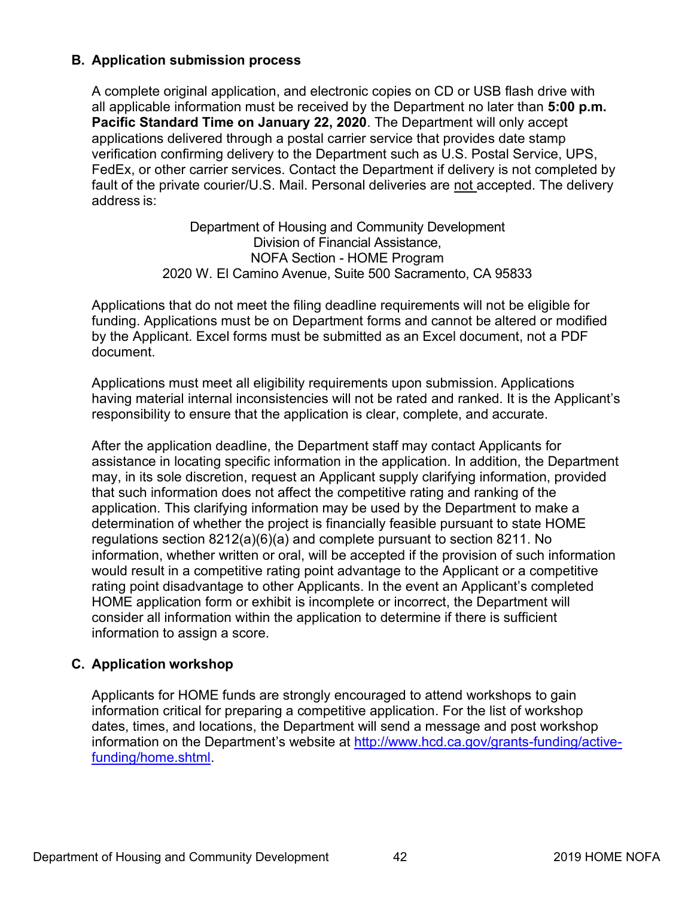### B. Application submission process

A complete original application, and electronic copies on CD or USB flash drive with all applicable information must be received by the Department no later than **5:00 p.m. Pacific Standard Time on January 22, 2020**. The Department will only accept applications delivered through a postal carrier service that provides date stamp verification confirming delivery to the Department such as U.S. Postal Service, UPS, FedEx, or other carrier services. Contact the Department if delivery is not completed by fault of the private courier/U.S. Mail. Personal deliveries are <u>not</u> accepted. The delivery address is:

Department of Housing and Community Development  
Division of Financial Assistance,  
NOFA Section - HOME Program  
2020 W. El Camino Avenue, Suite 500 Sacramento, CA 95833

Applications that do not meet the filing deadline requirements will not be eligible for funding. Applications must be on Department forms and cannot be altered or modified by the Applicant. Excel forms must be submitted as an Excel document, not a PDF document.

Applications must meet all eligibility requirements upon submission. Applications having material internal inconsistencies will not be rated and ranked. It is the Applicant's responsibility to ensure that the application is clear, complete, and accurate.

After the application deadline, the Department staff may contact Applicants for assistance in locating specific information in the application. In addition, the Department may, in its sole discretion, request an Applicant supply clarifying information, provided that such information does not affect the competitive rating and ranking of the application. This clarifying information may be used by the Department to make a determination of whether the project is financially feasible pursuant to state HOME regulations section 8212(a)(6)(a) and complete pursuant to section 8211. No information, whether written or oral, will be accepted if the provision of such information would result in a competitive rating point advantage to the Applicant or a competitive rating point disadvantage to other Applicants. In the event an Applicant's completed HOME application form or exhibit is incomplete or incorrect, the Department will consider all information within the application to determine if there is sufficient information to assign a score.

### C. Application workshop

Applicants for HOME funds are strongly encouraged to attend workshops to gain information critical for preparing a competitive application. For the list of workshop dates, times, and locations, the Department will send a message and post workshop information on the Department's website at [http://www.hcd.ca.gov/grants-funding/active-funding/home.shtml](http://www.hcd.ca.gov/grants-funding/active-funding/home.shtml).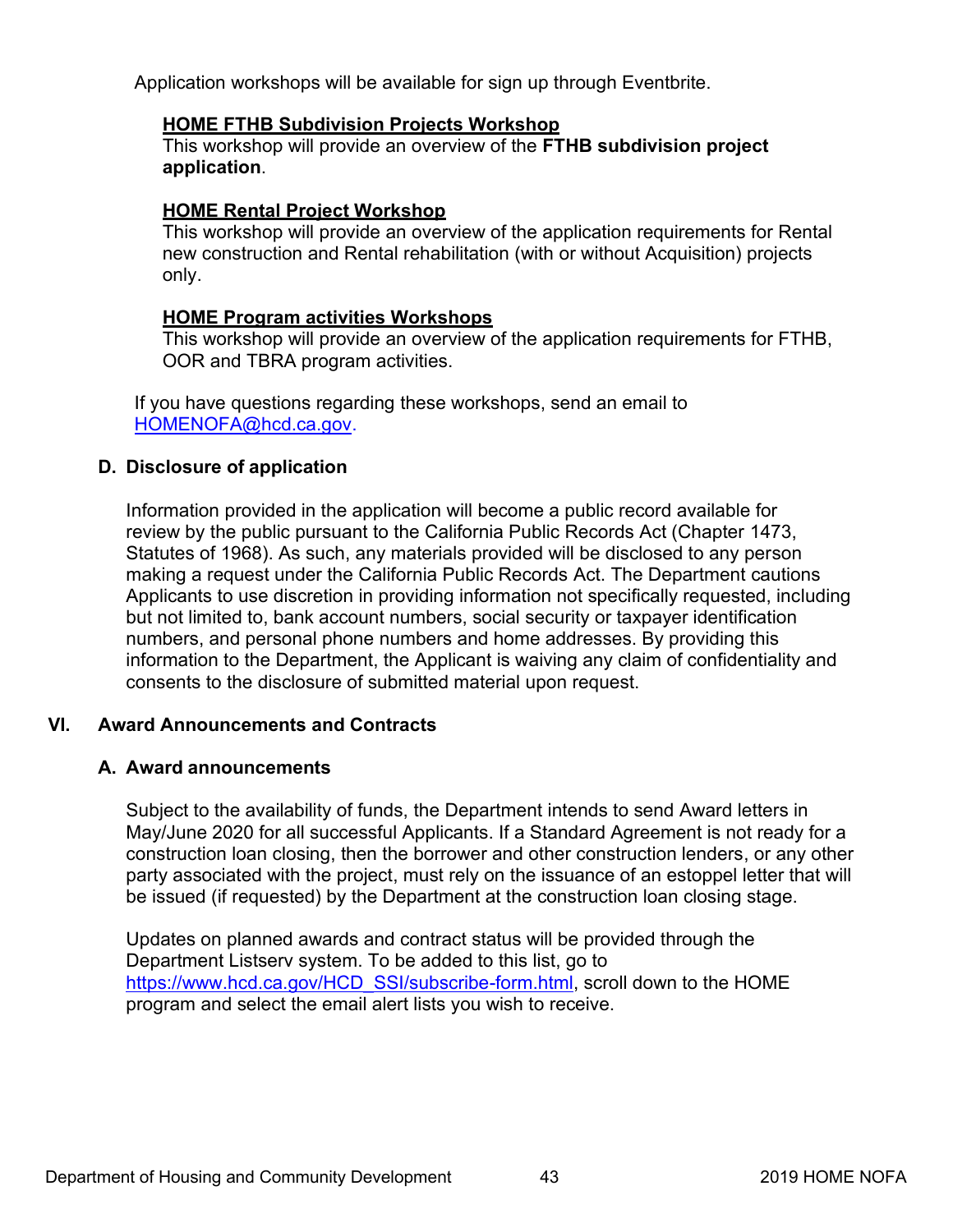Application workshops will be available for sign up through Eventbrite.

**HOME FTHB Subdivision Projects Workshop**
This workshop will provide an overview of the **FTHB subdivision project application**.

**HOME Rental Project Workshop**
This workshop will provide an overview of the application requirements for Rental new construction and Rental rehabilitation (with or without Acquisition) projects only.

**HOME Program activities Workshops**
This workshop will provide an overview of the application requirements for FTHB, OOR and TBRA program activities.

If you have questions regarding these workshops, send an email to HOMENOFA@hcd.ca.gov.

### D. Disclosure of application

Information provided in the application will become a public record available for review by the public pursuant to the California Public Records Act (Chapter 1473, Statutes of 1968). As such, any materials provided will be disclosed to any person making a request under the California Public Records Act. The Department cautions Applicants to use discretion in providing information not specifically requested, including but not limited to, bank account numbers, social security or taxpayer identification numbers, and personal phone numbers and home addresses. By providing this information to the Department, the Applicant is waiving any claim of confidentiality and consents to the disclosure of submitted material upon request.

## VI. Award Announcements and Contracts

### A. Award announcements

Subject to the availability of funds, the Department intends to send Award letters in May/June 2020 for all successful Applicants. If a Standard Agreement is not ready for a construction loan closing, then the borrower and other construction lenders, or any other party associated with the project, must rely on the issuance of an estoppel letter that will be issued (if requested) by the Department at the construction loan closing stage.

Updates on planned awards and contract status will be provided through the Department Listserv system. To be added to this list, go to https://www.hcd.ca.gov/HCD_SSI/subscribe-form.html, scroll down to the HOME program and select the email alert lists you wish to receive.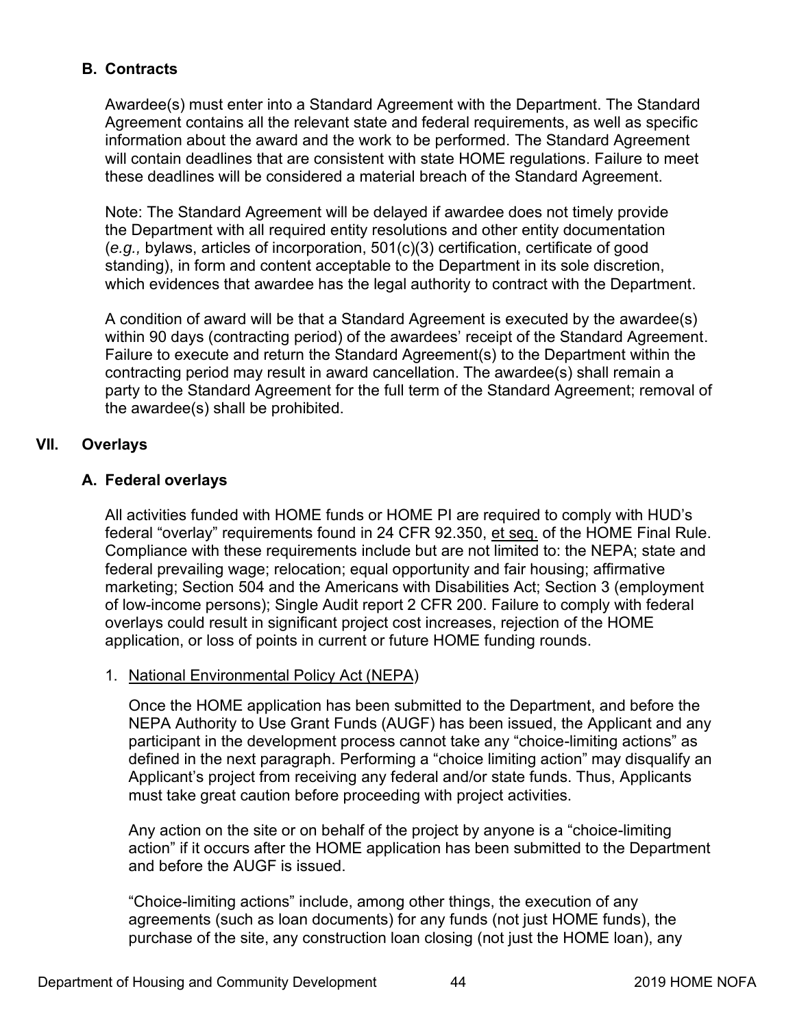### B. Contracts

Awardee(s) must enter into a Standard Agreement with the Department. The Standard Agreement contains all the relevant state and federal requirements, as well as specific information about the award and the work to be performed. The Standard Agreement will contain deadlines that are consistent with state HOME regulations. Failure to meet these deadlines will be considered a material breach of the Standard Agreement.

Note: The Standard Agreement will be delayed if awardee does not timely provide the Department with all required entity resolutions and other entity documentation (*e.g.,* bylaws, articles of incorporation, 501(c)(3) certification, certificate of good standing), in form and content acceptable to the Department in its sole discretion, which evidences that awardee has the legal authority to contract with the Department.

A condition of award will be that a Standard Agreement is executed by the awardee(s) within 90 days (contracting period) of the awardees' receipt of the Standard Agreement. Failure to execute and return the Standard Agreement(s) to the Department within the contracting period may result in award cancellation. The awardee(s) shall remain a party to the Standard Agreement for the full term of the Standard Agreement; removal of the awardee(s) shall be prohibited.

## VII. Overlays

### A. Federal overlays

All activities funded with HOME funds or HOME PI are required to comply with HUD's federal "overlay" requirements found in 24 CFR 92.350, et seq. of the HOME Final Rule. Compliance with these requirements include but are not limited to: the NEPA; state and federal prevailing wage; relocation; equal opportunity and fair housing; affirmative marketing; Section 504 and the Americans with Disabilities Act; Section 3 (employment of low-income persons); Single Audit report 2 CFR 200. Failure to comply with federal overlays could result in significant project cost increases, rejection of the HOME application, or loss of points in current or future HOME funding rounds.

1. National Environmental Policy Act (NEPA)

   Once the HOME application has been submitted to the Department, and before the NEPA Authority to Use Grant Funds (AUGF) has been issued, the Applicant and any participant in the development process cannot take any "choice-limiting actions" as defined in the next paragraph. Performing a "choice limiting action" may disqualify an Applicant's project from receiving any federal and/or state funds. Thus, Applicants must take great caution before proceeding with project activities.

   Any action on the site or on behalf of the project by anyone is a "choice-limiting action" if it occurs after the HOME application has been submitted to the Department and before the AUGF is issued.

   "Choice-limiting actions" include, among other things, the execution of any agreements (such as loan documents) for any funds (not just HOME funds), the purchase of the site, any construction loan closing (not just the HOME loan), any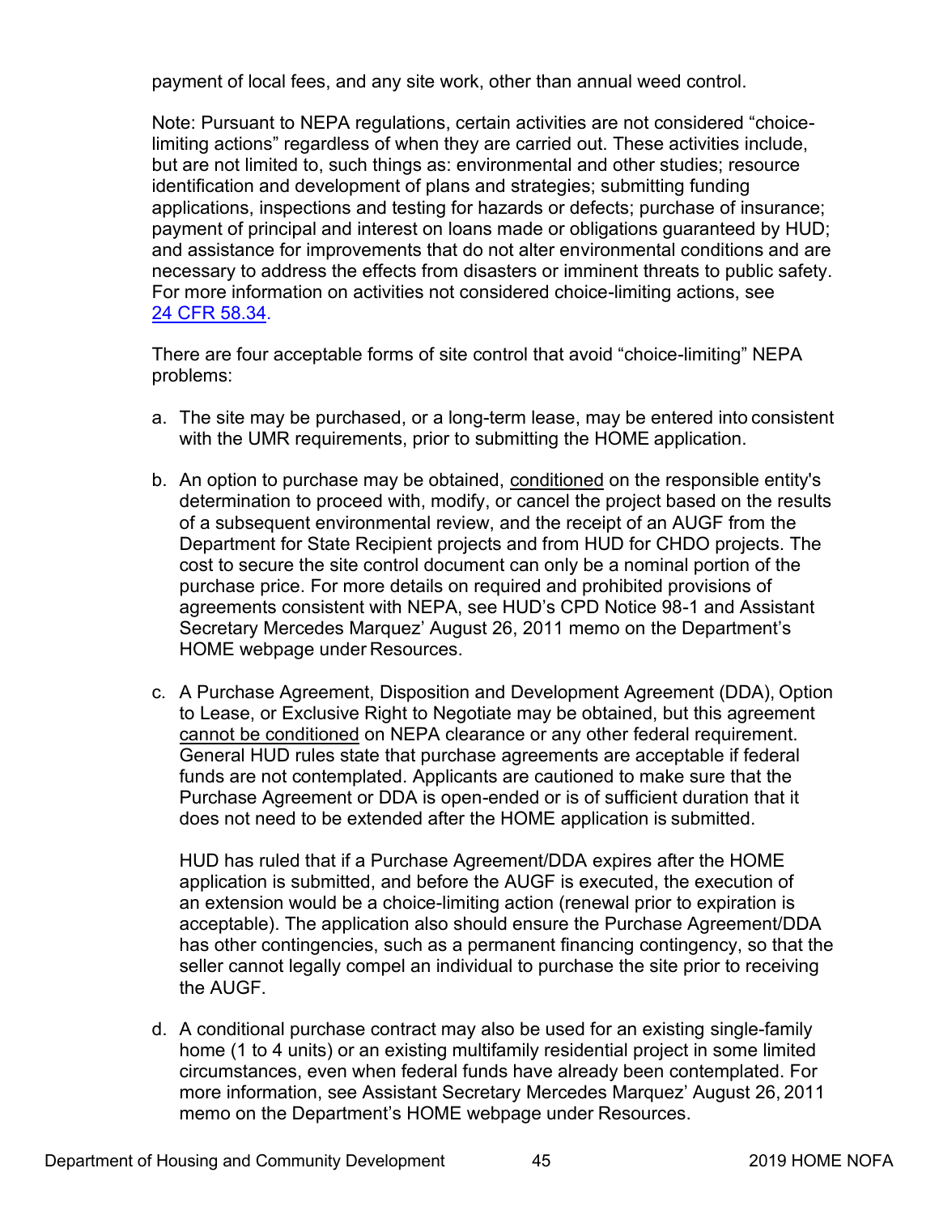payment of local fees, and any site work, other than annual weed control.

Note: Pursuant to NEPA regulations, certain activities are not considered "choice-limiting actions" regardless of when they are carried out. These activities include, but are not limited to, such things as: environmental and other studies; resource identification and development of plans and strategies; submitting funding applications, inspections and testing for hazards or defects; purchase of insurance; payment of principal and interest on loans made or obligations guaranteed by HUD; and assistance for improvements that do not alter environmental conditions and are necessary to address the effects from disasters or imminent threats to public safety. For more information on activities not considered choice-limiting actions, see [24 CFR 58.34](24 CFR 58.34).

There are four acceptable forms of site control that avoid "choice-limiting" NEPA problems:

a. The site may be purchased, or a long-term lease, may be entered into consistent with the UMR requirements, prior to submitting the HOME application.

b. An option to purchase may be obtained, conditioned on the responsible entity's determination to proceed with, modify, or cancel the project based on the results of a subsequent environmental review, and the receipt of an AUGF from the Department for State Recipient projects and from HUD for CHDO projects. The cost to secure the site control document can only be a nominal portion of the purchase price. For more details on required and prohibited provisions of agreements consistent with NEPA, see HUD's CPD Notice 98-1 and Assistant Secretary Mercedes Marquez' August 26, 2011 memo on the Department's HOME webpage under Resources.

c. A Purchase Agreement, Disposition and Development Agreement (DDA), Option to Lease, or Exclusive Right to Negotiate may be obtained, but this agreement cannot be conditioned on NEPA clearance or any other federal requirement. General HUD rules state that purchase agreements are acceptable if federal funds are not contemplated. Applicants are cautioned to make sure that the Purchase Agreement or DDA is open-ended or is of sufficient duration that it does not need to be extended after the HOME application is submitted.

   HUD has ruled that if a Purchase Agreement/DDA expires after the HOME application is submitted, and before the AUGF is executed, the execution of an extension would be a choice-limiting action (renewal prior to expiration is acceptable). The application also should ensure the Purchase Agreement/DDA has other contingencies, such as a permanent financing contingency, so that the seller cannot legally compel an individual to purchase the site prior to receiving the AUGF.

d. A conditional purchase contract may also be used for an existing single-family home (1 to 4 units) or an existing multifamily residential project in some limited circumstances, even when federal funds have already been contemplated. For more information, see Assistant Secretary Mercedes Marquez' August 26, 2011 memo on the Department's HOME webpage under Resources.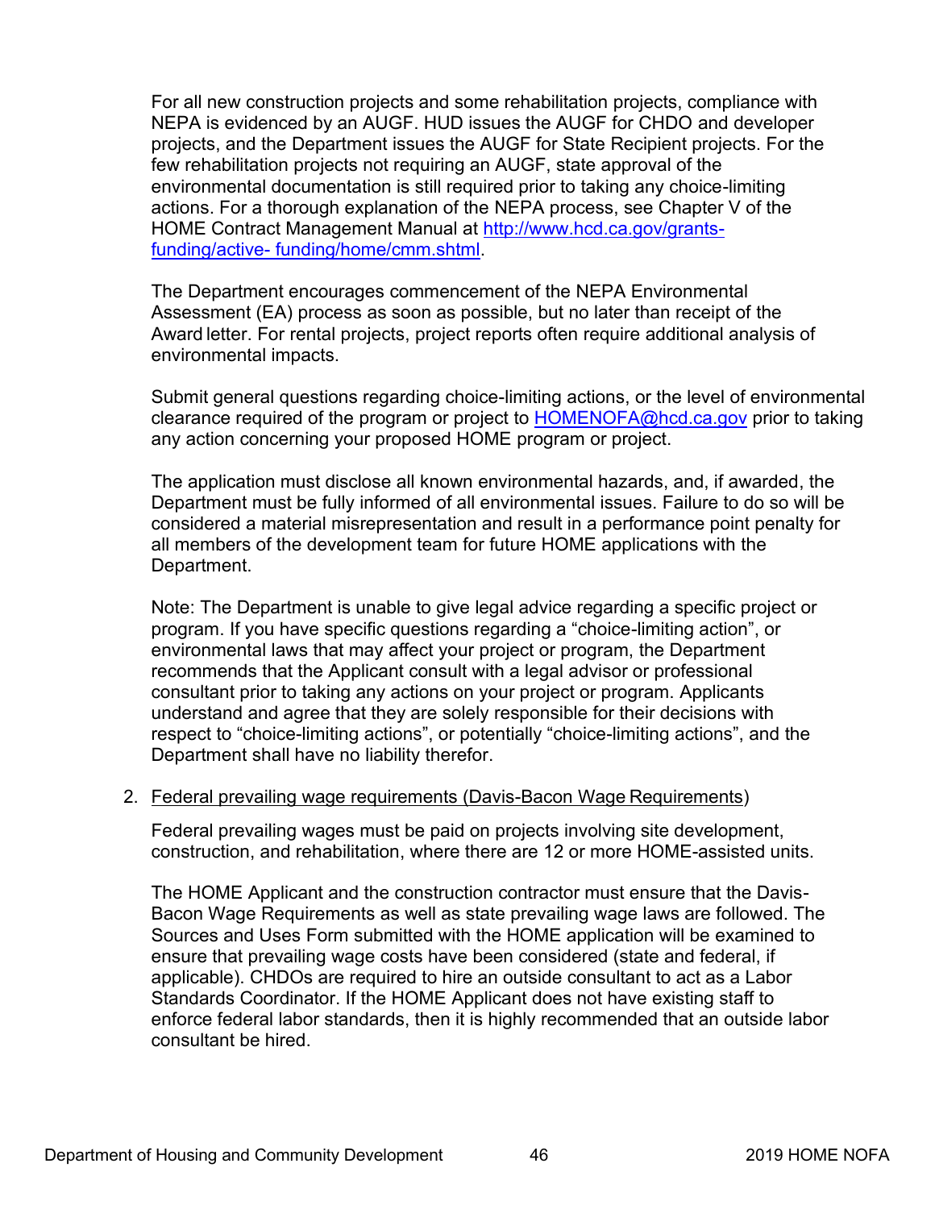For all new construction projects and some rehabilitation projects, compliance with NEPA is evidenced by an AUGF. HUD issues the AUGF for CHDO and developer projects, and the Department issues the AUGF for State Recipient projects. For the few rehabilitation projects not requiring an AUGF, state approval of the environmental documentation is still required prior to taking any choice-limiting actions. For a thorough explanation of the NEPA process, see Chapter V of the HOME Contract Management Manual at [http://www.hcd.ca.gov/grants-funding/active- funding/home/cmm.shtml](http://www.hcd.ca.gov/grants-funding/active-funding/home/cmm.shtml).

The Department encourages commencement of the NEPA Environmental Assessment (EA) process as soon as possible, but no later than receipt of the Award letter. For rental projects, project reports often require additional analysis of environmental impacts.

Submit general questions regarding choice-limiting actions, or the level of environmental clearance required of the program or project to [HOMENOFA@hcd.ca.gov](mailto:HOMENOFA@hcd.ca.gov) prior to taking any action concerning your proposed HOME program or project.

The application must disclose all known environmental hazards, and, if awarded, the Department must be fully informed of all environmental issues. Failure to do so will be considered a material misrepresentation and result in a performance point penalty for all members of the development team for future HOME applications with the Department.

Note: The Department is unable to give legal advice regarding a specific project or program. If you have specific questions regarding a "choice-limiting action", or environmental laws that may affect your project or program, the Department recommends that the Applicant consult with a legal advisor or professional consultant prior to taking any actions on your project or program. Applicants understand and agree that they are solely responsible for their decisions with respect to "choice-limiting actions", or potentially "choice-limiting actions", and the Department shall have no liability therefor.

2. <u>Federal prevailing wage requirements (Davis-Bacon Wage Requirements</u>)

   Federal prevailing wages must be paid on projects involving site development, construction, and rehabilitation, where there are 12 or more HOME-assisted units.

   The HOME Applicant and the construction contractor must ensure that the Davis-Bacon Wage Requirements as well as state prevailing wage laws are followed. The Sources and Uses Form submitted with the HOME application will be examined to ensure that prevailing wage costs have been considered (state and federal, if applicable). CHDOs are required to hire an outside consultant to act as a Labor Standards Coordinator. If the HOME Applicant does not have existing staff to enforce federal labor standards, then it is highly recommended that an outside labor consultant be hired.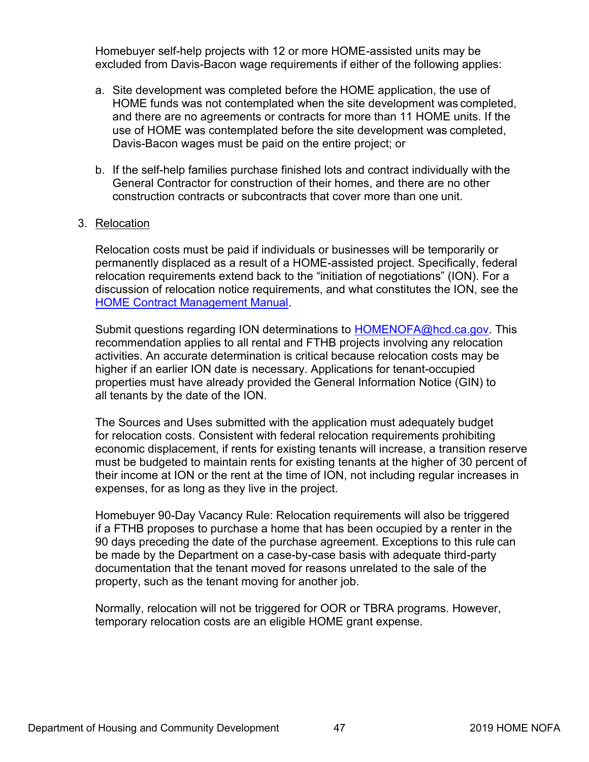Homebuyer self-help projects with 12 or more HOME-assisted units may be excluded from Davis-Bacon wage requirements if either of the following applies:

a. Site development was completed before the HOME application, the use of HOME funds was not contemplated when the site development was completed, and there are no agreements or contracts for more than 11 HOME units. If the use of HOME was contemplated before the site development was completed, Davis-Bacon wages must be paid on the entire project; or

b. If the self-help families purchase finished lots and contract individually with the General Contractor for construction of their homes, and there are no other construction contracts or subcontracts that cover more than one unit.

3. Relocation

Relocation costs must be paid if individuals or businesses will be temporarily or permanently displaced as a result of a HOME-assisted project. Specifically, federal relocation requirements extend back to the "initiation of negotiations" (ION). For a discussion of relocation notice requirements, and what constitutes the ION, see the [HOME Contract Management Manual](HOME Contract Management Manual).

Submit questions regarding ION determinations to [HOMENOFA@hcd.ca.gov](mailto:HOMENOFA@hcd.ca.gov). This recommendation applies to all rental and FTHB projects involving any relocation activities. An accurate determination is critical because relocation costs may be higher if an earlier ION date is necessary. Applications for tenant-occupied properties must have already provided the General Information Notice (GIN) to all tenants by the date of the ION.

The Sources and Uses submitted with the application must adequately budget for relocation costs. Consistent with federal relocation requirements prohibiting economic displacement, if rents for existing tenants will increase, a transition reserve must be budgeted to maintain rents for existing tenants at the higher of 30 percent of their income at ION or the rent at the time of ION, not including regular increases in expenses, for as long as they live in the project.

Homebuyer 90-Day Vacancy Rule: Relocation requirements will also be triggered if a FTHB proposes to purchase a home that has been occupied by a renter in the 90 days preceding the date of the purchase agreement. Exceptions to this rule can be made by the Department on a case-by-case basis with adequate third-party documentation that the tenant moved for reasons unrelated to the sale of the property, such as the tenant moving for another job.

Normally, relocation will not be triggered for OOR or TBRA programs. However, temporary relocation costs are an eligible HOME grant expense.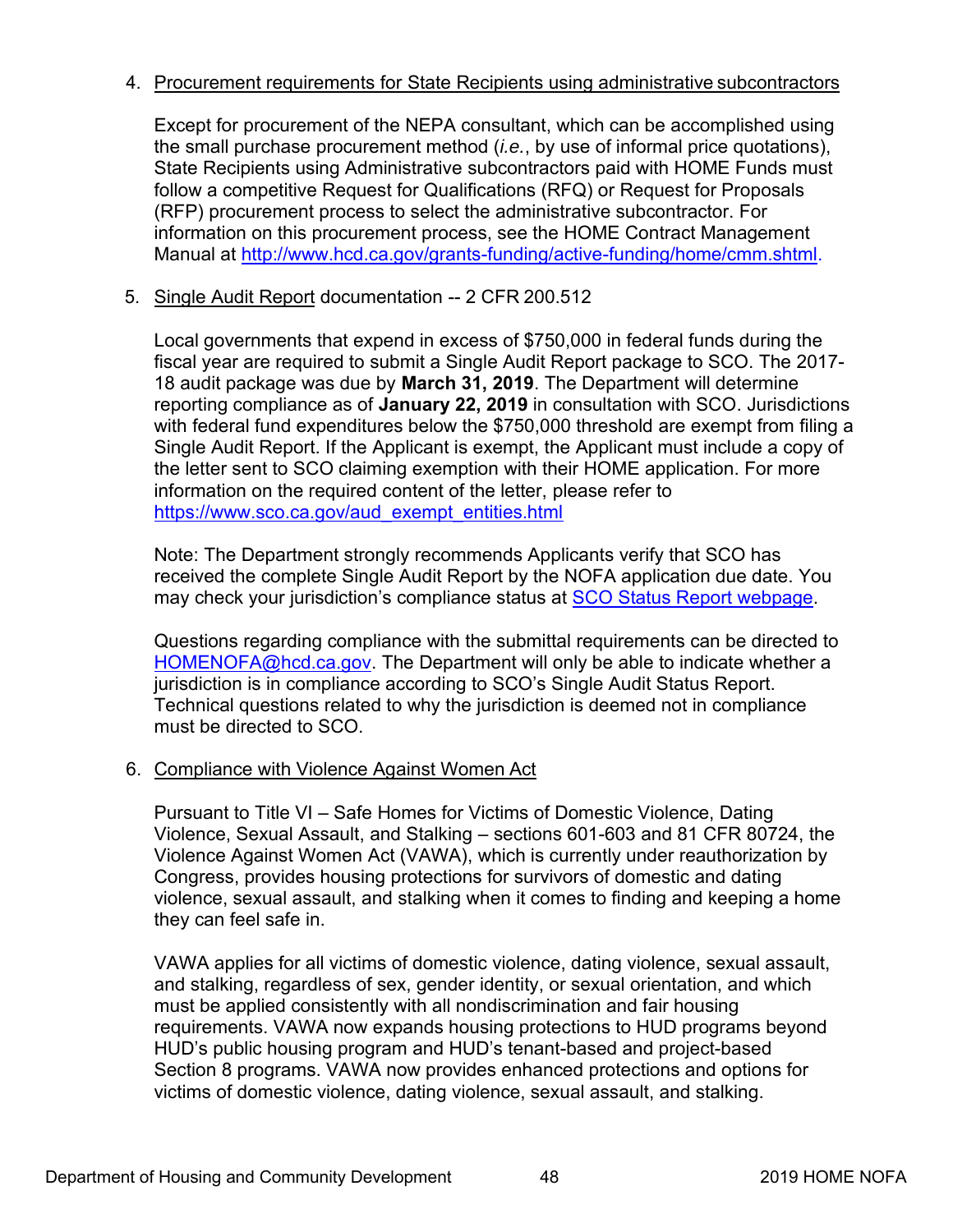4. Procurement requirements for State Recipients using administrative subcontractors

   Except for procurement of the NEPA consultant, which can be accomplished using the small purchase procurement method (*i.e.*, by use of informal price quotations), State Recipients using Administrative subcontractors paid with HOME Funds must follow a competitive Request for Qualifications (RFQ) or Request for Proposals (RFP) procurement process to select the administrative subcontractor. For information on this procurement process, see the HOME Contract Management Manual at [http://www.hcd.ca.gov/grants-funding/active-funding/home/cmm.shtml](http://www.hcd.ca.gov/grants-funding/active-funding/home/cmm.shtml).

5. Single Audit Report documentation -- 2 CFR 200.512

   Local governments that expend in excess of $750,000 in federal funds during the fiscal year are required to submit a Single Audit Report package to SCO. The 2017-18 audit package was due by **March 31, 2019**. The Department will determine reporting compliance as of **January 22, 2019** in consultation with SCO. Jurisdictions with federal fund expenditures below the $750,000 threshold are exempt from filing a Single Audit Report. If the Applicant is exempt, the Applicant must include a copy of the letter sent to SCO claiming exemption with their HOME application. For more information on the required content of the letter, please refer to [https://www.sco.ca.gov/aud_exempt_entities.html](https://www.sco.ca.gov/aud_exempt_entities.html)

   Note: The Department strongly recommends Applicants verify that SCO has received the complete Single Audit Report by the NOFA application due date. You may check your jurisdiction's compliance status at SCO Status Report webpage.

   Questions regarding compliance with the submittal requirements can be directed to [HOMENOFA@hcd.ca.gov](mailto:HOMENOFA@hcd.ca.gov). The Department will only be able to indicate whether a jurisdiction is in compliance according to SCO's Single Audit Status Report. Technical questions related to why the jurisdiction is deemed not in compliance must be directed to SCO.

6. Compliance with Violence Against Women Act

   Pursuant to Title VI – Safe Homes for Victims of Domestic Violence, Dating Violence, Sexual Assault, and Stalking – sections 601-603 and 81 CFR 80724, the Violence Against Women Act (VAWA), which is currently under reauthorization by Congress, provides housing protections for survivors of domestic and dating violence, sexual assault, and stalking when it comes to finding and keeping a home they can feel safe in.

   VAWA applies for all victims of domestic violence, dating violence, sexual assault, and stalking, regardless of sex, gender identity, or sexual orientation, and which must be applied consistently with all nondiscrimination and fair housing requirements. VAWA now expands housing protections to HUD programs beyond HUD's public housing program and HUD's tenant-based and project-based Section 8 programs. VAWA now provides enhanced protections and options for victims of domestic violence, dating violence, sexual assault, and stalking.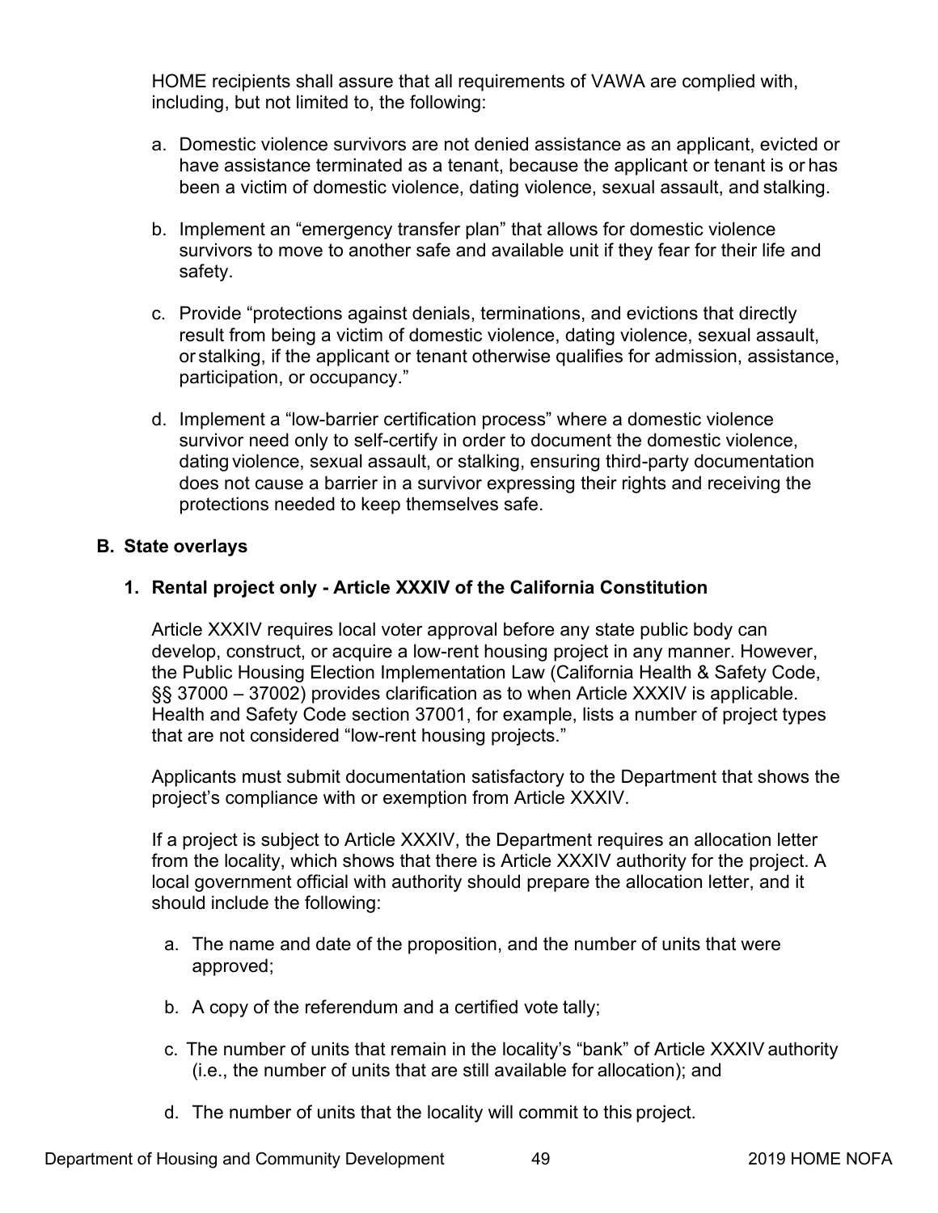HOME recipients shall assure that all requirements of VAWA are complied with, including, but not limited to, the following:

a. Domestic violence survivors are not denied assistance as an applicant, evicted or have assistance terminated as a tenant, because the applicant or tenant is or has been a victim of domestic violence, dating violence, sexual assault, and stalking.

b. Implement an "emergency transfer plan" that allows for domestic violence survivors to move to another safe and available unit if they fear for their life and safety.

c. Provide "protections against denials, terminations, and evictions that directly result from being a victim of domestic violence, dating violence, sexual assault, or stalking, if the applicant or tenant otherwise qualifies for admission, assistance, participation, or occupancy."

d. Implement a "low-barrier certification process" where a domestic violence survivor need only to self-certify in order to document the domestic violence, dating violence, sexual assault, or stalking, ensuring third-party documentation does not cause a barrier in a survivor expressing their rights and receiving the protections needed to keep themselves safe.

### B. State overlays

#### 1. Rental project only - Article XXXIV of the California Constitution

Article XXXIV requires local voter approval before any state public body can develop, construct, or acquire a low-rent housing project in any manner. However, the Public Housing Election Implementation Law (California Health & Safety Code, §§ 37000 – 37002) provides clarification as to when Article XXXIV is applicable. Health and Safety Code section 37001, for example, lists a number of project types that are not considered "low-rent housing projects."

Applicants must submit documentation satisfactory to the Department that shows the project's compliance with or exemption from Article XXXIV.

If a project is subject to Article XXXIV, the Department requires an allocation letter from the locality, which shows that there is Article XXXIV authority for the project. A local government official with authority should prepare the allocation letter, and it should include the following:

a. The name and date of the proposition, and the number of units that were approved;

b. A copy of the referendum and a certified vote tally;

c. The number of units that remain in the locality's "bank" of Article XXXIV authority (i.e., the number of units that are still available for allocation); and

d. The number of units that the locality will commit to this project.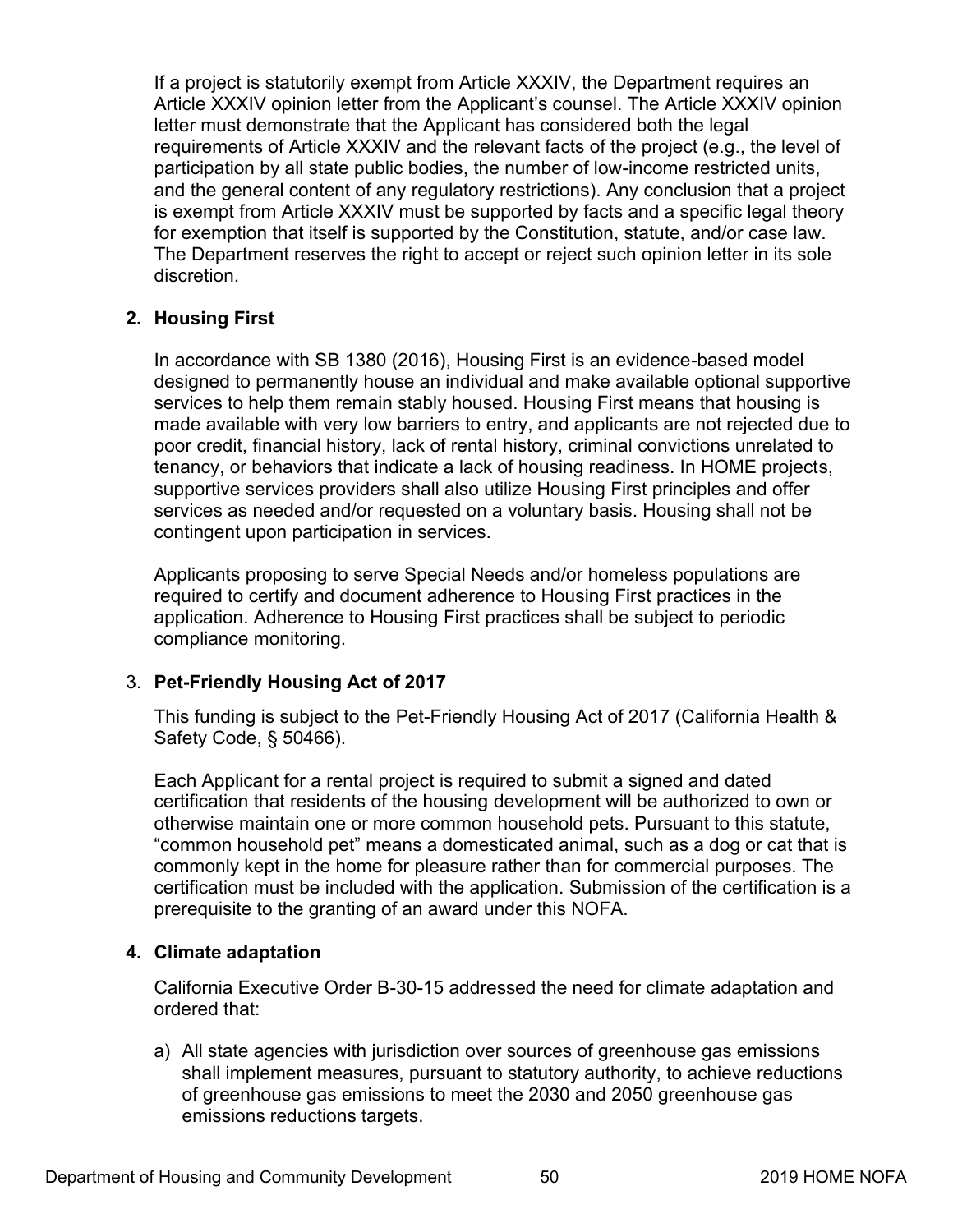If a project is statutorily exempt from Article XXXIV, the Department requires an Article XXXIV opinion letter from the Applicant's counsel. The Article XXXIV opinion letter must demonstrate that the Applicant has considered both the legal requirements of Article XXXIV and the relevant facts of the project (e.g., the level of participation by all state public bodies, the number of low-income restricted units, and the general content of any regulatory restrictions). Any conclusion that a project is exempt from Article XXXIV must be supported by facts and a specific legal theory for exemption that itself is supported by the Constitution, statute, and/or case law. The Department reserves the right to accept or reject such opinion letter in its sole discretion.

**2. Housing First**

In accordance with SB 1380 (2016), Housing First is an evidence-based model designed to permanently house an individual and make available optional supportive services to help them remain stably housed. Housing First means that housing is made available with very low barriers to entry, and applicants are not rejected due to poor credit, financial history, lack of rental history, criminal convictions unrelated to tenancy, or behaviors that indicate a lack of housing readiness. In HOME projects, supportive services providers shall also utilize Housing First principles and offer services as needed and/or requested on a voluntary basis. Housing shall not be contingent upon participation in services.

Applicants proposing to serve Special Needs and/or homeless populations are required to certify and document adherence to Housing First practices in the application. Adherence to Housing First practices shall be subject to periodic compliance monitoring.

3. **Pet-Friendly Housing Act of 2017**

This funding is subject to the Pet-Friendly Housing Act of 2017 (California Health & Safety Code, § 50466).

Each Applicant for a rental project is required to submit a signed and dated certification that residents of the housing development will be authorized to own or otherwise maintain one or more common household pets. Pursuant to this statute, "common household pet" means a domesticated animal, such as a dog or cat that is commonly kept in the home for pleasure rather than for commercial purposes. The certification must be included with the application. Submission of the certification is a prerequisite to the granting of an award under this NOFA.

**4. Climate adaptation**

California Executive Order B-30-15 addressed the need for climate adaptation and ordered that:

a) All state agencies with jurisdiction over sources of greenhouse gas emissions shall implement measures, pursuant to statutory authority, to achieve reductions of greenhouse gas emissions to meet the 2030 and 2050 greenhouse gas emissions reductions targets.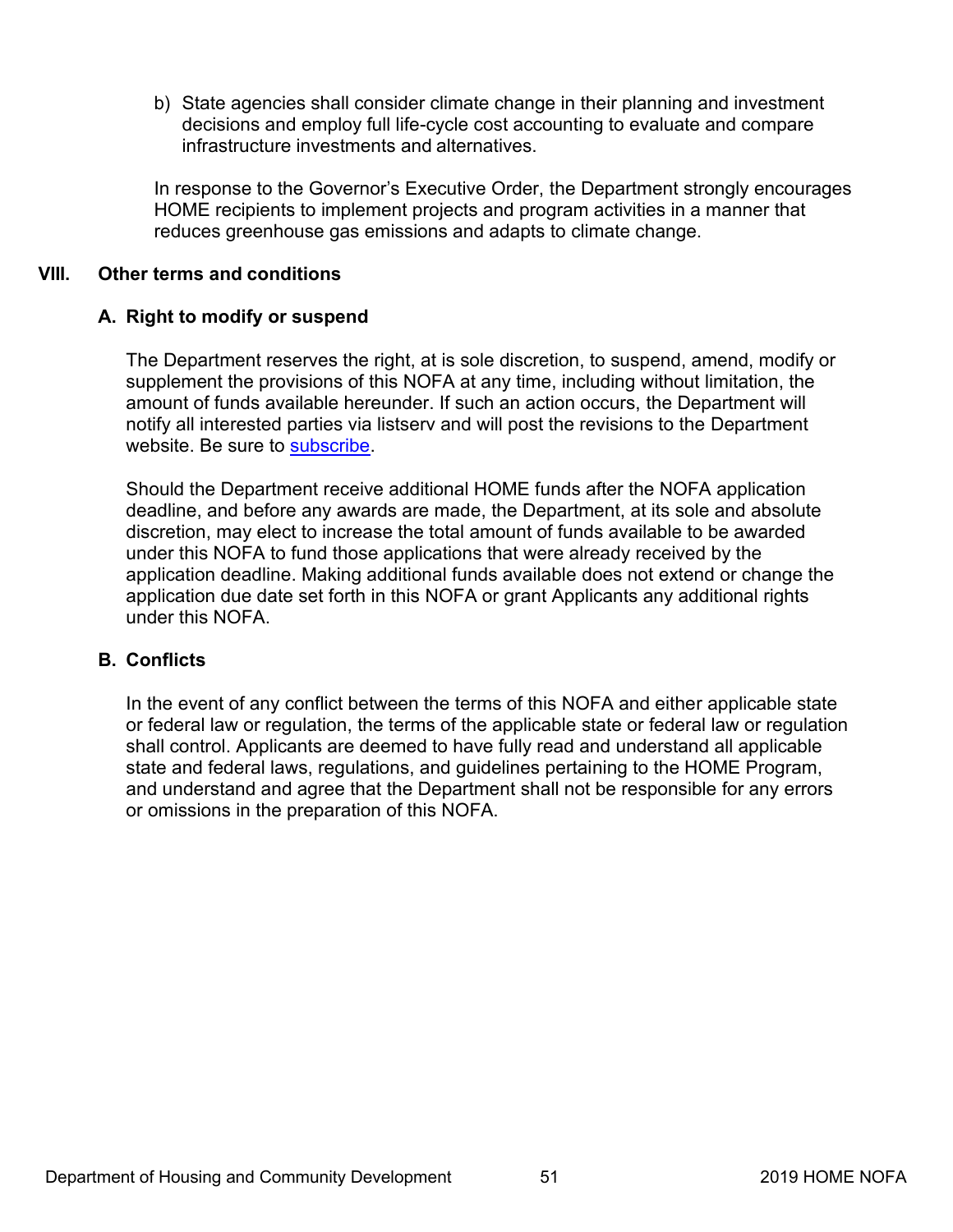b) State agencies shall consider climate change in their planning and investment decisions and employ full life-cycle cost accounting to evaluate and compare infrastructure investments and alternatives.

In response to the Governor's Executive Order, the Department strongly encourages HOME recipients to implement projects and program activities in a manner that reduces greenhouse gas emissions and adapts to climate change.

## VIII. Other terms and conditions

### A. Right to modify or suspend

The Department reserves the right, at is sole discretion, to suspend, amend, modify or supplement the provisions of this NOFA at any time, including without limitation, the amount of funds available hereunder. If such an action occurs, the Department will notify all interested parties via listserv and will post the revisions to the Department website. Be sure to subscribe.

Should the Department receive additional HOME funds after the NOFA application deadline, and before any awards are made, the Department, at its sole and absolute discretion, may elect to increase the total amount of funds available to be awarded under this NOFA to fund those applications that were already received by the application deadline. Making additional funds available does not extend or change the application due date set forth in this NOFA or grant Applicants any additional rights under this NOFA.

### B. Conflicts

In the event of any conflict between the terms of this NOFA and either applicable state or federal law or regulation, the terms of the applicable state or federal law or regulation shall control. Applicants are deemed to have fully read and understand all applicable state and federal laws, regulations, and guidelines pertaining to the HOME Program, and understand and agree that the Department shall not be responsible for any errors or omissions in the preparation of this NOFA.